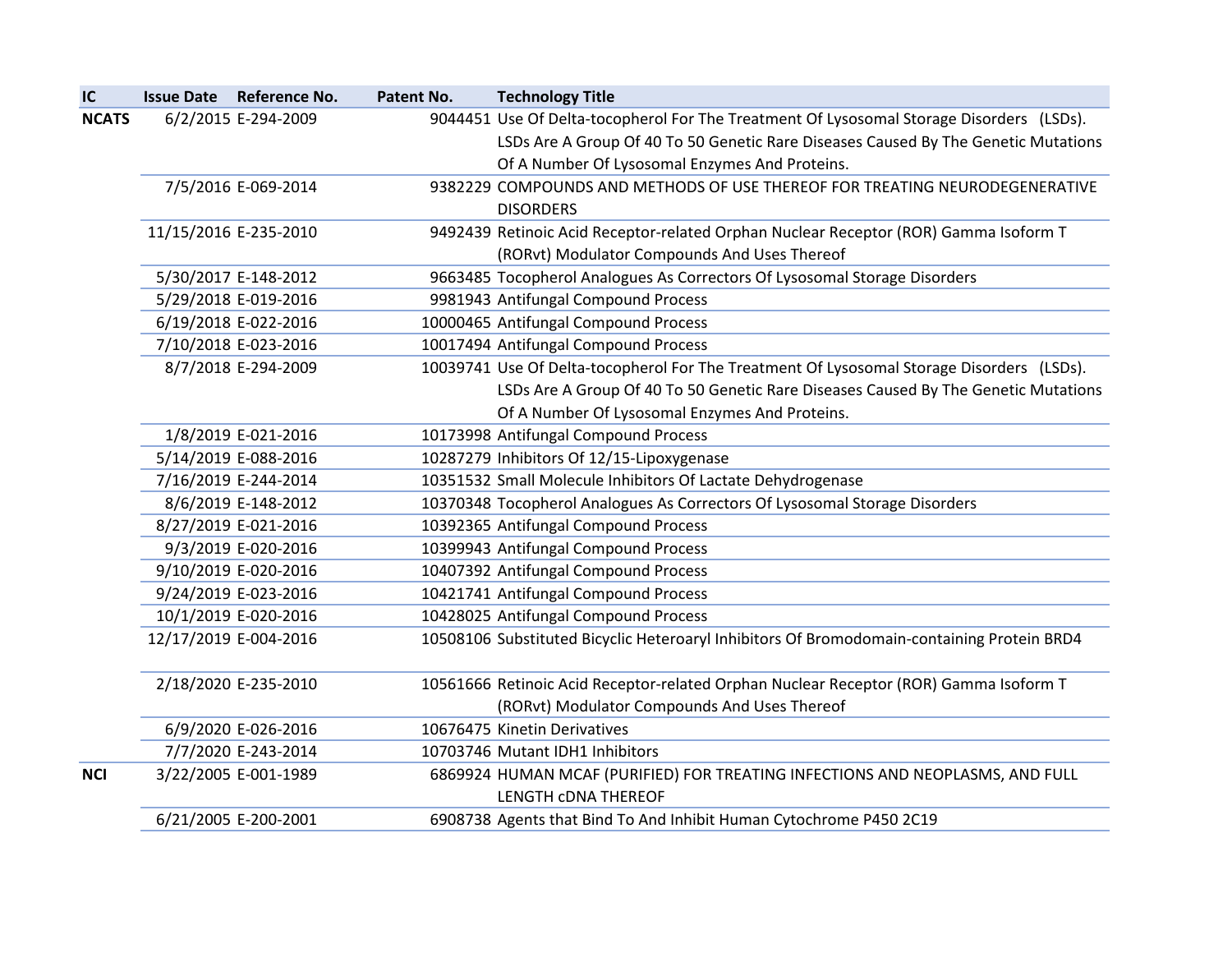| IC | Issue Date | Reference No. | Patent No. | Technology Title |
|---|---|---|---|---|
| NCATS | 6/2/2015 | E-294-2009 | 9044451 | Use Of Delta-tocopherol For The Treatment Of Lysosomal Storage Disorders (LSDs). LSDs Are A Group Of 40 To 50 Genetic Rare Diseases Caused By The Genetic Mutations Of A Number Of Lysosomal Enzymes And Proteins. |
| | 7/5/2016 | E-069-2014 | 9382229 | COMPOUNDS AND METHODS OF USE THEREOF FOR TREATING NEURODEGENERATIVE DISORDERS |
| | 11/15/2016 | E-235-2010 | 9492439 | Retinoic Acid Receptor-related Orphan Nuclear Receptor (ROR) Gamma Isoform T (RORvt) Modulator Compounds And Uses Thereof |
| | 5/30/2017 | E-148-2012 | 9663485 | Tocopherol Analogues As Correctors Of Lysosomal Storage Disorders |
| | 5/29/2018 | E-019-2016 | 9981943 | Antifungal Compound Process |
| | 6/19/2018 | E-022-2016 | 10000465 | Antifungal Compound Process |
| | 7/10/2018 | E-023-2016 | 10017494 | Antifungal Compound Process |
| | 8/7/2018 | E-294-2009 | 10039741 | Use Of Delta-tocopherol For The Treatment Of Lysosomal Storage Disorders (LSDs). LSDs Are A Group Of 40 To 50 Genetic Rare Diseases Caused By The Genetic Mutations Of A Number Of Lysosomal Enzymes And Proteins. |
| | 1/8/2019 | E-021-2016 | 10173998 | Antifungal Compound Process |
| | 5/14/2019 | E-088-2016 | 10287279 | Inhibitors Of 12/15-Lipoxygenase |
| | 7/16/2019 | E-244-2014 | 10351532 | Small Molecule Inhibitors Of Lactate Dehydrogenase |
| | 8/6/2019 | E-148-2012 | 10370348 | Tocopherol Analogues As Correctors Of Lysosomal Storage Disorders |
| | 8/27/2019 | E-021-2016 | 10392365 | Antifungal Compound Process |
| | 9/3/2019 | E-020-2016 | 10399943 | Antifungal Compound Process |
| | 9/10/2019 | E-020-2016 | 10407392 | Antifungal Compound Process |
| | 9/24/2019 | E-023-2016 | 10421741 | Antifungal Compound Process |
| | 10/1/2019 | E-020-2016 | 10428025 | Antifungal Compound Process |
| | 12/17/2019 | E-004-2016 | 10508106 | Substituted Bicyclic Heteroaryl Inhibitors Of Bromodomain-containing Protein BRD4 |
| | 2/18/2020 | E-235-2010 | 10561666 | Retinoic Acid Receptor-related Orphan Nuclear Receptor (ROR) Gamma Isoform T (RORvt) Modulator Compounds And Uses Thereof |
| | 6/9/2020 | E-026-2016 | 10676475 | Kinetin Derivatives |
| | 7/7/2020 | E-243-2014 | 10703746 | Mutant IDH1 Inhibitors |
| NCI | 3/22/2005 | E-001-1989 | 6869924 | HUMAN MCAF (PURIFIED) FOR TREATING INFECTIONS AND NEOPLASMS, AND FULL LENGTH cDNA THEREOF |
| | 6/21/2005 | E-200-2001 | 6908738 | Agents that Bind To And Inhibit Human Cytochrome P450 2C19 |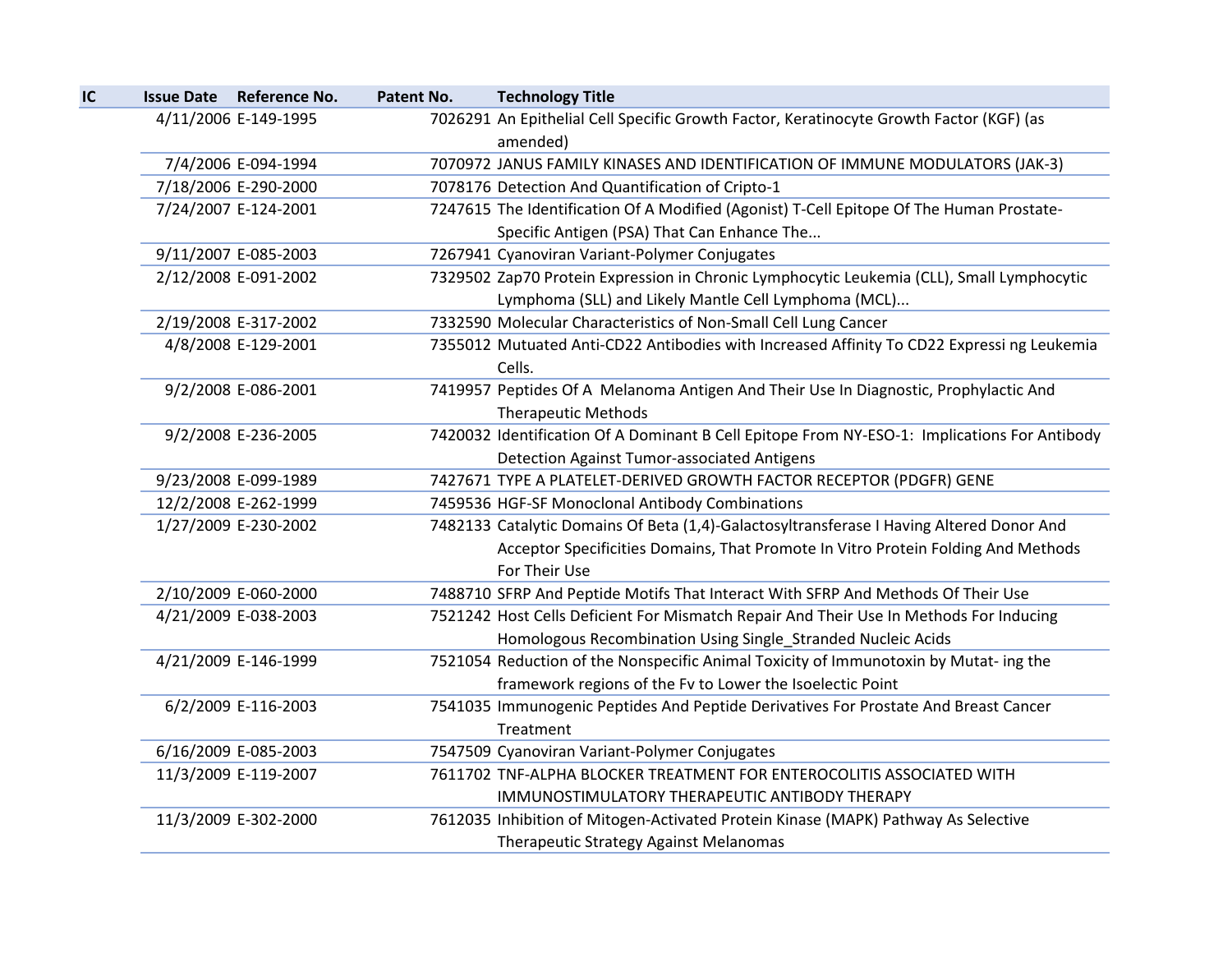| IC | Issue Date | Reference No. | Patent No. | Technology Title |
|---|---|---|---|---|
| | 4/11/2006 | E-149-1995 | 7026291 | An Epithelial Cell Specific Growth Factor, Keratinocyte Growth Factor (KGF) (as amended) |
| | 7/4/2006 | E-094-1994 | 7070972 | JANUS FAMILY KINASES AND IDENTIFICATION OF IMMUNE MODULATORS (JAK-3) |
| | 7/18/2006 | E-290-2000 | 7078176 | Detection And Quantification of Cripto-1 |
| | 7/24/2007 | E-124-2001 | 7247615 | The Identification Of A Modified (Agonist) T-Cell Epitope Of The Human Prostate-Specific Antigen (PSA) That Can Enhance The... |
| | 9/11/2007 | E-085-2003 | 7267941 | Cyanoviran Variant-Polymer Conjugates |
| | 2/12/2008 | E-091-2002 | 7329502 | Zap70 Protein Expression in Chronic Lymphocytic Leukemia (CLL), Small Lymphocytic Lymphoma (SLL) and Likely Mantle Cell Lymphoma (MCL)... |
| | 2/19/2008 | E-317-2002 | 7332590 | Molecular Characteristics of Non-Small Cell Lung Cancer |
| | 4/8/2008 | E-129-2001 | 7355012 | Mutuated Anti-CD22 Antibodies with Increased Affinity To CD22 Expressi ng Leukemia Cells. |
| | 9/2/2008 | E-086-2001 | 7419957 | Peptides Of A Melanoma Antigen And Their Use In Diagnostic, Prophylactic And Therapeutic Methods |
| | 9/2/2008 | E-236-2005 | 7420032 | Identification Of A Dominant B Cell Epitope From NY-ESO-1: Implications For Antibody Detection Against Tumor-associated Antigens |
| | 9/23/2008 | E-099-1989 | 7427671 | TYPE A PLATELET-DERIVED GROWTH FACTOR RECEPTOR (PDGFR) GENE |
| | 12/2/2008 | E-262-1999 | 7459536 | HGF-SF Monoclonal Antibody Combinations |
| | 1/27/2009 | E-230-2002 | 7482133 | Catalytic Domains Of Beta (1,4)-Galactosyltransferase I Having Altered Donor And Acceptor Specificities Domains, That Promote In Vitro Protein Folding And Methods For Their Use |
| | 2/10/2009 | E-060-2000 | 7488710 | SFRP And Peptide Motifs That Interact With SFRP And Methods Of Their Use |
| | 4/21/2009 | E-038-2003 | 7521242 | Host Cells Deficient For Mismatch Repair And Their Use In Methods For Inducing Homologous Recombination Using Single_Stranded Nucleic Acids |
| | 4/21/2009 | E-146-1999 | 7521054 | Reduction of the Nonspecific Animal Toxicity of Immunotoxin by Mutat- ing the framework regions of the Fv to Lower the Isoelectic Point |
| | 6/2/2009 | E-116-2003 | 7541035 | Immunogenic Peptides And Peptide Derivatives For Prostate And Breast Cancer Treatment |
| | 6/16/2009 | E-085-2003 | 7547509 | Cyanoviran Variant-Polymer Conjugates |
| | 11/3/2009 | E-119-2007 | 7611702 | TNF-ALPHA BLOCKER TREATMENT FOR ENTEROCOLITIS ASSOCIATED WITH IMMUNOSTIMULATORY THERAPEUTIC ANTIBODY THERAPY |
| | 11/3/2009 | E-302-2000 | 7612035 | Inhibition of Mitogen-Activated Protein Kinase (MAPK) Pathway As Selective Therapeutic Strategy Against Melanomas |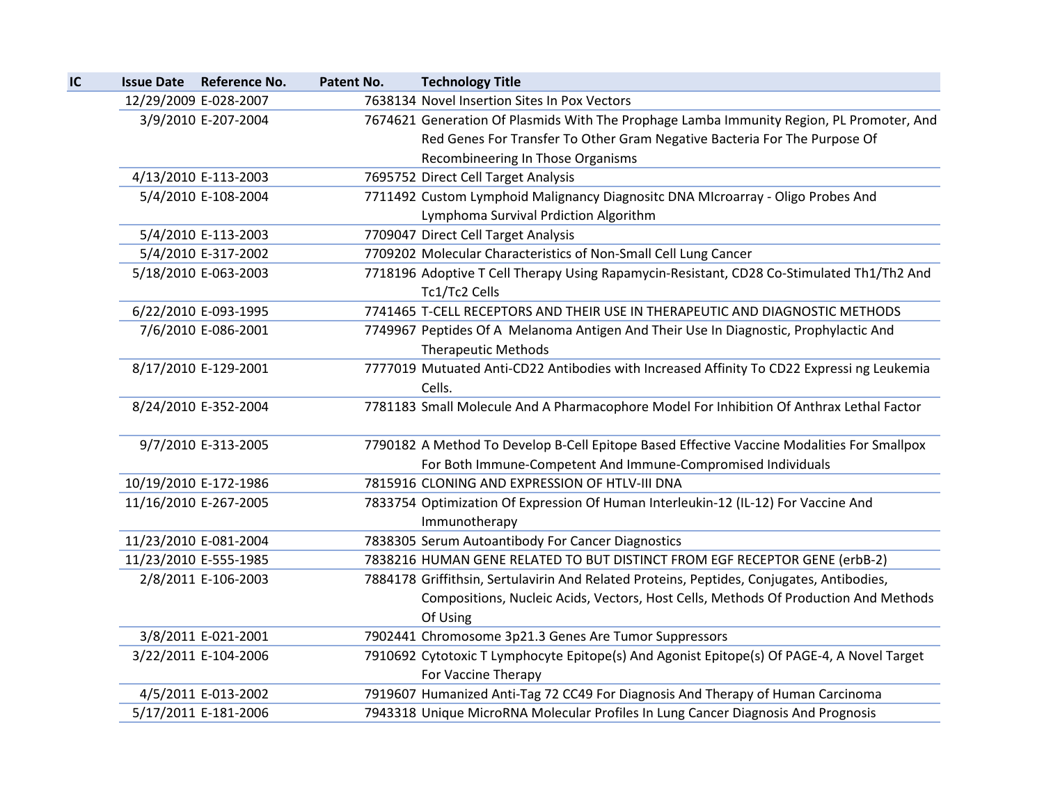| IC | Issue Date | Reference No. | Patent No. | Technology Title |
|---|---|---|---|---|
| | 12/29/2009 | E-028-2007 | 7638134 | Novel Insertion Sites In Pox Vectors |
| | 3/9/2010 | E-207-2004 | 7674621 | Generation Of Plasmids With The Prophage Lamba Immunity Region, PL Promoter, And Red Genes For Transfer To Other Gram Negative Bacteria For The Purpose Of Recombineering In Those Organisms |
| | 4/13/2010 | E-113-2003 | 7695752 | Direct Cell Target Analysis |
| | 5/4/2010 | E-108-2004 | 7711492 | Custom Lymphoid Malignancy Diagnositc DNA MIcroarray - Oligo Probes And Lymphoma Survival Prdiction Algorithm |
| | 5/4/2010 | E-113-2003 | 7709047 | Direct Cell Target Analysis |
| | 5/4/2010 | E-317-2002 | 7709202 | Molecular Characteristics of Non-Small Cell Lung Cancer |
| | 5/18/2010 | E-063-2003 | 7718196 | Adoptive T Cell Therapy Using Rapamycin-Resistant, CD28 Co-Stimulated Th1/Th2 And Tc1/Tc2 Cells |
| | 6/22/2010 | E-093-1995 | 7741465 | T-CELL RECEPTORS AND THEIR USE IN THERAPEUTIC AND DIAGNOSTIC METHODS |
| | 7/6/2010 | E-086-2001 | 7749967 | Peptides Of A Melanoma Antigen And Their Use In Diagnostic, Prophylactic And Therapeutic Methods |
| | 8/17/2010 | E-129-2001 | 7777019 | Mutuated Anti-CD22 Antibodies with Increased Affinity To CD22 Expressi ng Leukemia Cells. |
| | 8/24/2010 | E-352-2004 | 7781183 | Small Molecule And A Pharmacophore Model For Inhibition Of Anthrax Lethal Factor |
| | 9/7/2010 | E-313-2005 | 7790182 | A Method To Develop B-Cell Epitope Based Effective Vaccine Modalities For Smallpox For Both Immune-Competent And Immune-Compromised Individuals |
| | 10/19/2010 | E-172-1986 | 7815916 | CLONING AND EXPRESSION OF HTLV-III DNA |
| | 11/16/2010 | E-267-2005 | 7833754 | Optimization Of Expression Of Human Interleukin-12 (IL-12) For Vaccine And Immunotherapy |
| | 11/23/2010 | E-081-2004 | 7838305 | Serum Autoantibody For Cancer Diagnostics |
| | 11/23/2010 | E-555-1985 | 7838216 | HUMAN GENE RELATED TO BUT DISTINCT FROM EGF RECEPTOR GENE (erbB-2) |
| | 2/8/2011 | E-106-2003 | 7884178 | Griffithsin, Sertulavirin And Related Proteins, Peptides, Conjugates, Antibodies, Compositions, Nucleic Acids, Vectors, Host Cells, Methods Of Production And Methods Of Using |
| | 3/8/2011 | E-021-2001 | 7902441 | Chromosome 3p21.3 Genes Are Tumor Suppressors |
| | 3/22/2011 | E-104-2006 | 7910692 | Cytotoxic T Lymphocyte Epitope(s) And Agonist Epitope(s) Of PAGE-4, A Novel Target For Vaccine Therapy |
| | 4/5/2011 | E-013-2002 | 7919607 | Humanized Anti-Tag 72 CC49 For Diagnosis And Therapy of Human Carcinoma |
| | 5/17/2011 | E-181-2006 | 7943318 | Unique MicroRNA Molecular Profiles In Lung Cancer Diagnosis And Prognosis |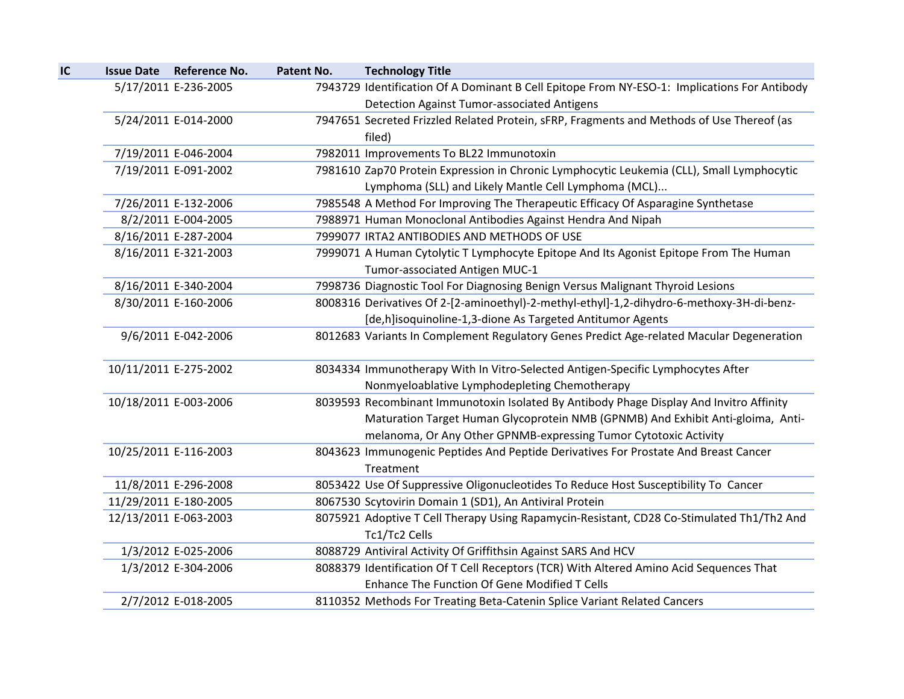| IC | Issue Date | Reference No. | Patent No. | Technology Title |
|---|---|---|---|---|
| | 5/17/2011 | E-236-2005 | 7943729 | Identification Of A Dominant B Cell Epitope From NY-ESO-1: Implications For Antibody Detection Against Tumor-associated Antigens |
| | 5/24/2011 | E-014-2000 | 7947651 | Secreted Frizzled Related Protein, sFRP, Fragments and Methods of Use Thereof (as filed) |
| | 7/19/2011 | E-046-2004 | 7982011 | Improvements To BL22 Immunotoxin |
| | 7/19/2011 | E-091-2002 | 7981610 | Zap70 Protein Expression in Chronic Lymphocytic Leukemia (CLL), Small Lymphocytic Lymphoma (SLL) and Likely Mantle Cell Lymphoma (MCL)... |
| | 7/26/2011 | E-132-2006 | 7985548 | A Method For Improving The Therapeutic Efficacy Of Asparagine Synthetase |
| | 8/2/2011 | E-004-2005 | 7988971 | Human Monoclonal Antibodies Against Hendra And Nipah |
| | 8/16/2011 | E-287-2004 | 7999077 | IRTA2 ANTIBODIES AND METHODS OF USE |
| | 8/16/2011 | E-321-2003 | 7999071 | A Human Cytolytic T Lymphocyte Epitope And Its Agonist Epitope From The Human Tumor-associated Antigen MUC-1 |
| | 8/16/2011 | E-340-2004 | 7998736 | Diagnostic Tool For Diagnosing Benign Versus Malignant Thyroid Lesions |
| | 8/30/2011 | E-160-2006 | 8008316 | Derivatives Of 2-[2-aminoethyl)-2-methyl-ethyl]-1,2-dihydro-6-methoxy-3H-di-benz-[de,h]isoquinoline-1,3-dione As Targeted Antitumor Agents |
| | 9/6/2011 | E-042-2006 | 8012683 | Variants In Complement Regulatory Genes Predict Age-related Macular Degeneration |
| | 10/11/2011 | E-275-2002 | 8034334 | Immunotherapy With In Vitro-Selected Antigen-Specific Lymphocytes After Nonmyeloablative Lymphodepleting Chemotherapy |
| | 10/18/2011 | E-003-2006 | 8039593 | Recombinant Immunotoxin Isolated By Antibody Phage Display And Invitro Affinity Maturation Target Human Glycoprotein NMB (GPNMB) And Exhibit Anti-gloima, Anti-melanoma, Or Any Other GPNMB-expressing Tumor Cytotoxic Activity |
| | 10/25/2011 | E-116-2003 | 8043623 | Immunogenic Peptides And Peptide Derivatives For Prostate And Breast Cancer Treatment |
| | 11/8/2011 | E-296-2008 | 8053422 | Use Of Suppressive Oligonucleotides To Reduce Host Susceptibility To Cancer |
| | 11/29/2011 | E-180-2005 | 8067530 | Scytovirin Domain 1 (SD1), An Antiviral Protein |
| | 12/13/2011 | E-063-2003 | 8075921 | Adoptive T Cell Therapy Using Rapamycin-Resistant, CD28 Co-Stimulated Th1/Th2 And Tc1/Tc2 Cells |
| | 1/3/2012 | E-025-2006 | 8088729 | Antiviral Activity Of Griffithsin Against SARS And HCV |
| | 1/3/2012 | E-304-2006 | 8088379 | Identification Of T Cell Receptors (TCR) With Altered Amino Acid Sequences That Enhance The Function Of Gene Modified T Cells |
| | 2/7/2012 | E-018-2005 | 8110352 | Methods For Treating Beta-Catenin Splice Variant Related Cancers |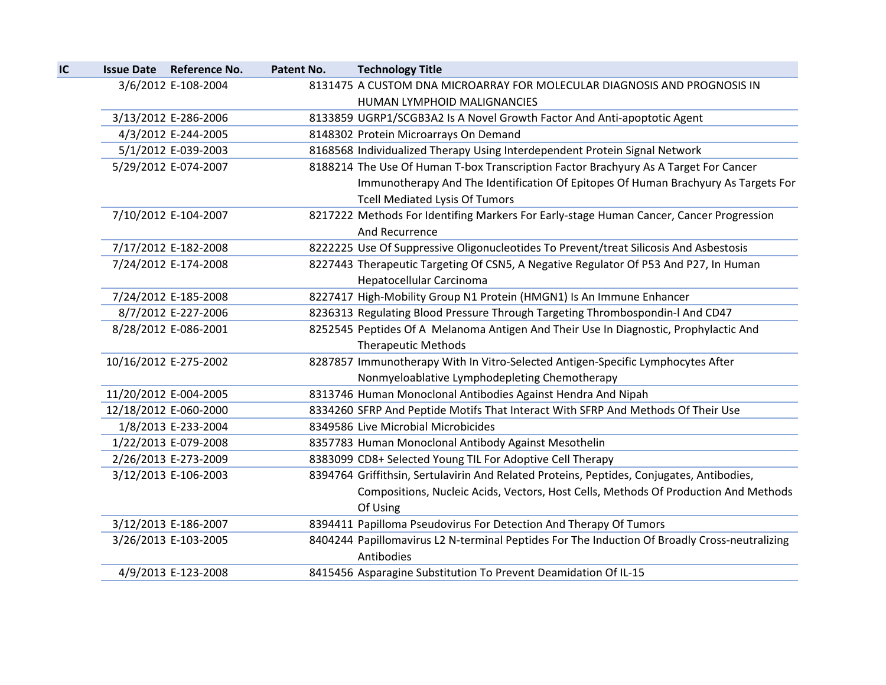| IC | Issue Date | Reference No. | Patent No. | Technology Title |
|---|---|---|---|---|
| | 3/6/2012 | E-108-2004 | 8131475 | A CUSTOM DNA MICROARRAY FOR MOLECULAR DIAGNOSIS AND PROGNOSIS IN HUMAN LYMPHOID MALIGNANCIES |
| | 3/13/2012 | E-286-2006 | 8133859 | UGRP1/SCGB3A2 Is A Novel Growth Factor And Anti-apoptotic Agent |
| | 4/3/2012 | E-244-2005 | 8148302 | Protein Microarrays On Demand |
| | 5/1/2012 | E-039-2003 | 8168568 | Individualized Therapy Using Interdependent Protein Signal Network |
| | 5/29/2012 | E-074-2007 | 8188214 | The Use Of Human T-box Transcription Factor Brachyury As A Target For Cancer Immunotherapy And The Identification Of Epitopes Of Human Brachyury As Targets For Tcell Mediated Lysis Of Tumors |
| | 7/10/2012 | E-104-2007 | 8217222 | Methods For Identifing Markers For Early-stage Human Cancer, Cancer Progression And Recurrence |
| | 7/17/2012 | E-182-2008 | 8222225 | Use Of Suppressive Oligonucleotides To Prevent/treat Silicosis And Asbestosis |
| | 7/24/2012 | E-174-2008 | 8227443 | Therapeutic Targeting Of CSN5, A Negative Regulator Of P53 And P27, In Human Hepatocellular Carcinoma |
| | 7/24/2012 | E-185-2008 | 8227417 | High-Mobility Group N1 Protein (HMGN1) Is An Immune Enhancer |
| | 8/7/2012 | E-227-2006 | 8236313 | Regulating Blood Pressure Through Targeting Thrombospondin-l And CD47 |
| | 8/28/2012 | E-086-2001 | 8252545 | Peptides Of A Melanoma Antigen And Their Use In Diagnostic, Prophylactic And Therapeutic Methods |
| | 10/16/2012 | E-275-2002 | 8287857 | Immunotherapy With In Vitro-Selected Antigen-Specific Lymphocytes After Nonmyeloablative Lymphodepleting Chemotherapy |
| | 11/20/2012 | E-004-2005 | 8313746 | Human Monoclonal Antibodies Against Hendra And Nipah |
| | 12/18/2012 | E-060-2000 | 8334260 | SFRP And Peptide Motifs That Interact With SFRP And Methods Of Their Use |
| | 1/8/2013 | E-233-2004 | 8349586 | Live Microbial Microbicides |
| | 1/22/2013 | E-079-2008 | 8357783 | Human Monoclonal Antibody Against Mesothelin |
| | 2/26/2013 | E-273-2009 | 8383099 | CD8+ Selected Young TIL For Adoptive Cell Therapy |
| | 3/12/2013 | E-106-2003 | 8394764 | Griffithsin, Sertulavirin And Related Proteins, Peptides, Conjugates, Antibodies, Compositions, Nucleic Acids, Vectors, Host Cells, Methods Of Production And Methods Of Using |
| | 3/12/2013 | E-186-2007 | 8394411 | Papilloma Pseudovirus For Detection And Therapy Of Tumors |
| | 3/26/2013 | E-103-2005 | 8404244 | Papillomavirus L2 N-terminal Peptides For The Induction Of Broadly Cross-neutralizing Antibodies |
| | 4/9/2013 | E-123-2008 | 8415456 | Asparagine Substitution To Prevent Deamidation Of IL-15 |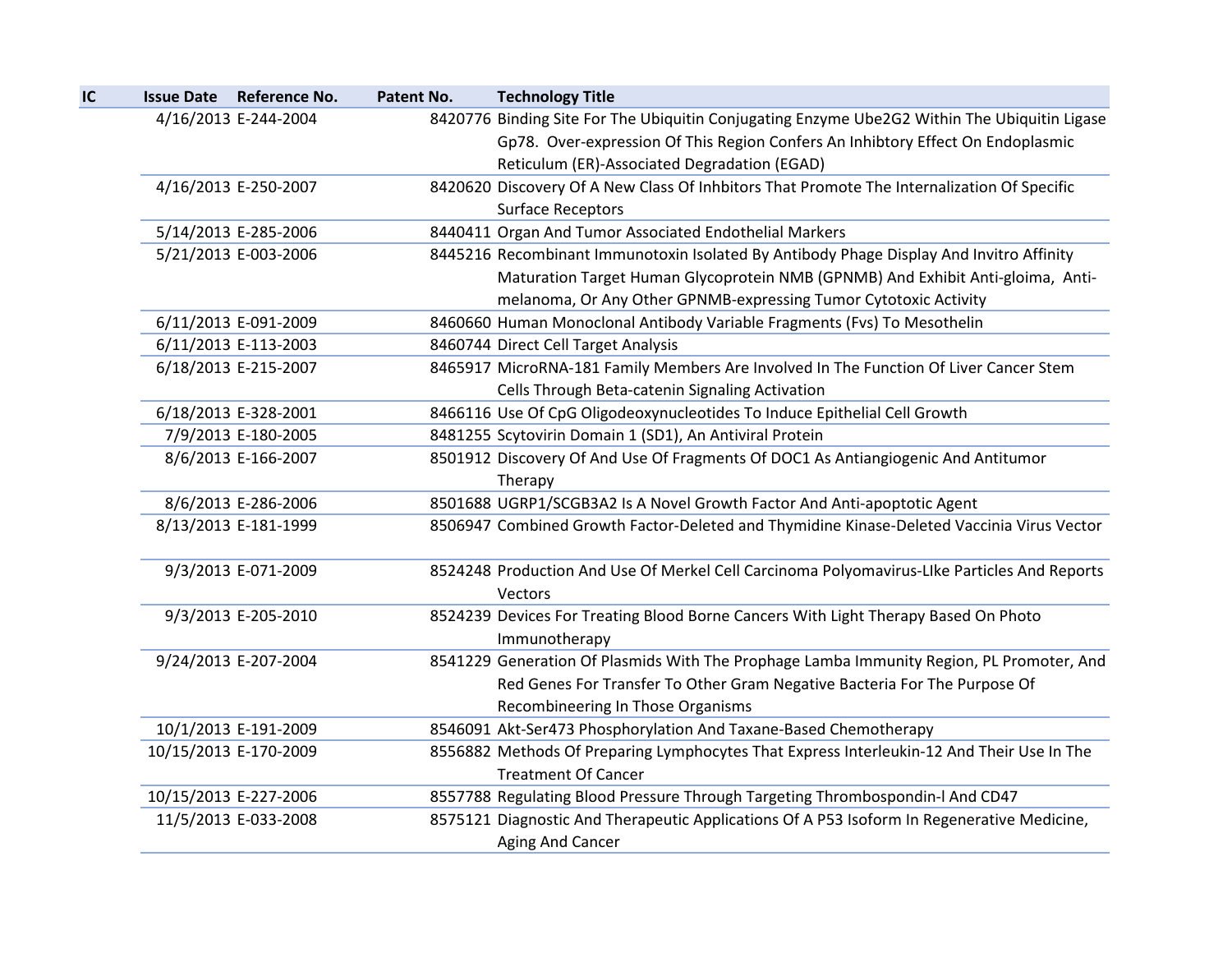| IC | Issue Date | Reference No. | Patent No. | Technology Title |
|---|---|---|---|---|
| | 4/16/2013 | E-244-2004 | 8420776 | Binding Site For The Ubiquitin Conjugating Enzyme Ube2G2 Within The Ubiquitin Ligase Gp78. Over-expression Of This Region Confers An Inhibtory Effect On Endoplasmic Reticulum (ER)-Associated Degradation (EGAD) |
| | 4/16/2013 | E-250-2007 | 8420620 | Discovery Of A New Class Of Inhbitors That Promote The Internalization Of Specific Surface Receptors |
| | 5/14/2013 | E-285-2006 | 8440411 | Organ And Tumor Associated Endothelial Markers |
| | 5/21/2013 | E-003-2006 | 8445216 | Recombinant Immunotoxin Isolated By Antibody Phage Display And Invitro Affinity Maturation Target Human Glycoprotein NMB (GPNMB) And Exhibit Anti-gloima, Anti-melanoma, Or Any Other GPNMB-expressing Tumor Cytotoxic Activity |
| | 6/11/2013 | E-091-2009 | 8460660 | Human Monoclonal Antibody Variable Fragments (Fvs) To Mesothelin |
| | 6/11/2013 | E-113-2003 | 8460744 | Direct Cell Target Analysis |
| | 6/18/2013 | E-215-2007 | 8465917 | MicroRNA-181 Family Members Are Involved In The Function Of Liver Cancer Stem Cells Through Beta-catenin Signaling Activation |
| | 6/18/2013 | E-328-2001 | 8466116 | Use Of CpG Oligodeoxynucleotides To Induce Epithelial Cell Growth |
| | 7/9/2013 | E-180-2005 | 8481255 | Scytovirin Domain 1 (SD1), An Antiviral Protein |
| | 8/6/2013 | E-166-2007 | 8501912 | Discovery Of And Use Of Fragments Of DOC1 As Antiangiogenic And Antitumor Therapy |
| | 8/6/2013 | E-286-2006 | 8501688 | UGRP1/SCGB3A2 Is A Novel Growth Factor And Anti-apoptotic Agent |
| | 8/13/2013 | E-181-1999 | 8506947 | Combined Growth Factor-Deleted and Thymidine Kinase-Deleted Vaccinia Virus Vector |
| | 9/3/2013 | E-071-2009 | 8524248 | Production And Use Of Merkel Cell Carcinoma Polyomavirus-LIke Particles And Reports Vectors |
| | 9/3/2013 | E-205-2010 | 8524239 | Devices For Treating Blood Borne Cancers With Light Therapy Based On Photo Immunotherapy |
| | 9/24/2013 | E-207-2004 | 8541229 | Generation Of Plasmids With The Prophage Lamba Immunity Region, PL Promoter, And Red Genes For Transfer To Other Gram Negative Bacteria For The Purpose Of Recombineering In Those Organisms |
| | 10/1/2013 | E-191-2009 | 8546091 | Akt-Ser473 Phosphorylation And Taxane-Based Chemotherapy |
| | 10/15/2013 | E-170-2009 | 8556882 | Methods Of Preparing Lymphocytes That Express Interleukin-12 And Their Use In The Treatment Of Cancer |
| | 10/15/2013 | E-227-2006 | 8557788 | Regulating Blood Pressure Through Targeting Thrombospondin-l And CD47 |
| | 11/5/2013 | E-033-2008 | 8575121 | Diagnostic And Therapeutic Applications Of A P53 Isoform In Regenerative Medicine, Aging And Cancer |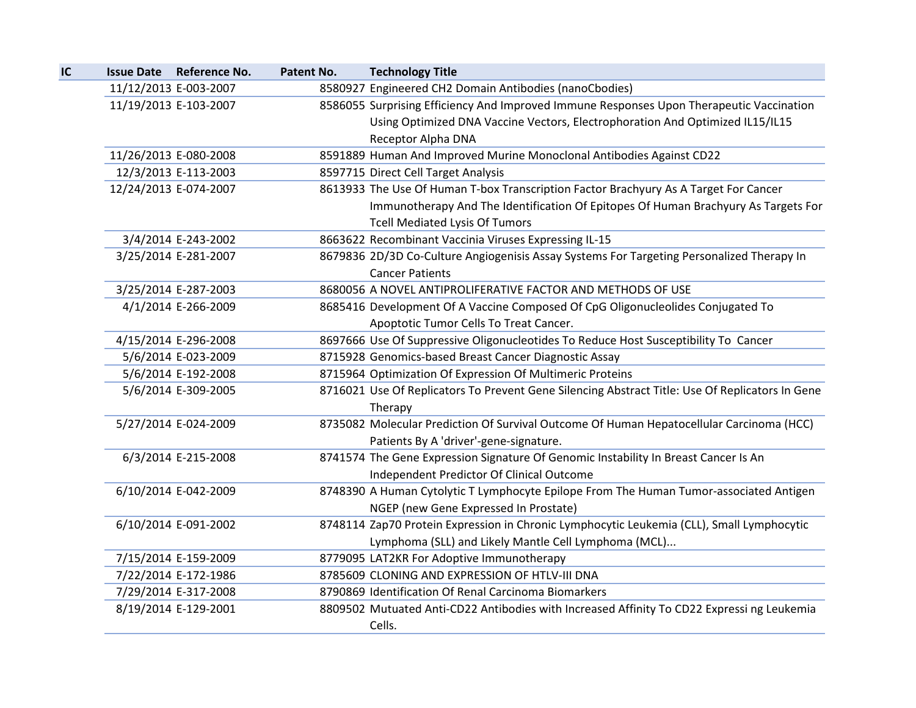| IC | Issue Date | Reference No. | Patent No. | Technology Title |
|---|---|---|---|---|
| | 11/12/2013 | E-003-2007 | 8580927 | Engineered CH2 Domain Antibodies (nanoCbodies) |
| | 11/19/2013 | E-103-2007 | 8586055 | Surprising Efficiency And Improved Immune Responses Upon Therapeutic Vaccination Using Optimized DNA Vaccine Vectors, Electrophoration And Optimized IL15/IL15 Receptor Alpha DNA |
| | 11/26/2013 | E-080-2008 | 8591889 | Human And Improved Murine Monoclonal Antibodies Against CD22 |
| | 12/3/2013 | E-113-2003 | 8597715 | Direct Cell Target Analysis |
| | 12/24/2013 | E-074-2007 | 8613933 | The Use Of Human T-box Transcription Factor Brachyury As A Target For Cancer Immunotherapy And The Identification Of Epitopes Of Human Brachyury As Targets For Tcell Mediated Lysis Of Tumors |
| | 3/4/2014 | E-243-2002 | 8663622 | Recombinant Vaccinia Viruses Expressing IL-15 |
| | 3/25/2014 | E-281-2007 | 8679836 | 2D/3D Co-Culture Angiogenisis Assay Systems For Targeting Personalized Therapy In Cancer Patients |
| | 3/25/2014 | E-287-2003 | 8680056 | A NOVEL ANTIPROLIFERATIVE FACTOR AND METHODS OF USE |
| | 4/1/2014 | E-266-2009 | 8685416 | Development Of A Vaccine Composed Of CpG Oligonucleolides Conjugated To Apoptotic Tumor Cells To Treat Cancer. |
| | 4/15/2014 | E-296-2008 | 8697666 | Use Of Suppressive Oligonucleotides To Reduce Host Susceptibility To Cancer |
| | 5/6/2014 | E-023-2009 | 8715928 | Genomics-based Breast Cancer Diagnostic Assay |
| | 5/6/2014 | E-192-2008 | 8715964 | Optimization Of Expression Of Multimeric Proteins |
| | 5/6/2014 | E-309-2005 | 8716021 | Use Of Replicators To Prevent Gene Silencing Abstract Title: Use Of Replicators In Gene Therapy |
| | 5/27/2014 | E-024-2009 | 8735082 | Molecular Prediction Of Survival Outcome Of Human Hepatocellular Carcinoma (HCC) Patients By A 'driver'-gene-signature. |
| | 6/3/2014 | E-215-2008 | 8741574 | The Gene Expression Signature Of Genomic Instability In Breast Cancer Is An Independent Predictor Of Clinical Outcome |
| | 6/10/2014 | E-042-2009 | 8748390 | A Human Cytolytic T Lymphocyte Epilope From The Human Tumor-associated Antigen NGEP (new Gene Expressed In Prostate) |
| | 6/10/2014 | E-091-2002 | 8748114 | Zap70 Protein Expression in Chronic Lymphocytic Leukemia (CLL), Small Lymphocytic Lymphoma (SLL) and Likely Mantle Cell Lymphoma (MCL)... |
| | 7/15/2014 | E-159-2009 | 8779095 | LAT2KR For Adoptive Immunotherapy |
| | 7/22/2014 | E-172-1986 | 8785609 | CLONING AND EXPRESSION OF HTLV-III DNA |
| | 7/29/2014 | E-317-2008 | 8790869 | Identification Of Renal Carcinoma Biomarkers |
| | 8/19/2014 | E-129-2001 | 8809502 | Mutuated Anti-CD22 Antibodies with Increased Affinity To CD22 Expressi ng Leukemia Cells. |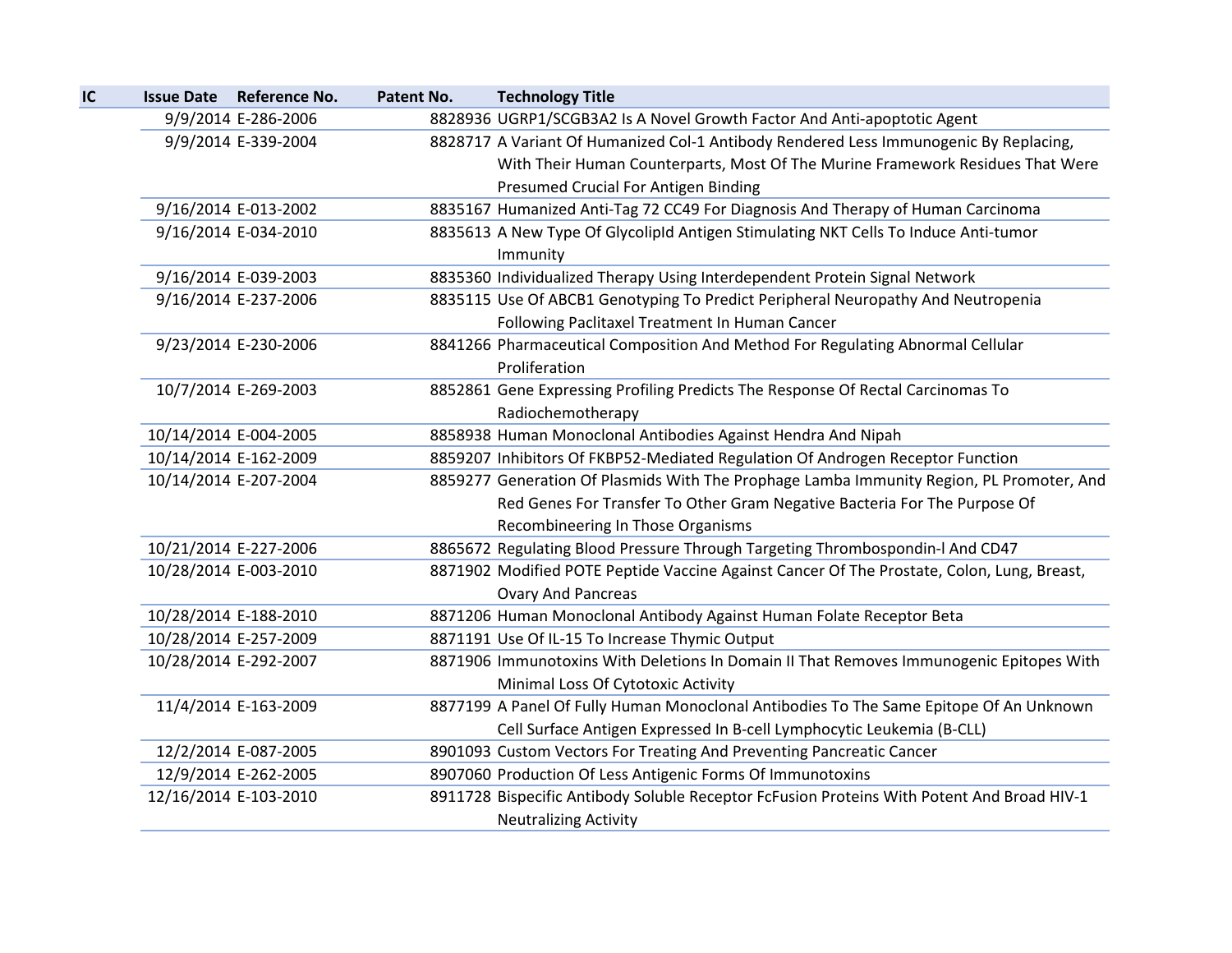| IC | Issue Date | Reference No. | Patent No. | Technology Title |
|---|---|---|---|---|
| | 9/9/2014 | E-286-2006 | 8828936 | UGRP1/SCGB3A2 Is A Novel Growth Factor And Anti-apoptotic Agent |
| | 9/9/2014 | E-339-2004 | 8828717 | A Variant Of Humanized Col-1 Antibody Rendered Less Immunogenic By Replacing, With Their Human Counterparts, Most Of The Murine Framework Residues That Were Presumed Crucial For Antigen Binding |
| | 9/16/2014 | E-013-2002 | 8835167 | Humanized Anti-Tag 72 CC49 For Diagnosis And Therapy of Human Carcinoma |
| | 9/16/2014 | E-034-2010 | 8835613 | A New Type Of GlycolipId Antigen Stimulating NKT Cells To Induce Anti-tumor Immunity |
| | 9/16/2014 | E-039-2003 | 8835360 | Individualized Therapy Using Interdependent Protein Signal Network |
| | 9/16/2014 | E-237-2006 | 8835115 | Use Of ABCB1 Genotyping To Predict Peripheral Neuropathy And Neutropenia Following Paclitaxel Treatment In Human Cancer |
| | 9/23/2014 | E-230-2006 | 8841266 | Pharmaceutical Composition And Method For Regulating Abnormal Cellular Proliferation |
| | 10/7/2014 | E-269-2003 | 8852861 | Gene Expressing Profiling Predicts The Response Of Rectal Carcinomas To Radiochemotherapy |
| | 10/14/2014 | E-004-2005 | 8858938 | Human Monoclonal Antibodies Against Hendra And Nipah |
| | 10/14/2014 | E-162-2009 | 8859207 | Inhibitors Of FKBP52-Mediated Regulation Of Androgen Receptor Function |
| | 10/14/2014 | E-207-2004 | 8859277 | Generation Of Plasmids With The Prophage Lamba Immunity Region, PL Promoter, And Red Genes For Transfer To Other Gram Negative Bacteria For The Purpose Of Recombineering In Those Organisms |
| | 10/21/2014 | E-227-2006 | 8865672 | Regulating Blood Pressure Through Targeting Thrombospondin-l And CD47 |
| | 10/28/2014 | E-003-2010 | 8871902 | Modified POTE Peptide Vaccine Against Cancer Of The Prostate, Colon, Lung, Breast, Ovary And Pancreas |
| | 10/28/2014 | E-188-2010 | 8871206 | Human Monoclonal Antibody Against Human Folate Receptor Beta |
| | 10/28/2014 | E-257-2009 | 8871191 | Use Of IL-15 To Increase Thymic Output |
| | 10/28/2014 | E-292-2007 | 8871906 | Immunotoxins With Deletions In Domain II That Removes Immunogenic Epitopes With Minimal Loss Of Cytotoxic Activity |
| | 11/4/2014 | E-163-2009 | 8877199 | A Panel Of Fully Human Monoclonal Antibodies To The Same Epitope Of An Unknown Cell Surface Antigen Expressed In B-cell Lymphocytic Leukemia (B-CLL) |
| | 12/2/2014 | E-087-2005 | 8901093 | Custom Vectors For Treating And Preventing Pancreatic Cancer |
| | 12/9/2014 | E-262-2005 | 8907060 | Production Of Less Antigenic Forms Of Immunotoxins |
| | 12/16/2014 | E-103-2010 | 8911728 | Bispecific Antibody Soluble Receptor FcFusion Proteins With Potent And Broad HIV-1 Neutralizing Activity |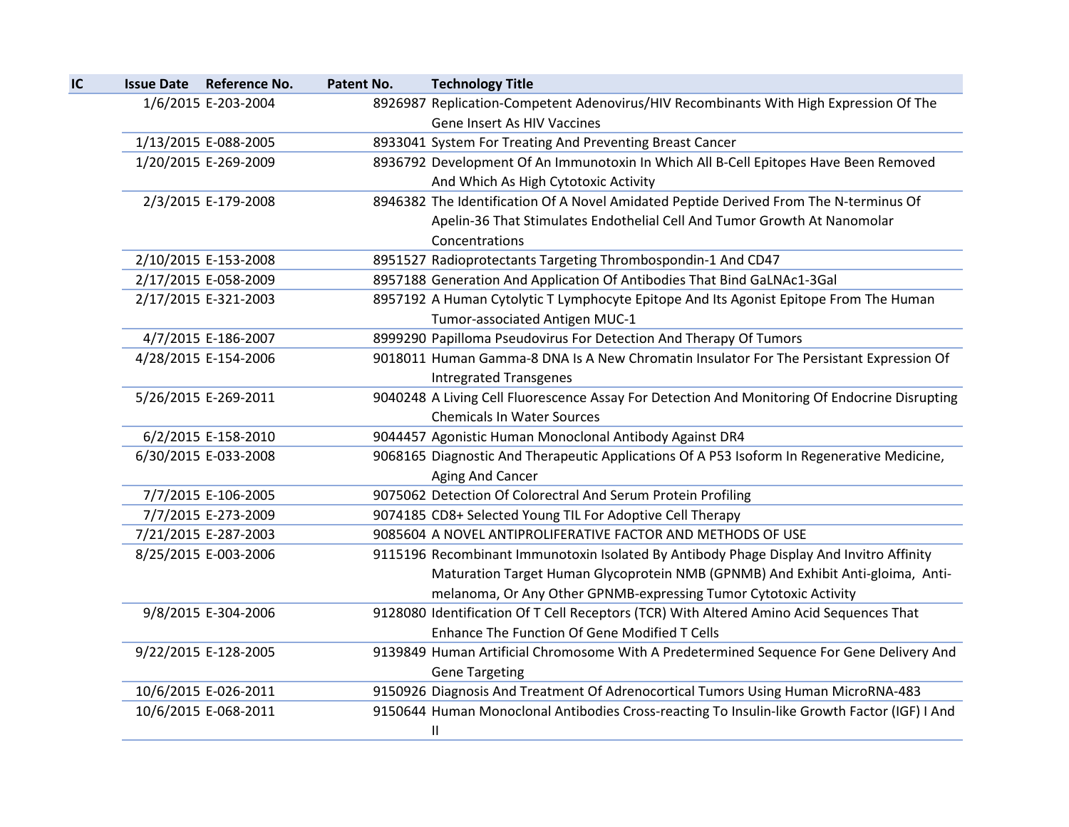| IC | Issue Date | Reference No. | Patent No. | Technology Title |
|---|---|---|---|---|
| | 1/6/2015 | E-203-2004 | 8926987 | Replication-Competent Adenovirus/HIV Recombinants With High Expression Of The Gene Insert As HIV Vaccines |
| | 1/13/2015 | E-088-2005 | 8933041 | System For Treating And Preventing Breast Cancer |
| | 1/20/2015 | E-269-2009 | 8936792 | Development Of An Immunotoxin In Which All B-Cell Epitopes Have Been Removed And Which As High Cytotoxic Activity |
| | 2/3/2015 | E-179-2008 | 8946382 | The Identification Of A Novel Amidated Peptide Derived From The N-terminus Of Apelin-36 That Stimulates Endothelial Cell And Tumor Growth At Nanomolar Concentrations |
| | 2/10/2015 | E-153-2008 | 8951527 | Radioprotectants Targeting Thrombospondin-1 And CD47 |
| | 2/17/2015 | E-058-2009 | 8957188 | Generation And Application Of Antibodies That Bind GaLNAc1-3Gal |
| | 2/17/2015 | E-321-2003 | 8957192 | A Human Cytolytic T Lymphocyte Epitope And Its Agonist Epitope From The Human Tumor-associated Antigen MUC-1 |
| | 4/7/2015 | E-186-2007 | 8999290 | Papilloma Pseudovirus For Detection And Therapy Of Tumors |
| | 4/28/2015 | E-154-2006 | 9018011 | Human Gamma-8 DNA Is A New Chromatin Insulator For The Persistant Expression Of Intregrated Transgenes |
| | 5/26/2015 | E-269-2011 | 9040248 | A Living Cell Fluorescence Assay For Detection And Monitoring Of Endocrine Disrupting Chemicals In Water Sources |
| | 6/2/2015 | E-158-2010 | 9044457 | Agonistic Human Monoclonal Antibody Against DR4 |
| | 6/30/2015 | E-033-2008 | 9068165 | Diagnostic And Therapeutic Applications Of A P53 Isoform In Regenerative Medicine, Aging And Cancer |
| | 7/7/2015 | E-106-2005 | 9075062 | Detection Of Colorectral And Serum Protein Profiling |
| | 7/7/2015 | E-273-2009 | 9074185 | CD8+ Selected Young TIL For Adoptive Cell Therapy |
| | 7/21/2015 | E-287-2003 | 9085604 | A NOVEL ANTIPROLIFERATIVE FACTOR AND METHODS OF USE |
| | 8/25/2015 | E-003-2006 | 9115196 | Recombinant Immunotoxin Isolated By Antibody Phage Display And Invitro Affinity Maturation Target Human Glycoprotein NMB (GPNMB) And Exhibit Anti-gloima, Anti-melanoma, Or Any Other GPNMB-expressing Tumor Cytotoxic Activity |
| | 9/8/2015 | E-304-2006 | 9128080 | Identification Of T Cell Receptors (TCR) With Altered Amino Acid Sequences That Enhance The Function Of Gene Modified T Cells |
| | 9/22/2015 | E-128-2005 | 9139849 | Human Artificial Chromosome With A Predetermined Sequence For Gene Delivery And Gene Targeting |
| | 10/6/2015 | E-026-2011 | 9150926 | Diagnosis And Treatment Of Adrenocortical Tumors Using Human MicroRNA-483 |
| | 10/6/2015 | E-068-2011 | 9150644 | Human Monoclonal Antibodies Cross-reacting To Insulin-like Growth Factor (IGF) I And II |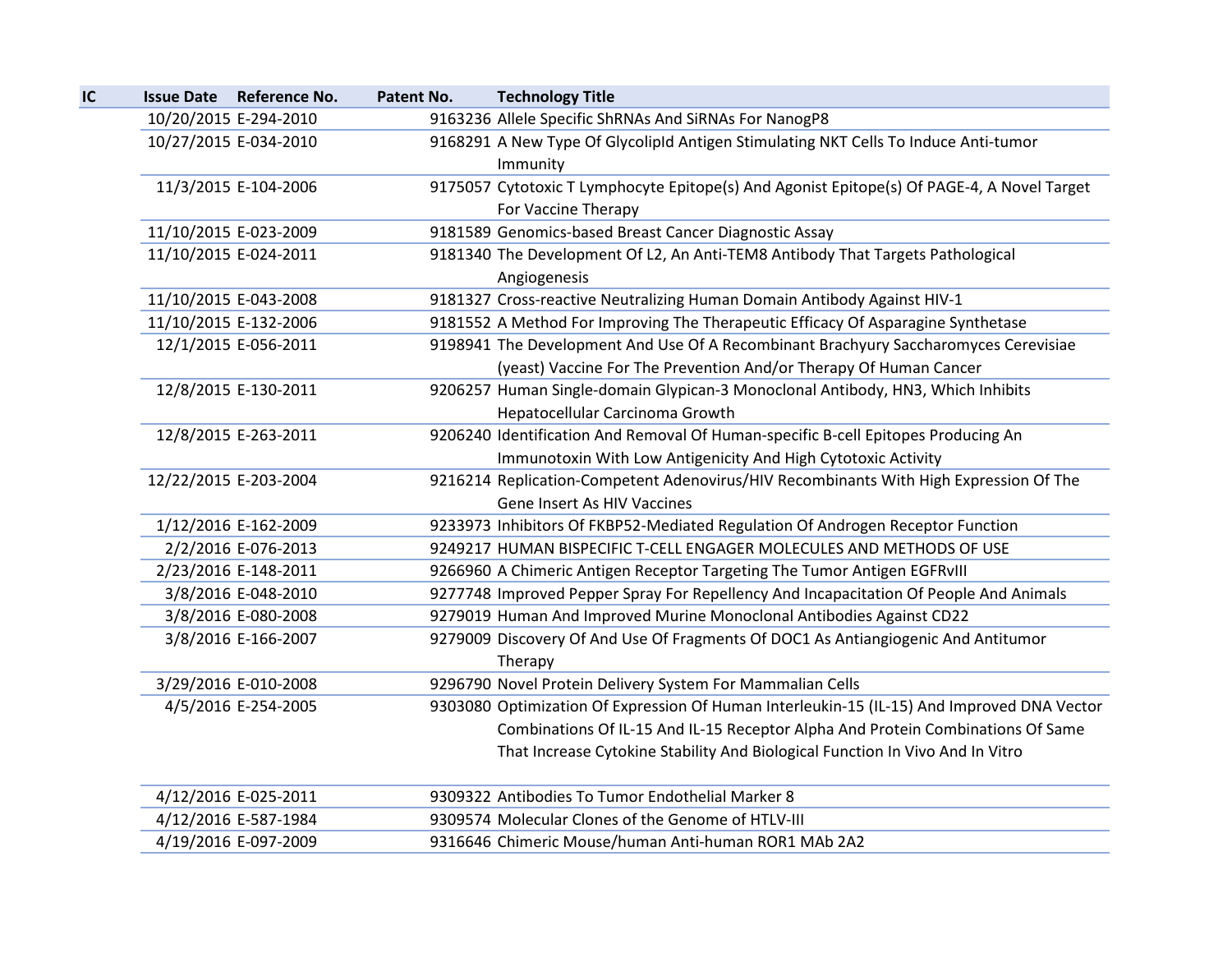| IC | Issue Date | Reference No. | Patent No. | Technology Title |
|---|---|---|---|---|
| | 10/20/2015 | E-294-2010 | 9163236 | Allele Specific ShRNAs And SiRNAs For NanogP8 |
| | 10/27/2015 | E-034-2010 | 9168291 | A New Type Of GlycolipId Antigen Stimulating NKT Cells To Induce Anti-tumor Immunity |
| | 11/3/2015 | E-104-2006 | 9175057 | Cytotoxic T Lymphocyte Epitope(s) And Agonist Epitope(s) Of PAGE-4, A Novel Target For Vaccine Therapy |
| | 11/10/2015 | E-023-2009 | 9181589 | Genomics-based Breast Cancer Diagnostic Assay |
| | 11/10/2015 | E-024-2011 | 9181340 | The Development Of L2, An Anti-TEM8 Antibody That Targets Pathological Angiogenesis |
| | 11/10/2015 | E-043-2008 | 9181327 | Cross-reactive Neutralizing Human Domain Antibody Against HIV-1 |
| | 11/10/2015 | E-132-2006 | 9181552 | A Method For Improving The Therapeutic Efficacy Of Asparagine Synthetase |
| | 12/1/2015 | E-056-2011 | 9198941 | The Development And Use Of A Recombinant Brachyury Saccharomyces Cerevisiae (yeast) Vaccine For The Prevention And/or Therapy Of Human Cancer |
| | 12/8/2015 | E-130-2011 | 9206257 | Human Single-domain Glypican-3 Monoclonal Antibody, HN3, Which Inhibits Hepatocellular Carcinoma Growth |
| | 12/8/2015 | E-263-2011 | 9206240 | Identification And Removal Of Human-specific B-cell Epitopes Producing An Immunotoxin With Low Antigenicity And High Cytotoxic Activity |
| | 12/22/2015 | E-203-2004 | 9216214 | Replication-Competent Adenovirus/HIV Recombinants With High Expression Of The Gene Insert As HIV Vaccines |
| | 1/12/2016 | E-162-2009 | 9233973 | Inhibitors Of FKBP52-Mediated Regulation Of Androgen Receptor Function |
| | 2/2/2016 | E-076-2013 | 9249217 | HUMAN BISPECIFIC T-CELL ENGAGER MOLECULES AND METHODS OF USE |
| | 2/23/2016 | E-148-2011 | 9266960 | A Chimeric Antigen Receptor Targeting The Tumor Antigen EGFRvIII |
| | 3/8/2016 | E-048-2010 | 9277748 | Improved Pepper Spray For Repellency And Incapacitation Of People And Animals |
| | 3/8/2016 | E-080-2008 | 9279019 | Human And Improved Murine Monoclonal Antibodies Against CD22 |
| | 3/8/2016 | E-166-2007 | 9279009 | Discovery Of And Use Of Fragments Of DOC1 As Antiangiogenic And Antitumor Therapy |
| | 3/29/2016 | E-010-2008 | 9296790 | Novel Protein Delivery System For Mammalian Cells |
| | 4/5/2016 | E-254-2005 | 9303080 | Optimization Of Expression Of Human Interleukin-15 (IL-15) And Improved DNA Vector Combinations Of IL-15 And IL-15 Receptor Alpha And Protein Combinations Of Same That Increase Cytokine Stability And Biological Function In Vivo And In Vitro |
| | 4/12/2016 | E-025-2011 | 9309322 | Antibodies To Tumor Endothelial Marker 8 |
| | 4/12/2016 | E-587-1984 | 9309574 | Molecular Clones of the Genome of HTLV-III |
| | 4/19/2016 | E-097-2009 | 9316646 | Chimeric Mouse/human Anti-human ROR1 MAb 2A2 |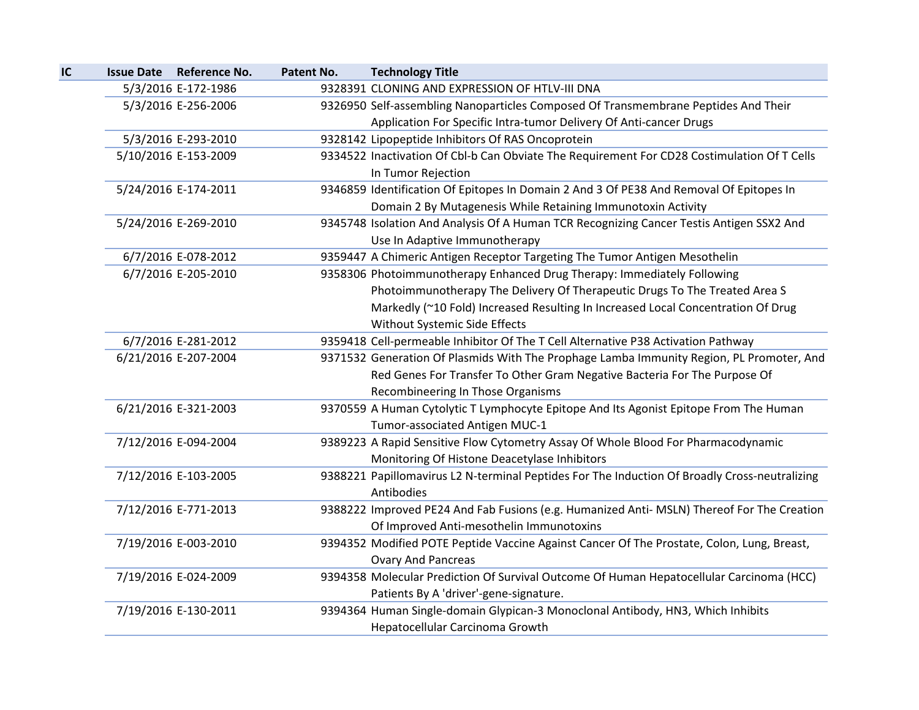| IC | Issue Date | Reference No. | Patent No. | Technology Title |
|---|---|---|---|---|
| | 5/3/2016 | E-172-1986 | 9328391 | CLONING AND EXPRESSION OF HTLV-III DNA |
| | 5/3/2016 | E-256-2006 | 9326950 | Self-assembling Nanoparticles Composed Of Transmembrane Peptides And Their Application For Specific Intra-tumor Delivery Of Anti-cancer Drugs |
| | 5/3/2016 | E-293-2010 | 9328142 | Lipopeptide Inhibitors Of RAS Oncoprotein |
| | 5/10/2016 | E-153-2009 | 9334522 | Inactivation Of Cbl-b Can Obviate The Requirement For CD28 Costimulation Of T Cells In Tumor Rejection |
| | 5/24/2016 | E-174-2011 | 9346859 | Identification Of Epitopes In Domain 2 And 3 Of PE38 And Removal Of Epitopes In Domain 2 By Mutagenesis While Retaining Immunotoxin Activity |
| | 5/24/2016 | E-269-2010 | 9345748 | Isolation And Analysis Of A Human TCR Recognizing Cancer Testis Antigen SSX2 And Use In Adaptive Immunotherapy |
| | 6/7/2016 | E-078-2012 | 9359447 | A Chimeric Antigen Receptor Targeting The Tumor Antigen Mesothelin |
| | 6/7/2016 | E-205-2010 | 9358306 | Photoimmunotherapy Enhanced Drug Therapy: Immediately Following Photoimmunotherapy The Delivery Of Therapeutic Drugs To The Treated Area S Markedly (~10 Fold) Increased Resulting In Increased Local Concentration Of Drug Without Systemic Side Effects |
| | 6/7/2016 | E-281-2012 | 9359418 | Cell-permeable Inhibitor Of The T Cell Alternative P38 Activation Pathway |
| | 6/21/2016 | E-207-2004 | 9371532 | Generation Of Plasmids With The Prophage Lamba Immunity Region, PL Promoter, And Red Genes For Transfer To Other Gram Negative Bacteria For The Purpose Of Recombineering In Those Organisms |
| | 6/21/2016 | E-321-2003 | 9370559 | A Human Cytolytic T Lymphocyte Epitope And Its Agonist Epitope From The Human Tumor-associated Antigen MUC-1 |
| | 7/12/2016 | E-094-2004 | 9389223 | A Rapid Sensitive Flow Cytometry Assay Of Whole Blood For Pharmacodynamic Monitoring Of Histone Deacetylase Inhibitors |
| | 7/12/2016 | E-103-2005 | 9388221 | Papillomavirus L2 N-terminal Peptides For The Induction Of Broadly Cross-neutralizing Antibodies |
| | 7/12/2016 | E-771-2013 | 9388222 | Improved PE24 And Fab Fusions (e.g. Humanized Anti- MSLN) Thereof For The Creation Of Improved Anti-mesothelin Immunotoxins |
| | 7/19/2016 | E-003-2010 | 9394352 | Modified POTE Peptide Vaccine Against Cancer Of The Prostate, Colon, Lung, Breast, Ovary And Pancreas |
| | 7/19/2016 | E-024-2009 | 9394358 | Molecular Prediction Of Survival Outcome Of Human Hepatocellular Carcinoma (HCC) Patients By A 'driver'-gene-signature. |
| | 7/19/2016 | E-130-2011 | 9394364 | Human Single-domain Glypican-3 Monoclonal Antibody, HN3, Which Inhibits Hepatocellular Carcinoma Growth |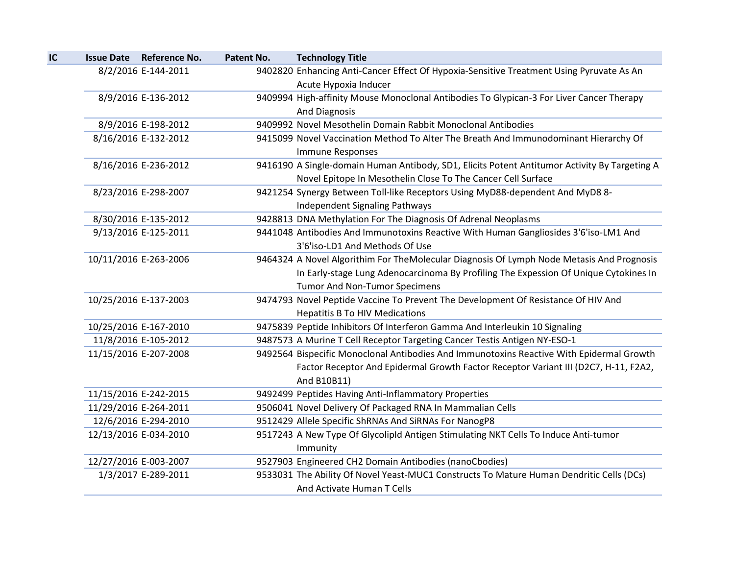| IC | Issue Date | Reference No. | Patent No. | Technology Title |
|---|---|---|---|---|
| | 8/2/2016 | E-144-2011 | 9402820 | Enhancing Anti-Cancer Effect Of Hypoxia-Sensitive Treatment Using Pyruvate As An Acute Hypoxia Inducer |
| | 8/9/2016 | E-136-2012 | 9409994 | High-affinity Mouse Monoclonal Antibodies To Glypican-3 For Liver Cancer Therapy And Diagnosis |
| | 8/9/2016 | E-198-2012 | 9409992 | Novel Mesothelin Domain Rabbit Monoclonal Antibodies |
| | 8/16/2016 | E-132-2012 | 9415099 | Novel Vaccination Method To Alter The Breath And Immunodominant Hierarchy Of Immune Responses |
| | 8/16/2016 | E-236-2012 | 9416190 | A Single-domain Human Antibody, SD1, Elicits Potent Antitumor Activity By Targeting A Novel Epitope In Mesothelin Close To The Cancer Cell Surface |
| | 8/23/2016 | E-298-2007 | 9421254 | Synergy Between Toll-like Receptors Using MyD88-dependent And MyD8 8-Independent Signaling Pathways |
| | 8/30/2016 | E-135-2012 | 9428813 | DNA Methylation For The Diagnosis Of Adrenal Neoplasms |
| | 9/13/2016 | E-125-2011 | 9441048 | Antibodies And Immunotoxins Reactive With Human Gangliosides 3'6'iso-LM1 And 3'6'iso-LD1 And Methods Of Use |
| | 10/11/2016 | E-263-2006 | 9464324 | A Novel Algorithim For TheMolecular Diagnosis Of Lymph Node Metasis And Prognosis In Early-stage Lung Adenocarcinoma By Profiling The Expession Of Unique Cytokines In Tumor And Non-Tumor Specimens |
| | 10/25/2016 | E-137-2003 | 9474793 | Novel Peptide Vaccine To Prevent The Development Of Resistance Of HIV And Hepatitis B To HIV Medications |
| | 10/25/2016 | E-167-2010 | 9475839 | Peptide Inhibitors Of Interferon Gamma And Interleukin 10 Signaling |
| | 11/8/2016 | E-105-2012 | 9487573 | A Murine T Cell Receptor Targeting Cancer Testis Antigen NY-ESO-1 |
| | 11/15/2016 | E-207-2008 | 9492564 | Bispecific Monoclonal Antibodies And Immunotoxins Reactive With Epidermal Growth Factor Receptor And Epidermal Growth Factor Receptor Variant III (D2C7, H-11, F2A2, And B10B11) |
| | 11/15/2016 | E-242-2015 | 9492499 | Peptides Having Anti-Inflammatory Properties |
| | 11/29/2016 | E-264-2011 | 9506041 | Novel Delivery Of Packaged RNA In Mammalian Cells |
| | 12/6/2016 | E-294-2010 | 9512429 | Allele Specific ShRNAs And SiRNAs For NanogP8 |
| | 12/13/2016 | E-034-2010 | 9517243 | A New Type Of GlycolipId Antigen Stimulating NKT Cells To Induce Anti-tumor Immunity |
| | 12/27/2016 | E-003-2007 | 9527903 | Engineered CH2 Domain Antibodies (nanoCbodies) |
| | 1/3/2017 | E-289-2011 | 9533031 | The Ability Of Novel Yeast-MUC1 Constructs To Mature Human Dendritic Cells (DCs) And Activate Human T Cells |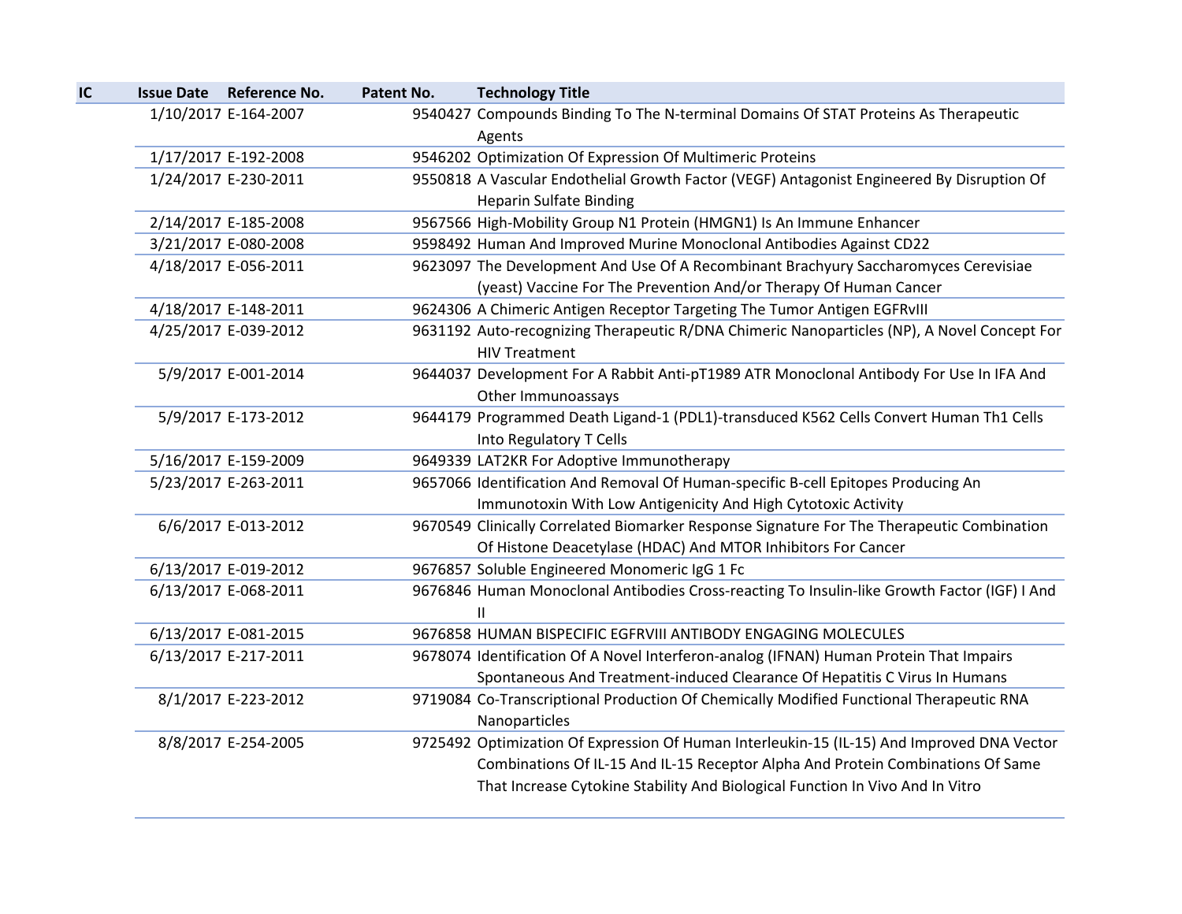| IC | Issue Date | Reference No. | Patent No. | Technology Title |
|---|---|---|---|---|
| | 1/10/2017 | E-164-2007 | 9540427 | Compounds Binding To The N-terminal Domains Of STAT Proteins As Therapeutic Agents |
| | 1/17/2017 | E-192-2008 | 9546202 | Optimization Of Expression Of Multimeric Proteins |
| | 1/24/2017 | E-230-2011 | 9550818 | A Vascular Endothelial Growth Factor (VEGF) Antagonist Engineered By Disruption Of Heparin Sulfate Binding |
| | 2/14/2017 | E-185-2008 | 9567566 | High-Mobility Group N1 Protein (HMGN1) Is An Immune Enhancer |
| | 3/21/2017 | E-080-2008 | 9598492 | Human And Improved Murine Monoclonal Antibodies Against CD22 |
| | 4/18/2017 | E-056-2011 | 9623097 | The Development And Use Of A Recombinant Brachyury Saccharomyces Cerevisiae (yeast) Vaccine For The Prevention And/or Therapy Of Human Cancer |
| | 4/18/2017 | E-148-2011 | 9624306 | A Chimeric Antigen Receptor Targeting The Tumor Antigen EGFRvIII |
| | 4/25/2017 | E-039-2012 | 9631192 | Auto-recognizing Therapeutic R/DNA Chimeric Nanoparticles (NP), A Novel Concept For HIV Treatment |
| | 5/9/2017 | E-001-2014 | 9644037 | Development For A Rabbit Anti-pT1989 ATR Monoclonal Antibody For Use In IFA And Other Immunoassays |
| | 5/9/2017 | E-173-2012 | 9644179 | Programmed Death Ligand-1 (PDL1)-transduced K562 Cells Convert Human Th1 Cells Into Regulatory T Cells |
| | 5/16/2017 | E-159-2009 | 9649339 | LAT2KR For Adoptive Immunotherapy |
| | 5/23/2017 | E-263-2011 | 9657066 | Identification And Removal Of Human-specific B-cell Epitopes Producing An Immunotoxin With Low Antigenicity And High Cytotoxic Activity |
| | 6/6/2017 | E-013-2012 | 9670549 | Clinically Correlated Biomarker Response Signature For The Therapeutic Combination Of Histone Deacetylase (HDAC) And MTOR Inhibitors For Cancer |
| | 6/13/2017 | E-019-2012 | 9676857 | Soluble Engineered Monomeric IgG 1 Fc |
| | 6/13/2017 | E-068-2011 | 9676846 | Human Monoclonal Antibodies Cross-reacting To Insulin-like Growth Factor (IGF) I And II |
| | 6/13/2017 | E-081-2015 | 9676858 | HUMAN BISPECIFIC EGFRVIII ANTIBODY ENGAGING MOLECULES |
| | 6/13/2017 | E-217-2011 | 9678074 | Identification Of A Novel Interferon-analog (IFNAN) Human Protein That Impairs Spontaneous And Treatment-induced Clearance Of Hepatitis C Virus In Humans |
| | 8/1/2017 | E-223-2012 | 9719084 | Co-Transcriptional Production Of Chemically Modified Functional Therapeutic RNA Nanoparticles |
| | 8/8/2017 | E-254-2005 | 9725492 | Optimization Of Expression Of Human Interleukin-15 (IL-15) And Improved DNA Vector Combinations Of IL-15 And IL-15 Receptor Alpha And Protein Combinations Of Same That Increase Cytokine Stability And Biological Function In Vivo And In Vitro |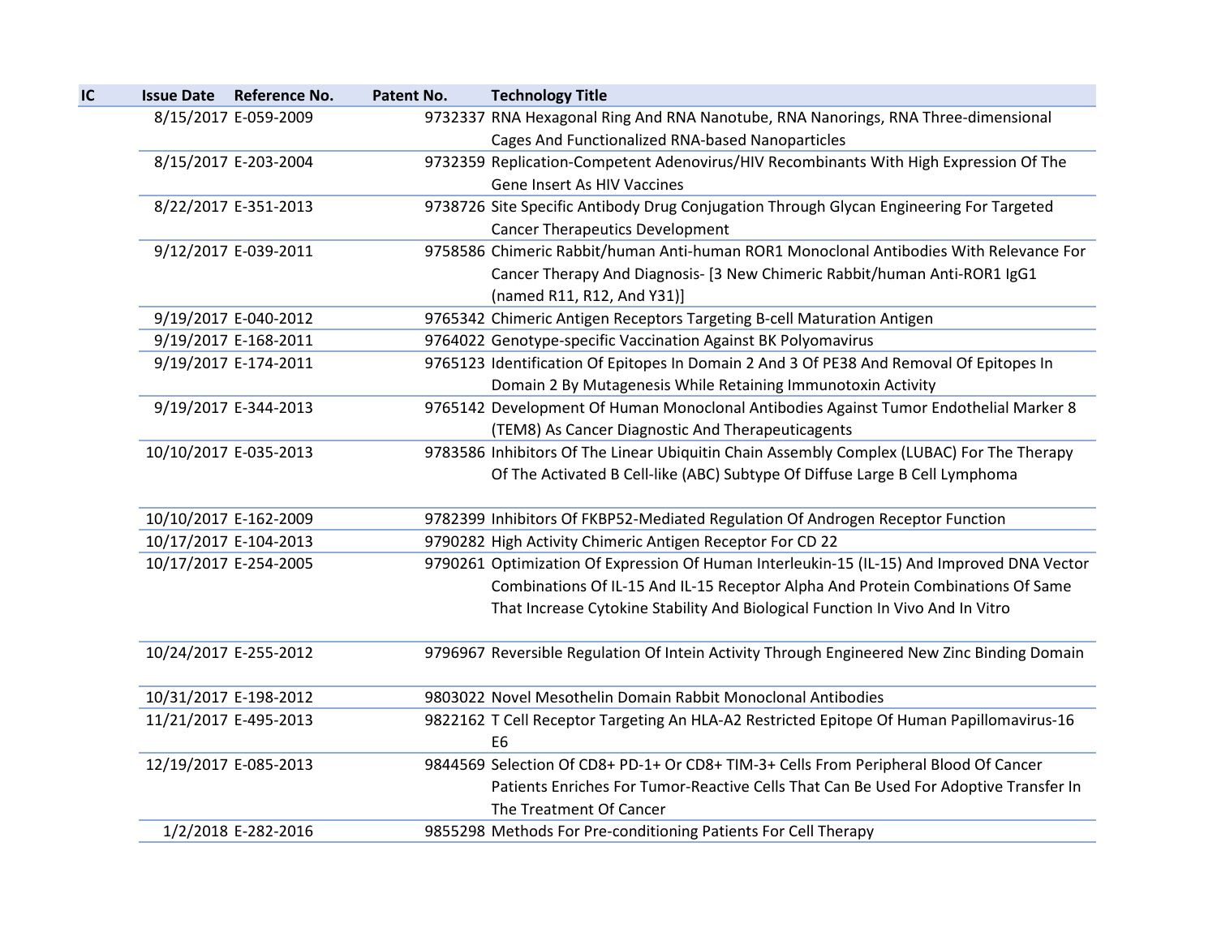| IC | Issue Date | Reference No. | Patent No. | Technology Title |
|---|---|---|---|---|
| | 8/15/2017 | E-059-2009 | 9732337 | RNA Hexagonal Ring And RNA Nanotube, RNA Nanorings, RNA Three-dimensional Cages And Functionalized RNA-based Nanoparticles |
| | 8/15/2017 | E-203-2004 | 9732359 | Replication-Competent Adenovirus/HIV Recombinants With High Expression Of The Gene Insert As HIV Vaccines |
| | 8/22/2017 | E-351-2013 | 9738726 | Site Specific Antibody Drug Conjugation Through Glycan Engineering For Targeted Cancer Therapeutics Development |
| | 9/12/2017 | E-039-2011 | 9758586 | Chimeric Rabbit/human Anti-human ROR1 Monoclonal Antibodies With Relevance For Cancer Therapy And Diagnosis- [3 New Chimeric Rabbit/human Anti-ROR1 IgG1 (named R11, R12, And Y31)] |
| | 9/19/2017 | E-040-2012 | 9765342 | Chimeric Antigen Receptors Targeting B-cell Maturation Antigen |
| | 9/19/2017 | E-168-2011 | 9764022 | Genotype-specific Vaccination Against BK Polyomavirus |
| | 9/19/2017 | E-174-2011 | 9765123 | Identification Of Epitopes In Domain 2 And 3 Of PE38 And Removal Of Epitopes In Domain 2 By Mutagenesis While Retaining Immunotoxin Activity |
| | 9/19/2017 | E-344-2013 | 9765142 | Development Of Human Monoclonal Antibodies Against Tumor Endothelial Marker 8 (TEM8) As Cancer Diagnostic And Therapeuticagents |
| | 10/10/2017 | E-035-2013 | 9783586 | Inhibitors Of The Linear Ubiquitin Chain Assembly Complex (LUBAC) For The Therapy Of The Activated B Cell-like (ABC) Subtype Of Diffuse Large B Cell Lymphoma |
| | 10/10/2017 | E-162-2009 | 9782399 | Inhibitors Of FKBP52-Mediated Regulation Of Androgen Receptor Function |
| | 10/17/2017 | E-104-2013 | 9790282 | High Activity Chimeric Antigen Receptor For CD 22 |
| | 10/17/2017 | E-254-2005 | 9790261 | Optimization Of Expression Of Human Interleukin-15 (IL-15) And Improved DNA Vector Combinations Of IL-15 And IL-15 Receptor Alpha And Protein Combinations Of Same That Increase Cytokine Stability And Biological Function In Vivo And In Vitro |
| | 10/24/2017 | E-255-2012 | 9796967 | Reversible Regulation Of Intein Activity Through Engineered New Zinc Binding Domain |
| | 10/31/2017 | E-198-2012 | 9803022 | Novel Mesothelin Domain Rabbit Monoclonal Antibodies |
| | 11/21/2017 | E-495-2013 | 9822162 | T Cell Receptor Targeting An HLA-A2 Restricted Epitope Of Human Papillomavirus-16 E6 |
| | 12/19/2017 | E-085-2013 | 9844569 | Selection Of CD8+ PD-1+ Or CD8+ TIM-3+ Cells From Peripheral Blood Of Cancer Patients Enriches For Tumor-Reactive Cells That Can Be Used For Adoptive Transfer In The Treatment Of Cancer |
| | 1/2/2018 | E-282-2016 | 9855298 | Methods For Pre-conditioning Patients For Cell Therapy |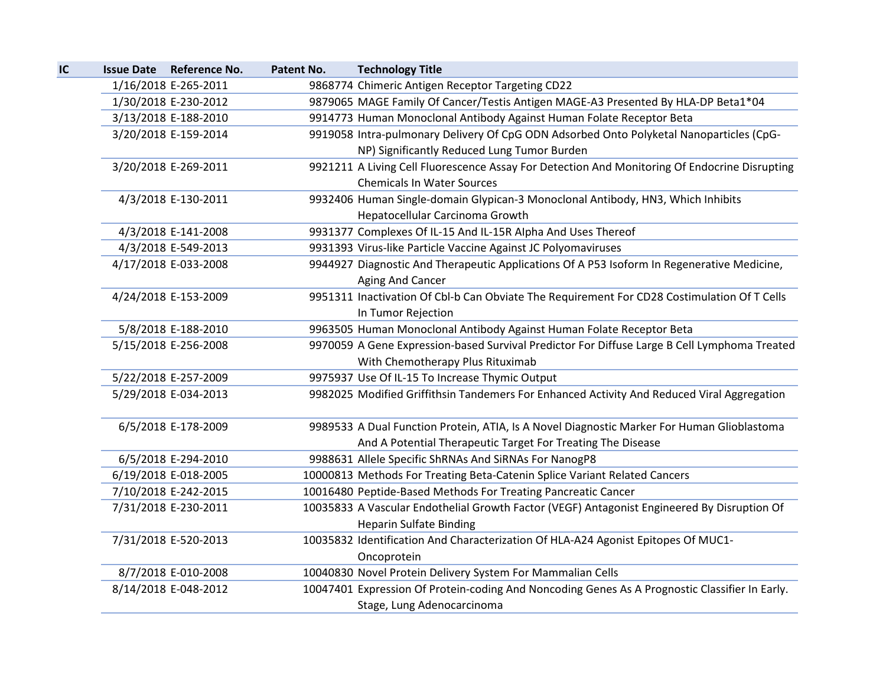| IC | Issue Date | Reference No. | Patent No. | Technology Title |
|---|---|---|---|---|
| | 1/16/2018 | E-265-2011 | 9868774 | Chimeric Antigen Receptor Targeting CD22 |
| | 1/30/2018 | E-230-2012 | 9879065 | MAGE Family Of Cancer/Testis Antigen MAGE-A3 Presented By HLA-DP Beta1*04 |
| | 3/13/2018 | E-188-2010 | 9914773 | Human Monoclonal Antibody Against Human Folate Receptor Beta |
| | 3/20/2018 | E-159-2014 | 9919058 | Intra-pulmonary Delivery Of CpG ODN Adsorbed Onto Polyketal Nanoparticles (CpG-NP) Significantly Reduced Lung Tumor Burden |
| | 3/20/2018 | E-269-2011 | 9921211 | A Living Cell Fluorescence Assay For Detection And Monitoring Of Endocrine Disrupting Chemicals In Water Sources |
| | 4/3/2018 | E-130-2011 | 9932406 | Human Single-domain Glypican-3 Monoclonal Antibody, HN3, Which Inhibits Hepatocellular Carcinoma Growth |
| | 4/3/2018 | E-141-2008 | 9931377 | Complexes Of IL-15 And IL-15R Alpha And Uses Thereof |
| | 4/3/2018 | E-549-2013 | 9931393 | Virus-like Particle Vaccine Against JC Polyomaviruses |
| | 4/17/2018 | E-033-2008 | 9944927 | Diagnostic And Therapeutic Applications Of A P53 Isoform In Regenerative Medicine, Aging And Cancer |
| | 4/24/2018 | E-153-2009 | 9951311 | Inactivation Of Cbl-b Can Obviate The Requirement For CD28 Costimulation Of T Cells In Tumor Rejection |
| | 5/8/2018 | E-188-2010 | 9963505 | Human Monoclonal Antibody Against Human Folate Receptor Beta |
| | 5/15/2018 | E-256-2008 | 9970059 | A Gene Expression-based Survival Predictor For Diffuse Large B Cell Lymphoma Treated With Chemotherapy Plus Rituximab |
| | 5/22/2018 | E-257-2009 | 9975937 | Use Of IL-15 To Increase Thymic Output |
| | 5/29/2018 | E-034-2013 | 9982025 | Modified Griffithsin Tandemers For Enhanced Activity And Reduced Viral Aggregation |
| | 6/5/2018 | E-178-2009 | 9989533 | A Dual Function Protein, ATIA, Is A Novel Diagnostic Marker For Human Glioblastoma And A Potential Therapeutic Target For Treating The Disease |
| | 6/5/2018 | E-294-2010 | 9988631 | Allele Specific ShRNAs And SiRNAs For NanogP8 |
| | 6/19/2018 | E-018-2005 | 10000813 | Methods For Treating Beta-Catenin Splice Variant Related Cancers |
| | 7/10/2018 | E-242-2015 | 10016480 | Peptide-Based Methods For Treating Pancreatic Cancer |
| | 7/31/2018 | E-230-2011 | 10035833 | A Vascular Endothelial Growth Factor (VEGF) Antagonist Engineered By Disruption Of Heparin Sulfate Binding |
| | 7/31/2018 | E-520-2013 | 10035832 | Identification And Characterization Of HLA-A24 Agonist Epitopes Of MUC1-Oncoprotein |
| | 8/7/2018 | E-010-2008 | 10040830 | Novel Protein Delivery System For Mammalian Cells |
| | 8/14/2018 | E-048-2012 | 10047401 | Expression Of Protein-coding And Noncoding Genes As A Prognostic Classifier In Early. Stage, Lung Adenocarcinoma |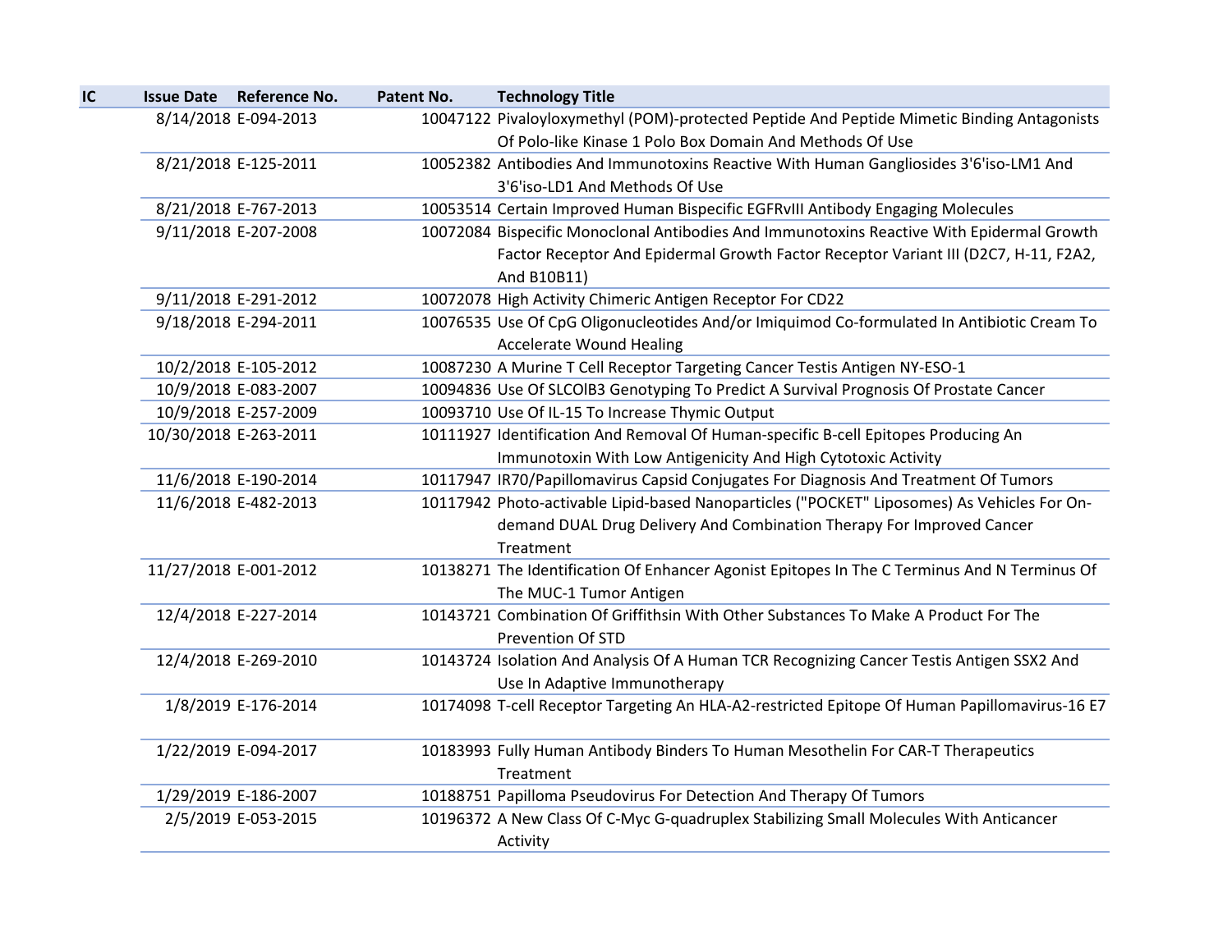| IC | Issue Date | Reference No. | Patent No. | Technology Title |
| --- | --- | --- | --- | --- |
| | 8/14/2018 | E-094-2013 | 10047122 | Pivaloyloxymethyl (POM)-protected Peptide And Peptide Mimetic Binding Antagonists Of Polo-like Kinase 1 Polo Box Domain And Methods Of Use |
| | 8/21/2018 | E-125-2011 | 10052382 | Antibodies And Immunotoxins Reactive With Human Gangliosides 3'6'iso-LM1 And 3'6'iso-LD1 And Methods Of Use |
| | 8/21/2018 | E-767-2013 | 10053514 | Certain Improved Human Bispecific EGFRvIII Antibody Engaging Molecules |
| | 9/11/2018 | E-207-2008 | 10072084 | Bispecific Monoclonal Antibodies And Immunotoxins Reactive With Epidermal Growth Factor Receptor And Epidermal Growth Factor Receptor Variant III (D2C7, H-11, F2A2, And B10B11) |
| | 9/11/2018 | E-291-2012 | 10072078 | High Activity Chimeric Antigen Receptor For CD22 |
| | 9/18/2018 | E-294-2011 | 10076535 | Use Of CpG Oligonucleotides And/or Imiquimod Co-formulated In Antibiotic Cream To Accelerate Wound Healing |
| | 10/2/2018 | E-105-2012 | 10087230 | A Murine T Cell Receptor Targeting Cancer Testis Antigen NY-ESO-1 |
| | 10/9/2018 | E-083-2007 | 10094836 | Use Of SLCOlB3 Genotyping To Predict A Survival Prognosis Of Prostate Cancer |
| | 10/9/2018 | E-257-2009 | 10093710 | Use Of IL-15 To Increase Thymic Output |
| | 10/30/2018 | E-263-2011 | 10111927 | Identification And Removal Of Human-specific B-cell Epitopes Producing An Immunotoxin With Low Antigenicity And High Cytotoxic Activity |
| | 11/6/2018 | E-190-2014 | 10117947 | IR70/Papillomavirus Capsid Conjugates For Diagnosis And Treatment Of Tumors |
| | 11/6/2018 | E-482-2013 | 10117942 | Photo-activable Lipid-based Nanoparticles ("POCKET" Liposomes) As Vehicles For On-demand DUAL Drug Delivery And Combination Therapy For Improved Cancer Treatment |
| | 11/27/2018 | E-001-2012 | 10138271 | The Identification Of Enhancer Agonist Epitopes In The C Terminus And N Terminus Of The MUC-1 Tumor Antigen |
| | 12/4/2018 | E-227-2014 | 10143721 | Combination Of Griffithsin With Other Substances To Make A Product For The Prevention Of STD |
| | 12/4/2018 | E-269-2010 | 10143724 | Isolation And Analysis Of A Human TCR Recognizing Cancer Testis Antigen SSX2 And Use In Adaptive Immunotherapy |
| | 1/8/2019 | E-176-2014 | 10174098 | T-cell Receptor Targeting An HLA-A2-restricted Epitope Of Human Papillomavirus-16 E7 |
| | 1/22/2019 | E-094-2017 | 10183993 | Fully Human Antibody Binders To Human Mesothelin For CAR-T Therapeutics Treatment |
| | 1/29/2019 | E-186-2007 | 10188751 | Papilloma Pseudovirus For Detection And Therapy Of Tumors |
| | 2/5/2019 | E-053-2015 | 10196372 | A New Class Of C-Myc G-quadruplex Stabilizing Small Molecules With Anticancer Activity |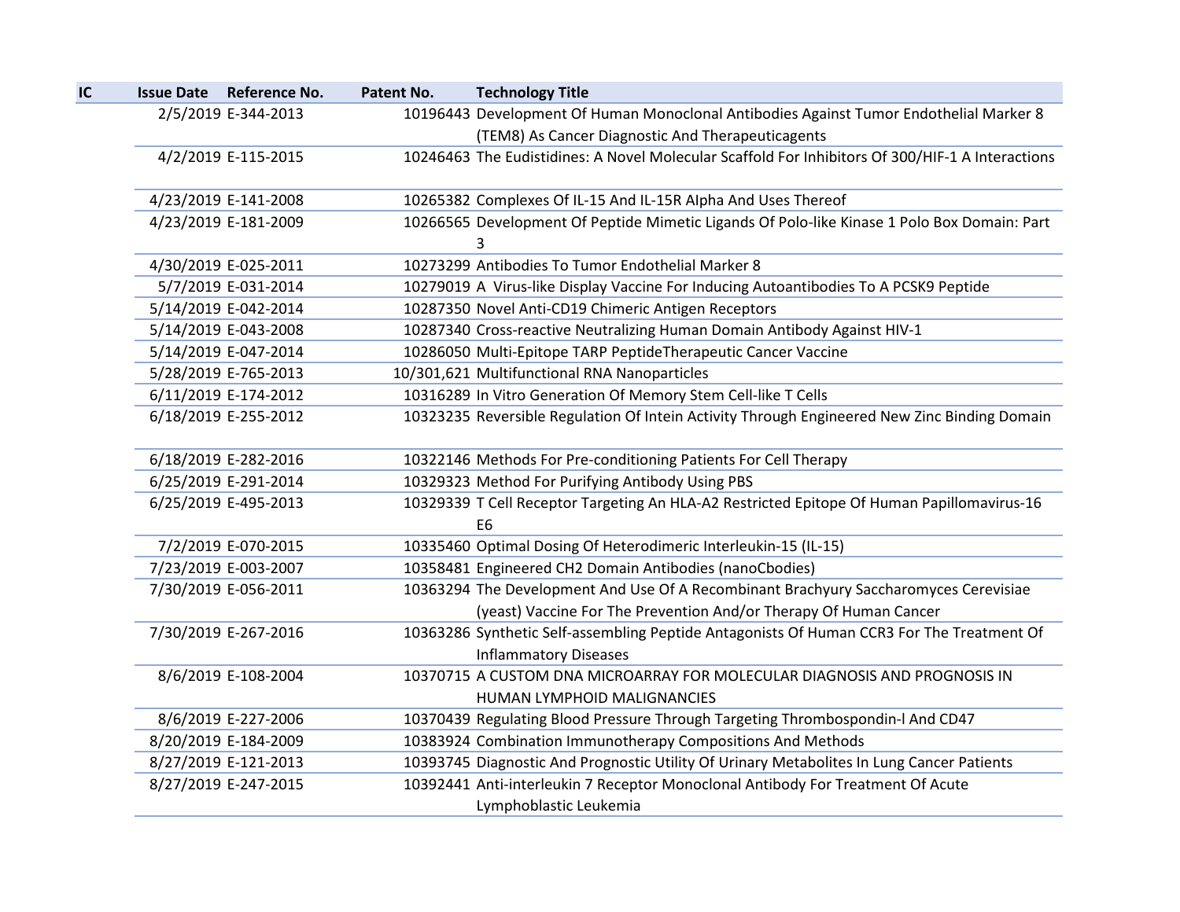| IC | Issue Date | Reference No. | Patent No. | Technology Title |
|---|---|---|---|---|
| | 2/5/2019 | E-344-2013 | 10196443 | Development Of Human Monoclonal Antibodies Against Tumor Endothelial Marker 8 (TEM8) As Cancer Diagnostic And Therapeuticagents |
| | 4/2/2019 | E-115-2015 | 10246463 | The Eudistidines: A Novel Molecular Scaffold For Inhibitors Of 300/HIF-1 A Interactions |
| | 4/23/2019 | E-141-2008 | 10265382 | Complexes Of IL-15 And IL-15R AIpha And Uses Thereof |
| | 4/23/2019 | E-181-2009 | 10266565 | Development Of Peptide Mimetic Ligands Of Polo-like Kinase 1 Polo Box Domain: Part 3 |
| | 4/30/2019 | E-025-2011 | 10273299 | Antibodies To Tumor Endothelial Marker 8 |
| | 5/7/2019 | E-031-2014 | 10279019 | A Virus-like Display Vaccine For Inducing Autoantibodies To A PCSK9 Peptide |
| | 5/14/2019 | E-042-2014 | 10287350 | Novel Anti-CD19 Chimeric Antigen Receptors |
| | 5/14/2019 | E-043-2008 | 10287340 | Cross-reactive Neutralizing Human Domain Antibody Against HIV-1 |
| | 5/14/2019 | E-047-2014 | 10286050 | Multi-Epitope TARP PeptideTherapeutic Cancer Vaccine |
| | 5/28/2019 | E-765-2013 | 10/301,621 | Multifunctional RNA Nanoparticles |
| | 6/11/2019 | E-174-2012 | 10316289 | In Vitro Generation Of Memory Stem Cell-like T Cells |
| | 6/18/2019 | E-255-2012 | 10323235 | Reversible Regulation Of Intein Activity Through Engineered New Zinc Binding Domain |
| | 6/18/2019 | E-282-2016 | 10322146 | Methods For Pre-conditioning Patients For Cell Therapy |
| | 6/25/2019 | E-291-2014 | 10329323 | Method For Purifying Antibody Using PBS |
| | 6/25/2019 | E-495-2013 | 10329339 | T Cell Receptor Targeting An HLA-A2 Restricted Epitope Of Human Papillomavirus-16 E6 |
| | 7/2/2019 | E-070-2015 | 10335460 | Optimal Dosing Of Heterodimeric Interleukin-15 (IL-15) |
| | 7/23/2019 | E-003-2007 | 10358481 | Engineered CH2 Domain Antibodies (nanoCbodies) |
| | 7/30/2019 | E-056-2011 | 10363294 | The Development And Use Of A Recombinant Brachyury Saccharomyces Cerevisiae (yeast) Vaccine For The Prevention And/or Therapy Of Human Cancer |
| | 7/30/2019 | E-267-2016 | 10363286 | Synthetic Self-assembling Peptide Antagonists Of Human CCR3 For The Treatment Of Inflammatory Diseases |
| | 8/6/2019 | E-108-2004 | 10370715 | A CUSTOM DNA MICROARRAY FOR MOLECULAR DIAGNOSIS AND PROGNOSIS IN HUMAN LYMPHOID MALIGNANCIES |
| | 8/6/2019 | E-227-2006 | 10370439 | Regulating Blood Pressure Through Targeting Thrombospondin-l And CD47 |
| | 8/20/2019 | E-184-2009 | 10383924 | Combination Immunotherapy Compositions And Methods |
| | 8/27/2019 | E-121-2013 | 10393745 | Diagnostic And Prognostic Utility Of Urinary Metabolites In Lung Cancer Patients |
| | 8/27/2019 | E-247-2015 | 10392441 | Anti-interleukin 7 Receptor Monoclonal Antibody For Treatment Of Acute Lymphoblastic Leukemia |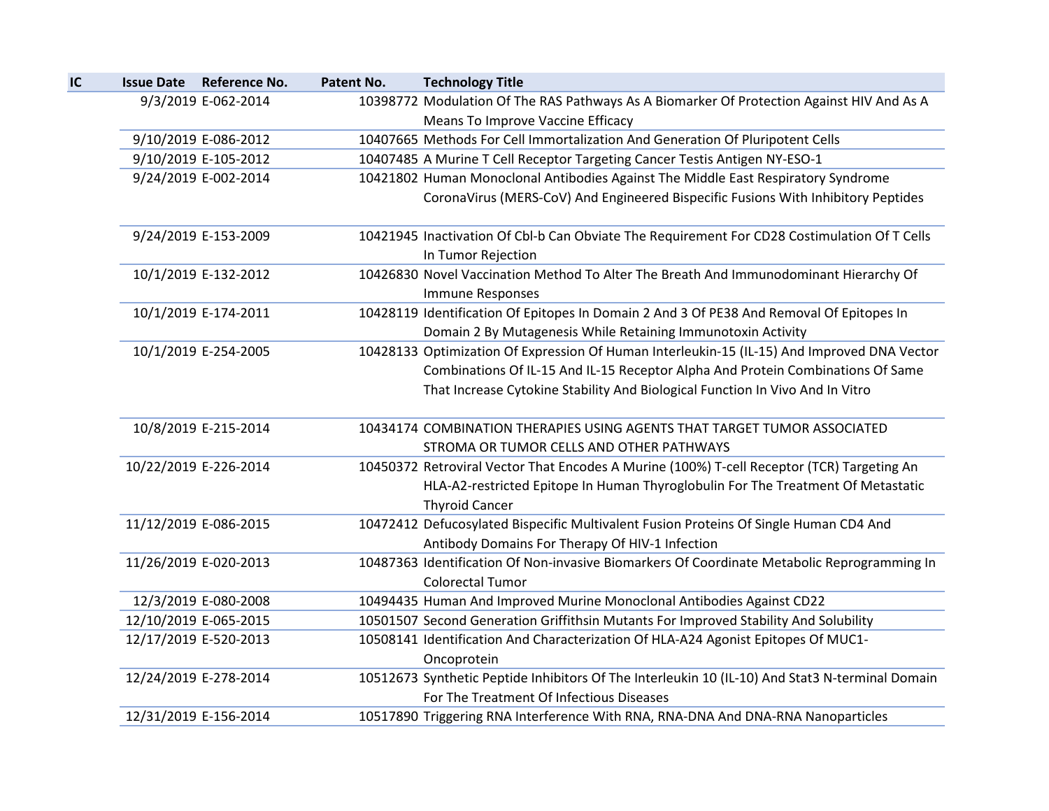| IC | Issue Date | Reference No. | Patent No. | Technology Title |
| --- | --- | --- | --- | --- |
| | 9/3/2019 | E-062-2014 | 10398772 | Modulation Of The RAS Pathways As A Biomarker Of Protection Against HIV And As A Means To Improve Vaccine Efficacy |
| | 9/10/2019 | E-086-2012 | 10407665 | Methods For Cell Immortalization And Generation Of Pluripotent Cells |
| | 9/10/2019 | E-105-2012 | 10407485 | A Murine T Cell Receptor Targeting Cancer Testis Antigen NY-ESO-1 |
| | 9/24/2019 | E-002-2014 | 10421802 | Human Monoclonal Antibodies Against The Middle East Respiratory Syndrome CoronaVirus (MERS-CoV) And Engineered Bispecific Fusions With Inhibitory Peptides |
| | 9/24/2019 | E-153-2009 | 10421945 | Inactivation Of Cbl-b Can Obviate The Requirement For CD28 Costimulation Of T Cells In Tumor Rejection |
| | 10/1/2019 | E-132-2012 | 10426830 | Novel Vaccination Method To Alter The Breath And Immunodominant Hierarchy Of Immune Responses |
| | 10/1/2019 | E-174-2011 | 10428119 | Identification Of Epitopes In Domain 2 And 3 Of PE38 And Removal Of Epitopes In Domain 2 By Mutagenesis While Retaining Immunotoxin Activity |
| | 10/1/2019 | E-254-2005 | 10428133 | Optimization Of Expression Of Human Interleukin-15 (IL-15) And Improved DNA Vector Combinations Of IL-15 And IL-15 Receptor Alpha And Protein Combinations Of Same That Increase Cytokine Stability And Biological Function In Vivo And In Vitro |
| | 10/8/2019 | E-215-2014 | 10434174 | COMBINATION THERAPIES USING AGENTS THAT TARGET TUMOR ASSOCIATED STROMA OR TUMOR CELLS AND OTHER PATHWAYS |
| | 10/22/2019 | E-226-2014 | 10450372 | Retroviral Vector That Encodes A Murine (100%) T-cell Receptor (TCR) Targeting An HLA-A2-restricted Epitope In Human Thyroglobulin For The Treatment Of Metastatic Thyroid Cancer |
| | 11/12/2019 | E-086-2015 | 10472412 | Defucosylated Bispecific Multivalent Fusion Proteins Of Single Human CD4 And Antibody Domains For Therapy Of HIV-1 Infection |
| | 11/26/2019 | E-020-2013 | 10487363 | Identification Of Non-invasive Biomarkers Of Coordinate Metabolic Reprogramming In Colorectal Tumor |
| | 12/3/2019 | E-080-2008 | 10494435 | Human And Improved Murine Monoclonal Antibodies Against CD22 |
| | 12/10/2019 | E-065-2015 | 10501507 | Second Generation Griffithsin Mutants For Improved Stability And Solubility |
| | 12/17/2019 | E-520-2013 | 10508141 | Identification And Characterization Of HLA-A24 Agonist Epitopes Of MUC1-Oncoprotein |
| | 12/24/2019 | E-278-2014 | 10512673 | Synthetic Peptide Inhibitors Of The Interleukin 10 (IL-10) And Stat3 N-terminal Domain For The Treatment Of Infectious Diseases |
| | 12/31/2019 | E-156-2014 | 10517890 | Triggering RNA Interference With RNA, RNA-DNA And DNA-RNA Nanoparticles |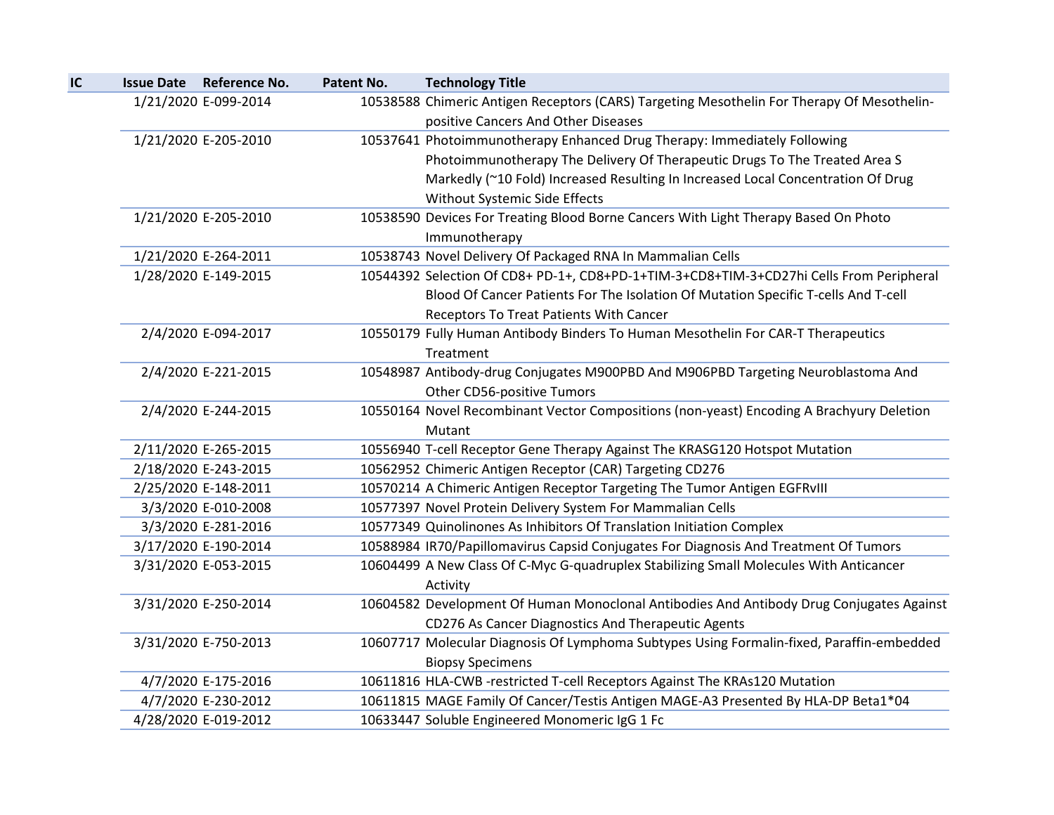| IC | Issue Date | Reference No. | Patent No. | Technology Title |
|---|---|---|---|---|
| | 1/21/2020 | E-099-2014 | 10538588 | Chimeric Antigen Receptors (CARS) Targeting Mesothelin For Therapy Of Mesothelin-positive Cancers And Other Diseases |
| | 1/21/2020 | E-205-2010 | 10537641 | Photoimmunotherapy Enhanced Drug Therapy: Immediately Following Photoimmunotherapy The Delivery Of Therapeutic Drugs To The Treated Area S Markedly (~10 Fold) Increased Resulting In Increased Local Concentration Of Drug Without Systemic Side Effects |
| | 1/21/2020 | E-205-2010 | 10538590 | Devices For Treating Blood Borne Cancers With Light Therapy Based On Photo Immunotherapy |
| | 1/21/2020 | E-264-2011 | 10538743 | Novel Delivery Of Packaged RNA In Mammalian Cells |
| | 1/28/2020 | E-149-2015 | 10544392 | Selection Of CD8+ PD-1+, CD8+PD-1+TIM-3+CD8+TIM-3+CD27hi Cells From Peripheral Blood Of Cancer Patients For The Isolation Of Mutation Specific T-cells And T-cell Receptors To Treat Patients With Cancer |
| | 2/4/2020 | E-094-2017 | 10550179 | Fully Human Antibody Binders To Human Mesothelin For CAR-T Therapeutics Treatment |
| | 2/4/2020 | E-221-2015 | 10548987 | Antibody-drug Conjugates M900PBD And M906PBD Targeting Neuroblastoma And Other CD56-positive Tumors |
| | 2/4/2020 | E-244-2015 | 10550164 | Novel Recombinant Vector Compositions (non-yeast) Encoding A Brachyury Deletion Mutant |
| | 2/11/2020 | E-265-2015 | 10556940 | T-cell Receptor Gene Therapy Against The KRASG120 Hotspot Mutation |
| | 2/18/2020 | E-243-2015 | 10562952 | Chimeric Antigen Receptor (CAR) Targeting CD276 |
| | 2/25/2020 | E-148-2011 | 10570214 | A Chimeric Antigen Receptor Targeting The Tumor Antigen EGFRvIII |
| | 3/3/2020 | E-010-2008 | 10577397 | Novel Protein Delivery System For Mammalian Cells |
| | 3/3/2020 | E-281-2016 | 10577349 | Quinolinones As Inhibitors Of Translation Initiation Complex |
| | 3/17/2020 | E-190-2014 | 10588984 | IR70/Papillomavirus Capsid Conjugates For Diagnosis And Treatment Of Tumors |
| | 3/31/2020 | E-053-2015 | 10604499 | A New Class Of C-Myc G-quadruplex Stabilizing Small Molecules With Anticancer Activity |
| | 3/31/2020 | E-250-2014 | 10604582 | Development Of Human Monoclonal Antibodies And Antibody Drug Conjugates Against CD276 As Cancer Diagnostics And Therapeutic Agents |
| | 3/31/2020 | E-750-2013 | 10607717 | Molecular Diagnosis Of Lymphoma Subtypes Using Formalin-fixed, Paraffin-embedded Biopsy Specimens |
| | 4/7/2020 | E-175-2016 | 10611816 | HLA-CWB -restricted T-cell Receptors Against The KRAs120 Mutation |
| | 4/7/2020 | E-230-2012 | 10611815 | MAGE Family Of Cancer/Testis Antigen MAGE-A3 Presented By HLA-DP Beta1*04 |
| | 4/28/2020 | E-019-2012 | 10633447 | Soluble Engineered Monomeric IgG 1 Fc |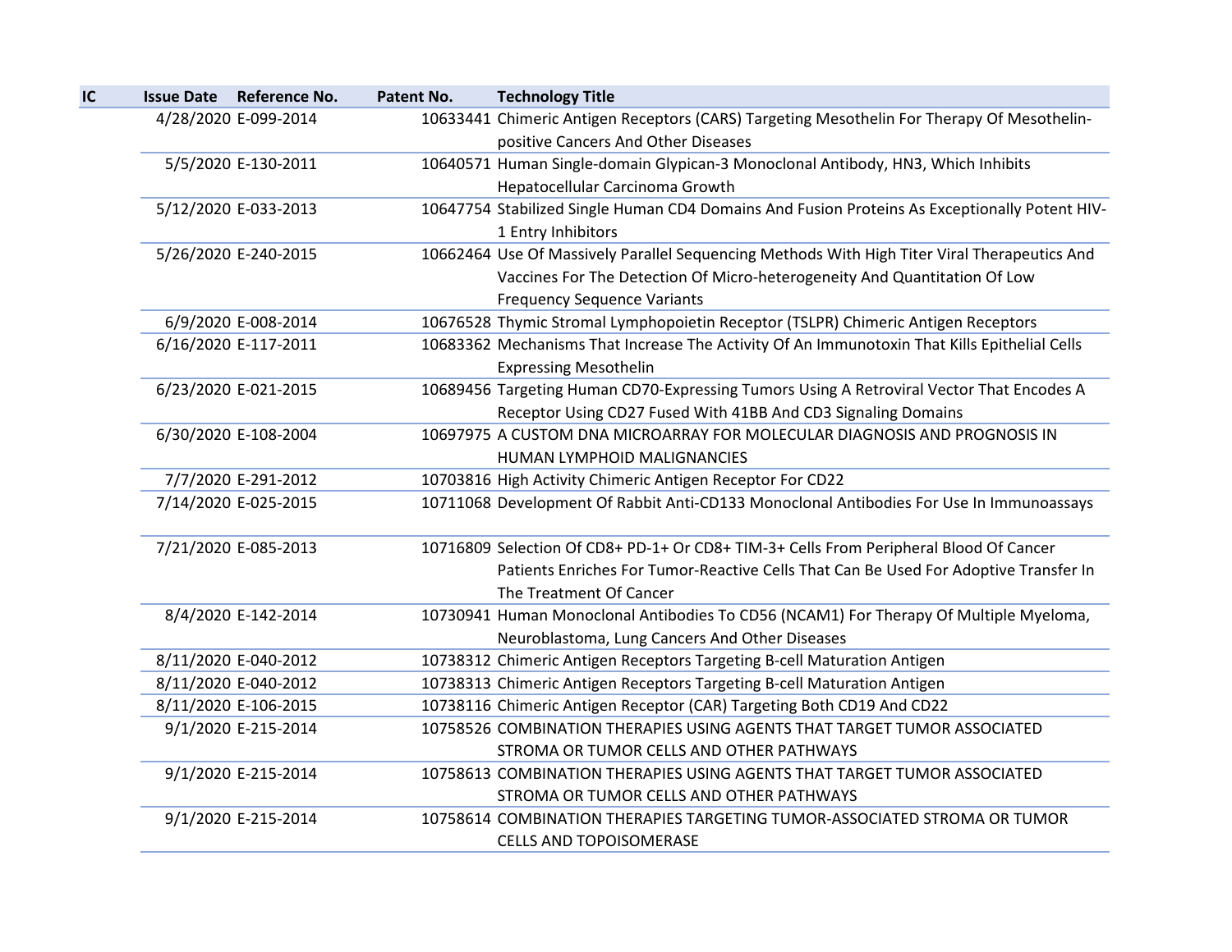| IC | Issue Date | Reference No. | Patent No. | Technology Title |
|---|---|---|---|---|
| | 4/28/2020 | E-099-2014 | 10633441 | Chimeric Antigen Receptors (CARS) Targeting Mesothelin For Therapy Of Mesothelin-positive Cancers And Other Diseases |
| | 5/5/2020 | E-130-2011 | 10640571 | Human Single-domain Glypican-3 Monoclonal Antibody, HN3, Which Inhibits Hepatocellular Carcinoma Growth |
| | 5/12/2020 | E-033-2013 | 10647754 | Stabilized Single Human CD4 Domains And Fusion Proteins As Exceptionally Potent HIV-1 Entry Inhibitors |
| | 5/26/2020 | E-240-2015 | 10662464 | Use Of Massively Parallel Sequencing Methods With High Titer Viral Therapeutics And Vaccines For The Detection Of Micro-heterogeneity And Quantitation Of Low Frequency Sequence Variants |
| | 6/9/2020 | E-008-2014 | 10676528 | Thymic Stromal Lymphopoietin Receptor (TSLPR) Chimeric Antigen Receptors |
| | 6/16/2020 | E-117-2011 | 10683362 | Mechanisms That Increase The Activity Of An Immunotoxin That Kills Epithelial Cells Expressing Mesothelin |
| | 6/23/2020 | E-021-2015 | 10689456 | Targeting Human CD70-Expressing Tumors Using A Retroviral Vector That Encodes A Receptor Using CD27 Fused With 41BB And CD3 Signaling Domains |
| | 6/30/2020 | E-108-2004 | 10697975 | A CUSTOM DNA MICROARRAY FOR MOLECULAR DIAGNOSIS AND PROGNOSIS IN HUMAN LYMPHOID MALIGNANCIES |
| | 7/7/2020 | E-291-2012 | 10703816 | High Activity Chimeric Antigen Receptor For CD22 |
| | 7/14/2020 | E-025-2015 | 10711068 | Development Of Rabbit Anti-CD133 Monoclonal Antibodies For Use In Immunoassays |
| | 7/21/2020 | E-085-2013 | 10716809 | Selection Of CD8+ PD-1+ Or CD8+ TIM-3+ Cells From Peripheral Blood Of Cancer Patients Enriches For Tumor-Reactive Cells That Can Be Used For Adoptive Transfer In The Treatment Of Cancer |
| | 8/4/2020 | E-142-2014 | 10730941 | Human Monoclonal Antibodies To CD56 (NCAM1) For Therapy Of Multiple Myeloma, Neuroblastoma, Lung Cancers And Other Diseases |
| | 8/11/2020 | E-040-2012 | 10738312 | Chimeric Antigen Receptors Targeting B-cell Maturation Antigen |
| | 8/11/2020 | E-040-2012 | 10738313 | Chimeric Antigen Receptors Targeting B-cell Maturation Antigen |
| | 8/11/2020 | E-106-2015 | 10738116 | Chimeric Antigen Receptor (CAR) Targeting Both CD19 And CD22 |
| | 9/1/2020 | E-215-2014 | 10758526 | COMBINATION THERAPIES USING AGENTS THAT TARGET TUMOR ASSOCIATED STROMA OR TUMOR CELLS AND OTHER PATHWAYS |
| | 9/1/2020 | E-215-2014 | 10758613 | COMBINATION THERAPIES USING AGENTS THAT TARGET TUMOR ASSOCIATED STROMA OR TUMOR CELLS AND OTHER PATHWAYS |
| | 9/1/2020 | E-215-2014 | 10758614 | COMBINATION THERAPIES TARGETING TUMOR-ASSOCIATED STROMA OR TUMOR CELLS AND TOPOISOMERASE |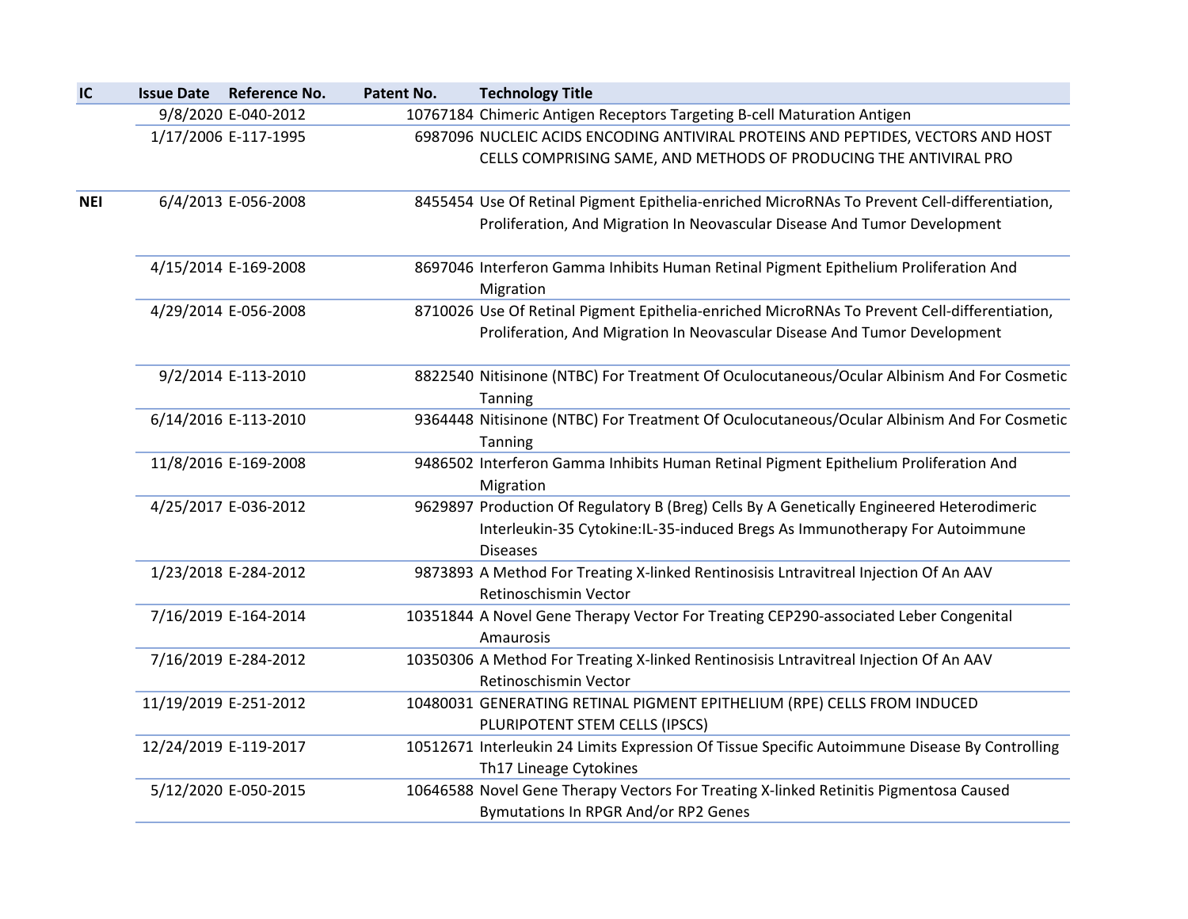| IC | Issue Date | Reference No. | Patent No. | Technology Title |
|---|---|---|---|---|
| | 9/8/2020 | E-040-2012 | 10767184 | Chimeric Antigen Receptors Targeting B-cell Maturation Antigen |
| | 1/17/2006 | E-117-1995 | 6987096 | NUCLEIC ACIDS ENCODING ANTIVIRAL PROTEINS AND PEPTIDES, VECTORS AND HOST CELLS COMPRISING SAME, AND METHODS OF PRODUCING THE ANTIVIRAL PRO |
| **NEI** | 6/4/2013 | E-056-2008 | 8455454 | Use Of Retinal Pigment Epithelia-enriched MicroRNAs To Prevent Cell-differentiation, Proliferation, And Migration In Neovascular Disease And Tumor Development |
| | 4/15/2014 | E-169-2008 | 8697046 | Interferon Gamma Inhibits Human Retinal Pigment Epithelium Proliferation And Migration |
| | 4/29/2014 | E-056-2008 | 8710026 | Use Of Retinal Pigment Epithelia-enriched MicroRNAs To Prevent Cell-differentiation, Proliferation, And Migration In Neovascular Disease And Tumor Development |
| | 9/2/2014 | E-113-2010 | 8822540 | Nitisinone (NTBC) For Treatment Of Oculocutaneous/Ocular Albinism And For Cosmetic Tanning |
| | 6/14/2016 | E-113-2010 | 9364448 | Nitisinone (NTBC) For Treatment Of Oculocutaneous/Ocular Albinism And For Cosmetic Tanning |
| | 11/8/2016 | E-169-2008 | 9486502 | Interferon Gamma Inhibits Human Retinal Pigment Epithelium Proliferation And Migration |
| | 4/25/2017 | E-036-2012 | 9629897 | Production Of Regulatory B (Breg) Cells By A Genetically Engineered Heterodimeric Interleukin-35 Cytokine:IL-35-induced Bregs As Immunotherapy For Autoimmune Diseases |
| | 1/23/2018 | E-284-2012 | 9873893 | A Method For Treating X-linked Rentinosisis Lntravitreal Injection Of An AAV Retinoschismin Vector |
| | 7/16/2019 | E-164-2014 | 10351844 | A Novel Gene Therapy Vector For Treating CEP290-associated Leber Congenital Amaurosis |
| | 7/16/2019 | E-284-2012 | 10350306 | A Method For Treating X-linked Rentinosisis Lntravitreal Injection Of An AAV Retinoschismin Vector |
| | 11/19/2019 | E-251-2012 | 10480031 | GENERATING RETINAL PIGMENT EPITHELIUM (RPE) CELLS FROM INDUCED PLURIPOTENT STEM CELLS (IPSCS) |
| | 12/24/2019 | E-119-2017 | 10512671 | Interleukin 24 Limits Expression Of Tissue Specific Autoimmune Disease By Controlling Th17 Lineage Cytokines |
| | 5/12/2020 | E-050-2015 | 10646588 | Novel Gene Therapy Vectors For Treating X-linked Retinitis Pigmentosa Caused Bymutations In RPGR And/or RP2 Genes |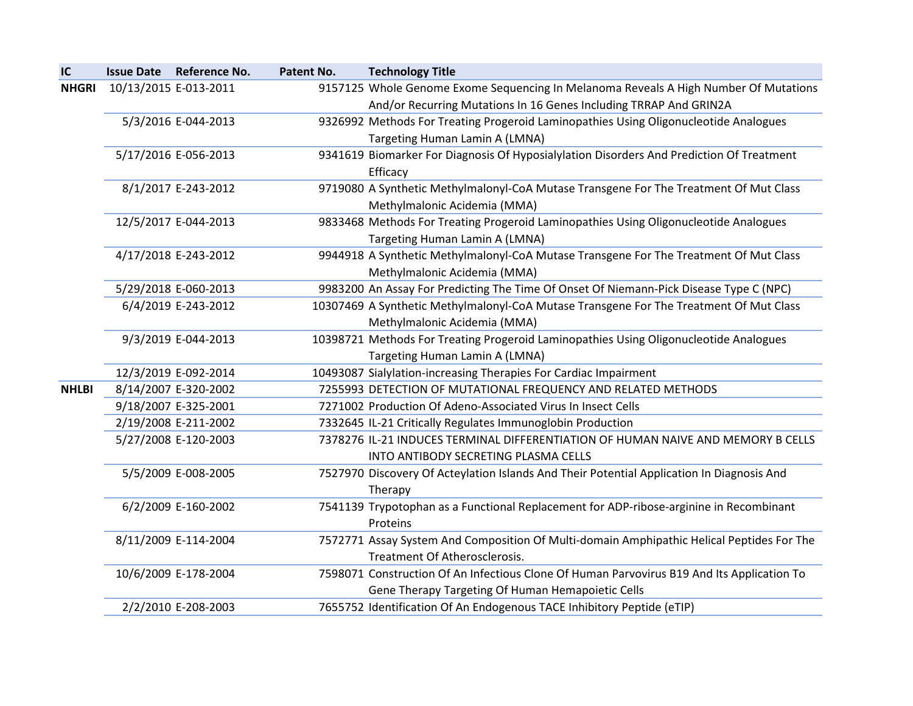| IC | Issue Date | Reference No. | Patent No. | Technology Title |
| --- | --- | --- | --- | --- |
| NHGRI | 10/13/2015 | E-013-2011 | 9157125 | Whole Genome Exome Sequencing In Melanoma Reveals A High Number Of Mutations And/or Recurring Mutations In 16 Genes Including TRRAP And GRIN2A |
| | 5/3/2016 | E-044-2013 | 9326992 | Methods For Treating Progeroid Laminopathies Using Oligonucleotide Analogues Targeting Human Lamin A (LMNA) |
| | 5/17/2016 | E-056-2013 | 9341619 | Biomarker For Diagnosis Of Hyposialylation Disorders And Prediction Of Treatment Efficacy |
| | 8/1/2017 | E-243-2012 | 9719080 | A Synthetic Methylmalonyl-CoA Mutase Transgene For The Treatment Of Mut Class Methylmalonic Acidemia (MMA) |
| | 12/5/2017 | E-044-2013 | 9833468 | Methods For Treating Progeroid Laminopathies Using Oligonucleotide Analogues Targeting Human Lamin A (LMNA) |
| | 4/17/2018 | E-243-2012 | 9944918 | A Synthetic Methylmalonyl-CoA Mutase Transgene For The Treatment Of Mut Class Methylmalonic Acidemia (MMA) |
| | 5/29/2018 | E-060-2013 | 9983200 | An Assay For Predicting The Time Of Onset Of Niemann-Pick Disease Type C (NPC) |
| | 6/4/2019 | E-243-2012 | 10307469 | A Synthetic Methylmalonyl-CoA Mutase Transgene For The Treatment Of Mut Class Methylmalonic Acidemia (MMA) |
| | 9/3/2019 | E-044-2013 | 10398721 | Methods For Treating Progeroid Laminopathies Using Oligonucleotide Analogues Targeting Human Lamin A (LMNA) |
| | 12/3/2019 | E-092-2014 | 10493087 | Sialylation-increasing Therapies For Cardiac Impairment |
| NHLBI | 8/14/2007 | E-320-2002 | 7255993 | DETECTION OF MUTATIONAL FREQUENCY AND RELATED METHODS |
| | 9/18/2007 | E-325-2001 | 7271002 | Production Of Adeno-Associated Virus In Insect Cells |
| | 2/19/2008 | E-211-2002 | 7332645 | IL-21 Critically Regulates Immunoglobin Production |
| | 5/27/2008 | E-120-2003 | 7378276 | IL-21 INDUCES TERMINAL DIFFERENTIATION OF HUMAN NAIVE AND MEMORY B CELLS INTO ANTIBODY SECRETING PLASMA CELLS |
| | 5/5/2009 | E-008-2005 | 7527970 | Discovery Of Acteylation Islands And Their Potential Application In Diagnosis And Therapy |
| | 6/2/2009 | E-160-2002 | 7541139 | Trypotophan as a Functional Replacement for ADP-ribose-arginine in Recombinant Proteins |
| | 8/11/2009 | E-114-2004 | 7572771 | Assay System And Composition Of Multi-domain Amphipathic Helical Peptides For The Treatment Of Atherosclerosis. |
| | 10/6/2009 | E-178-2004 | 7598071 | Construction Of An Infectious Clone Of Human Parvovirus B19 And Its Application To Gene Therapy Targeting Of Human Hemapoietic Cells |
| | 2/2/2010 | E-208-2003 | 7655752 | Identification Of An Endogenous TACE Inhibitory Peptide (eTIP) |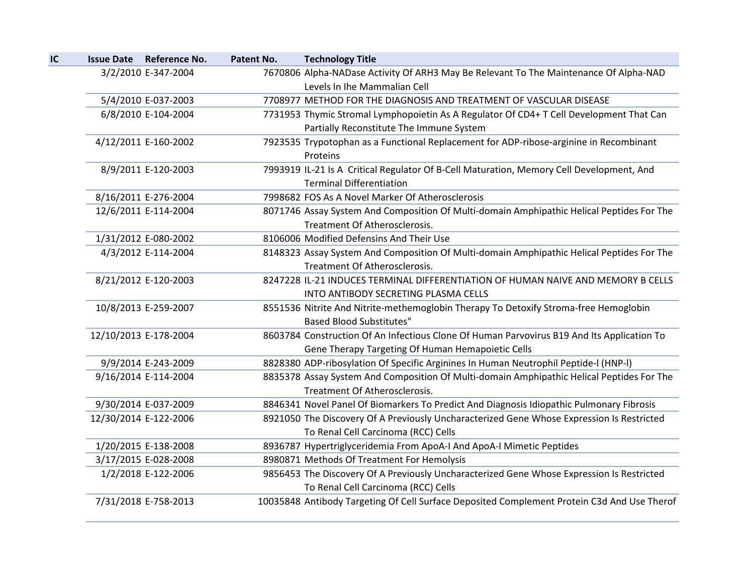| IC | Issue Date | Reference No. | Patent No. | Technology Title |
|---|---|---|---|---|
| | 3/2/2010 | E-347-2004 | 7670806 | Alpha-NADase Activity Of ARH3 May Be Relevant To The Maintenance Of Alpha-NAD Levels In Ihe Mammalian Cell |
| | 5/4/2010 | E-037-2003 | 7708977 | METHOD FOR THE DIAGNOSIS AND TREATMENT OF VASCULAR DISEASE |
| | 6/8/2010 | E-104-2004 | 7731953 | Thymic Stromal Lymphopoietin As A Regulator Of CD4+ T Cell Development That Can Partially Reconstitute The Immune System |
| | 4/12/2011 | E-160-2002 | 7923535 | Trypotophan as a Functional Replacement for ADP-ribose-arginine in Recombinant Proteins |
| | 8/9/2011 | E-120-2003 | 7993919 | IL-21 Is A Critical Regulator Of B-Cell Maturation, Memory Cell Development, And Terminal Differentiation |
| | 8/16/2011 | E-276-2004 | 7998682 | FOS As A Novel Marker Of Atherosclerosis |
| | 12/6/2011 | E-114-2004 | 8071746 | Assay System And Composition Of Multi-domain Amphipathic Helical Peptides For The Treatment Of Atherosclerosis. |
| | 1/31/2012 | E-080-2002 | 8106006 | Modified Defensins And Their Use |
| | 4/3/2012 | E-114-2004 | 8148323 | Assay System And Composition Of Multi-domain Amphipathic Helical Peptides For The Treatment Of Atherosclerosis. |
| | 8/21/2012 | E-120-2003 | 8247228 | IL-21 INDUCES TERMINAL DIFFERENTIATION OF HUMAN NAIVE AND MEMORY B CELLS INTO ANTIBODY SECRETING PLASMA CELLS |
| | 10/8/2013 | E-259-2007 | 8551536 | Nitrite And Nitrite-methemoglobin Therapy To Detoxify Stroma-free Hemoglobin Based Blood Substitutes" |
| | 12/10/2013 | E-178-2004 | 8603784 | Construction Of An Infectious Clone Of Human Parvovirus B19 And Its Application To Gene Therapy Targeting Of Human Hemapoietic Cells |
| | 9/9/2014 | E-243-2009 | 8828380 | ADP-ribosylation Of Specific Arginines In Human Neutrophil Peptide-l (HNP-l) |
| | 9/16/2014 | E-114-2004 | 8835378 | Assay System And Composition Of Multi-domain Amphipathic Helical Peptides For The Treatment Of Atherosclerosis. |
| | 9/30/2014 | E-037-2009 | 8846341 | Novel Panel Of Biomarkers To Predict And Diagnosis Idiopathic Pulmonary Fibrosis |
| | 12/30/2014 | E-122-2006 | 8921050 | The Discovery Of A Previously Uncharacterized Gene Whose Expression Is Restricted To Renal Cell Carcinoma (RCC) Cells |
| | 1/20/2015 | E-138-2008 | 8936787 | Hypertriglyceridemia From ApoA-I And ApoA-I Mimetic Peptides |
| | 3/17/2015 | E-028-2008 | 8980871 | Methods Of Treatment For Hemolysis |
| | 1/2/2018 | E-122-2006 | 9856453 | The Discovery Of A Previously Uncharacterized Gene Whose Expression Is Restricted To Renal Cell Carcinoma (RCC) Cells |
| | 7/31/2018 | E-758-2013 | 10035848 | Antibody Targeting Of Cell Surface Deposited Complement Protein C3d And Use Therof |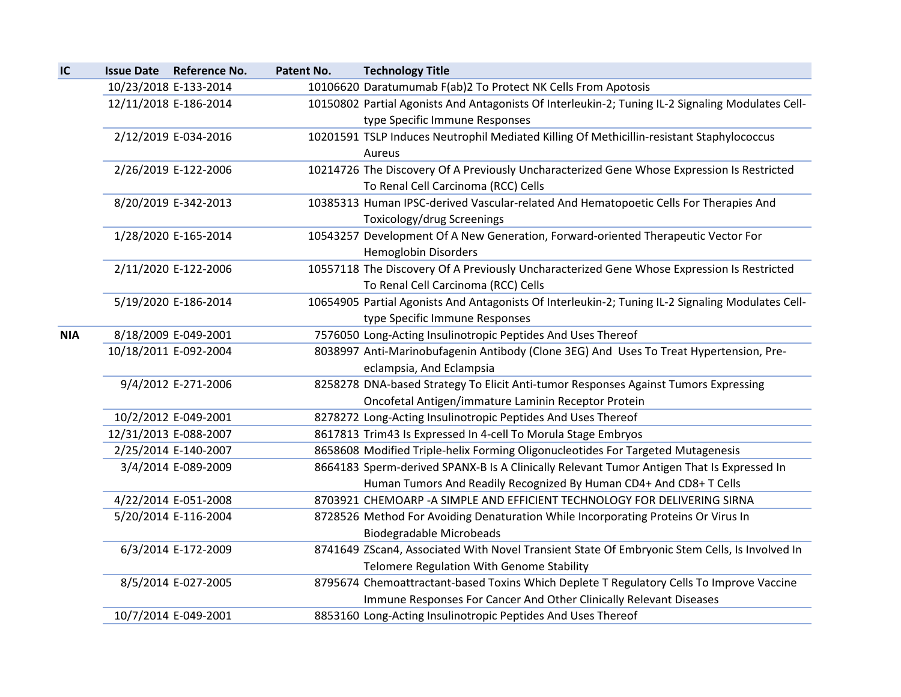| IC | Issue Date | Reference No. | Patent No. | Technology Title |
|---|---|---|---|---|
| | 10/23/2018 | E-133-2014 | 10106620 | Daratumumab F(ab)2 To Protect NK Cells From Apotosis |
| | 12/11/2018 | E-186-2014 | 10150802 | Partial Agonists And Antagonists Of Interleukin-2; Tuning IL-2 Signaling Modulates Cell-type Specific Immune Responses |
| | 2/12/2019 | E-034-2016 | 10201591 | TSLP Induces Neutrophil Mediated Killing Of Methicillin-resistant Staphylococcus Aureus |
| | 2/26/2019 | E-122-2006 | 10214726 | The Discovery Of A Previously Uncharacterized Gene Whose Expression Is Restricted To Renal Cell Carcinoma (RCC) Cells |
| | 8/20/2019 | E-342-2013 | 10385313 | Human IPSC-derived Vascular-related And Hematopoetic Cells For Therapies And Toxicology/drug Screenings |
| | 1/28/2020 | E-165-2014 | 10543257 | Development Of A New Generation, Forward-oriented Therapeutic Vector For Hemoglobin Disorders |
| | 2/11/2020 | E-122-2006 | 10557118 | The Discovery Of A Previously Uncharacterized Gene Whose Expression Is Restricted To Renal Cell Carcinoma (RCC) Cells |
| | 5/19/2020 | E-186-2014 | 10654905 | Partial Agonists And Antagonists Of Interleukin-2; Tuning IL-2 Signaling Modulates Cell-type Specific Immune Responses |
| **NIA** | 8/18/2009 | E-049-2001 | 7576050 | Long-Acting Insulinotropic Peptides And Uses Thereof |
| | 10/18/2011 | E-092-2004 | 8038997 | Anti-Marinobufagenin Antibody (Clone 3EG) And Uses To Treat Hypertension, Pre-eclampsia, And Eclampsia |
| | 9/4/2012 | E-271-2006 | 8258278 | DNA-based Strategy To Elicit Anti-tumor Responses Against Tumors Expressing Oncofetal Antigen/immature Laminin Receptor Protein |
| | 10/2/2012 | E-049-2001 | 8278272 | Long-Acting Insulinotropic Peptides And Uses Thereof |
| | 12/31/2013 | E-088-2007 | 8617813 | Trim43 Is Expressed In 4-cell To Morula Stage Embryos |
| | 2/25/2014 | E-140-2007 | 8658608 | Modified Triple-helix Forming Oligonucleotides For Targeted Mutagenesis |
| | 3/4/2014 | E-089-2009 | 8664183 | Sperm-derived SPANX-B Is A Clinically Relevant Tumor Antigen That Is Expressed In Human Tumors And Readily Recognized By Human CD4+ And CD8+ T Cells |
| | 4/22/2014 | E-051-2008 | 8703921 | CHEMOARP -A SIMPLE AND EFFICIENT TECHNOLOGY FOR DELIVERING SIRNA |
| | 5/20/2014 | E-116-2004 | 8728526 | Method For Avoiding Denaturation While Incorporating Proteins Or Virus In Biodegradable Microbeads |
| | 6/3/2014 | E-172-2009 | 8741649 | ZScan4, Associated With Novel Transient State Of Embryonic Stem Cells, Is Involved In Telomere Regulation With Genome Stability |
| | 8/5/2014 | E-027-2005 | 8795674 | Chemoattractant-based Toxins Which Deplete T Regulatory Cells To Improve Vaccine Immune Responses For Cancer And Other Clinically Relevant Diseases |
| | 10/7/2014 | E-049-2001 | 8853160 | Long-Acting Insulinotropic Peptides And Uses Thereof |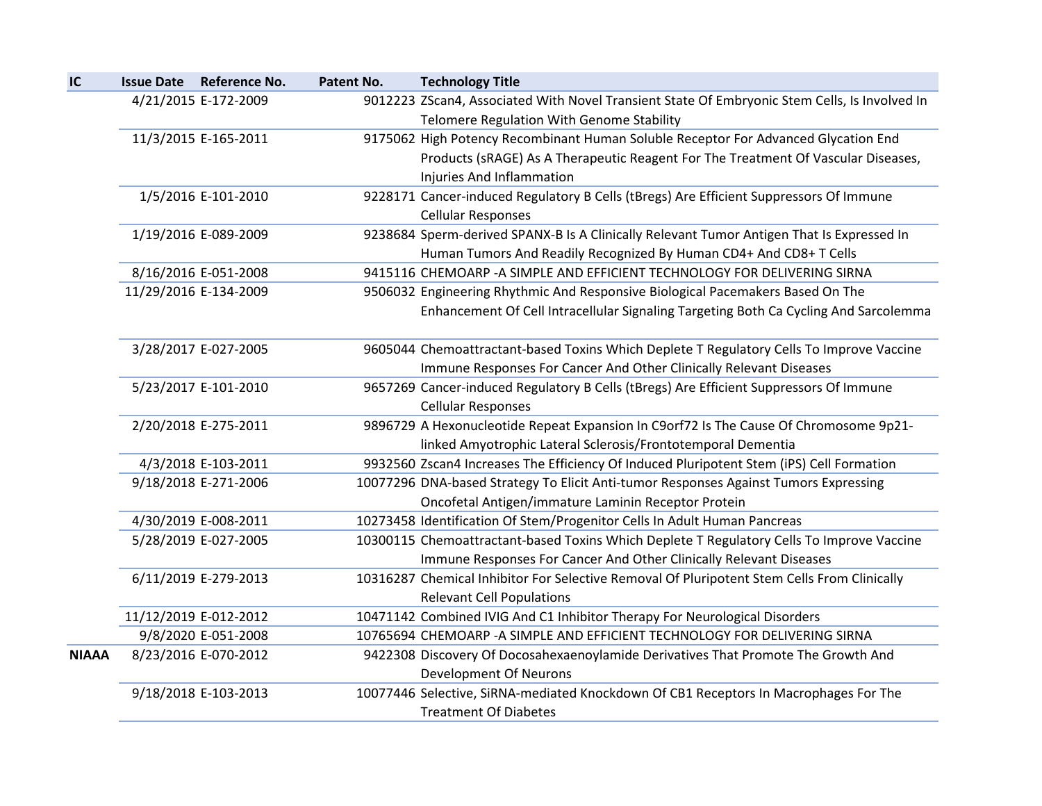| IC | Issue Date | Reference No. | Patent No. | Technology Title |
|---|---|---|---|---|
| | 4/21/2015 | E-172-2009 | 9012223 | ZScan4, Associated With Novel Transient State Of Embryonic Stem Cells, Is Involved In Telomere Regulation With Genome Stability |
| | 11/3/2015 | E-165-2011 | 9175062 | High Potency Recombinant Human Soluble Receptor For Advanced Glycation End Products (sRAGE) As A Therapeutic Reagent For The Treatment Of Vascular Diseases, Injuries And Inflammation |
| | 1/5/2016 | E-101-2010 | 9228171 | Cancer-induced Regulatory B Cells (tBregs) Are Efficient Suppressors Of Immune Cellular Responses |
| | 1/19/2016 | E-089-2009 | 9238684 | Sperm-derived SPANX-B Is A Clinically Relevant Tumor Antigen That Is Expressed In Human Tumors And Readily Recognized By Human CD4+ And CD8+ T Cells |
| | 8/16/2016 | E-051-2008 | 9415116 | CHEMOARP -A SIMPLE AND EFFICIENT TECHNOLOGY FOR DELIVERING SIRNA |
| | 11/29/2016 | E-134-2009 | 9506032 | Engineering Rhythmic And Responsive Biological Pacemakers Based On The Enhancement Of Cell Intracellular Signaling Targeting Both Ca Cycling And Sarcolemma |
| | 3/28/2017 | E-027-2005 | 9605044 | Chemoattractant-based Toxins Which Deplete T Regulatory Cells To Improve Vaccine Immune Responses For Cancer And Other Clinically Relevant Diseases |
| | 5/23/2017 | E-101-2010 | 9657269 | Cancer-induced Regulatory B Cells (tBregs) Are Efficient Suppressors Of Immune Cellular Responses |
| | 2/20/2018 | E-275-2011 | 9896729 | A Hexonucleotide Repeat Expansion In C9orf72 Is The Cause Of Chromosome 9p21-linked Amyotrophic Lateral Sclerosis/Frontotemporal Dementia |
| | 4/3/2018 | E-103-2011 | 9932560 | Zscan4 Increases The Efficiency Of Induced Pluripotent Stem (iPS) Cell Formation |
| | 9/18/2018 | E-271-2006 | 10077296 | DNA-based Strategy To Elicit Anti-tumor Responses Against Tumors Expressing Oncofetal Antigen/immature Laminin Receptor Protein |
| | 4/30/2019 | E-008-2011 | 10273458 | Identification Of Stem/Progenitor Cells In Adult Human Pancreas |
| | 5/28/2019 | E-027-2005 | 10300115 | Chemoattractant-based Toxins Which Deplete T Regulatory Cells To Improve Vaccine Immune Responses For Cancer And Other Clinically Relevant Diseases |
| | 6/11/2019 | E-279-2013 | 10316287 | Chemical Inhibitor For Selective Removal Of Pluripotent Stem Cells From Clinically Relevant Cell Populations |
| | 11/12/2019 | E-012-2012 | 10471142 | Combined IVIG And C1 Inhibitor Therapy For Neurological Disorders |
| | 9/8/2020 | E-051-2008 | 10765694 | CHEMOARP -A SIMPLE AND EFFICIENT TECHNOLOGY FOR DELIVERING SIRNA |
| **NIAAA** | 8/23/2016 | E-070-2012 | 9422308 | Discovery Of Docosahexaenoylamide Derivatives That Promote The Growth And Development Of Neurons |
| | 9/18/2018 | E-103-2013 | 10077446 | Selective, SiRNA-mediated Knockdown Of CB1 Receptors In Macrophages For The Treatment Of Diabetes |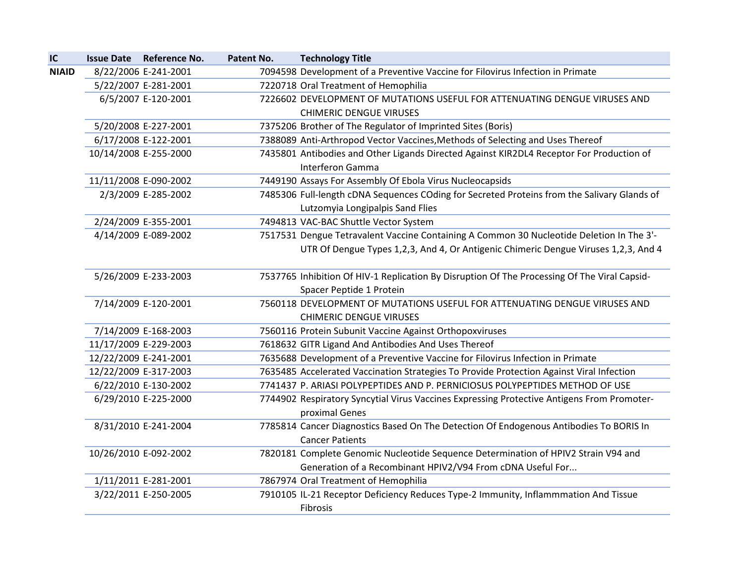| IC | Issue Date | Reference No. | Patent No. | Technology Title |
|---|---|---|---|---|
| NIAID | 8/22/2006 | E-241-2001 | 7094598 | Development of a Preventive Vaccine for Filovirus Infection in Primate |
| | 5/22/2007 | E-281-2001 | 7220718 | Oral Treatment of Hemophilia |
| | 6/5/2007 | E-120-2001 | 7226602 | DEVELOPMENT OF MUTATIONS USEFUL FOR ATTENUATING DENGUE VIRUSES AND CHIMERIC DENGUE VIRUSES |
| | 5/20/2008 | E-227-2001 | 7375206 | Brother of The Regulator of Imprinted Sites (Boris) |
| | 6/17/2008 | E-122-2001 | 7388089 | Anti-Arthropod Vector Vaccines,Methods of Selecting and Uses Thereof |
| | 10/14/2008 | E-255-2000 | 7435801 | Antibodies and Other Ligands Directed Against KIR2DL4 Receptor For Production of Interferon Gamma |
| | 11/11/2008 | E-090-2002 | 7449190 | Assays For Assembly Of Ebola Virus Nucleocapsids |
| | 2/3/2009 | E-285-2002 | 7485306 | Full-length cDNA Sequences COding for Secreted Proteins from the Salivary Glands of Lutzomyia Longipalpis Sand Flies |
| | 2/24/2009 | E-355-2001 | 7494813 | VAC-BAC Shuttle Vector System |
| | 4/14/2009 | E-089-2002 | 7517531 | Dengue Tetravalent Vaccine Containing A Common 30 Nucleotide Deletion In The 3'-UTR Of Dengue Types 1,2,3, And 4, Or Antigenic Chimeric Dengue Viruses 1,2,3, And 4 |
| | 5/26/2009 | E-233-2003 | 7537765 | Inhibition Of HIV-1 Replication By Disruption Of The Processing Of The Viral Capsid-Spacer Peptide 1 Protein |
| | 7/14/2009 | E-120-2001 | 7560118 | DEVELOPMENT OF MUTATIONS USEFUL FOR ATTENUATING DENGUE VIRUSES AND CHIMERIC DENGUE VIRUSES |
| | 7/14/2009 | E-168-2003 | 7560116 | Protein Subunit Vaccine Against Orthopoxviruses |
| | 11/17/2009 | E-229-2003 | 7618632 | GITR Ligand And Antibodies And Uses Thereof |
| | 12/22/2009 | E-241-2001 | 7635688 | Development of a Preventive Vaccine for Filovirus Infection in Primate |
| | 12/22/2009 | E-317-2003 | 7635485 | Accelerated Vaccination Strategies To Provide Protection Against Viral Infection |
| | 6/22/2010 | E-130-2002 | 7741437 | P. ARIASI POLYPEPTIDES AND P. PERNICIOSUS POLYPEPTIDES METHOD OF USE |
| | 6/29/2010 | E-225-2000 | 7744902 | Respiratory Syncytial Virus Vaccines Expressing Protective Antigens From Promoter-proximal Genes |
| | 8/31/2010 | E-241-2004 | 7785814 | Cancer Diagnostics Based On The Detection Of Endogenous Antibodies To BORIS In Cancer Patients |
| | 10/26/2010 | E-092-2002 | 7820181 | Complete Genomic Nucleotide Sequence Determination of HPIV2 Strain V94 and Generation of a Recombinant HPIV2/V94 From cDNA Useful For... |
| | 1/11/2011 | E-281-2001 | 7867974 | Oral Treatment of Hemophilia |
| | 3/22/2011 | E-250-2005 | 7910105 | IL-21 Receptor Deficiency Reduces Type-2 Immunity, Inflammmation And Tissue Fibrosis |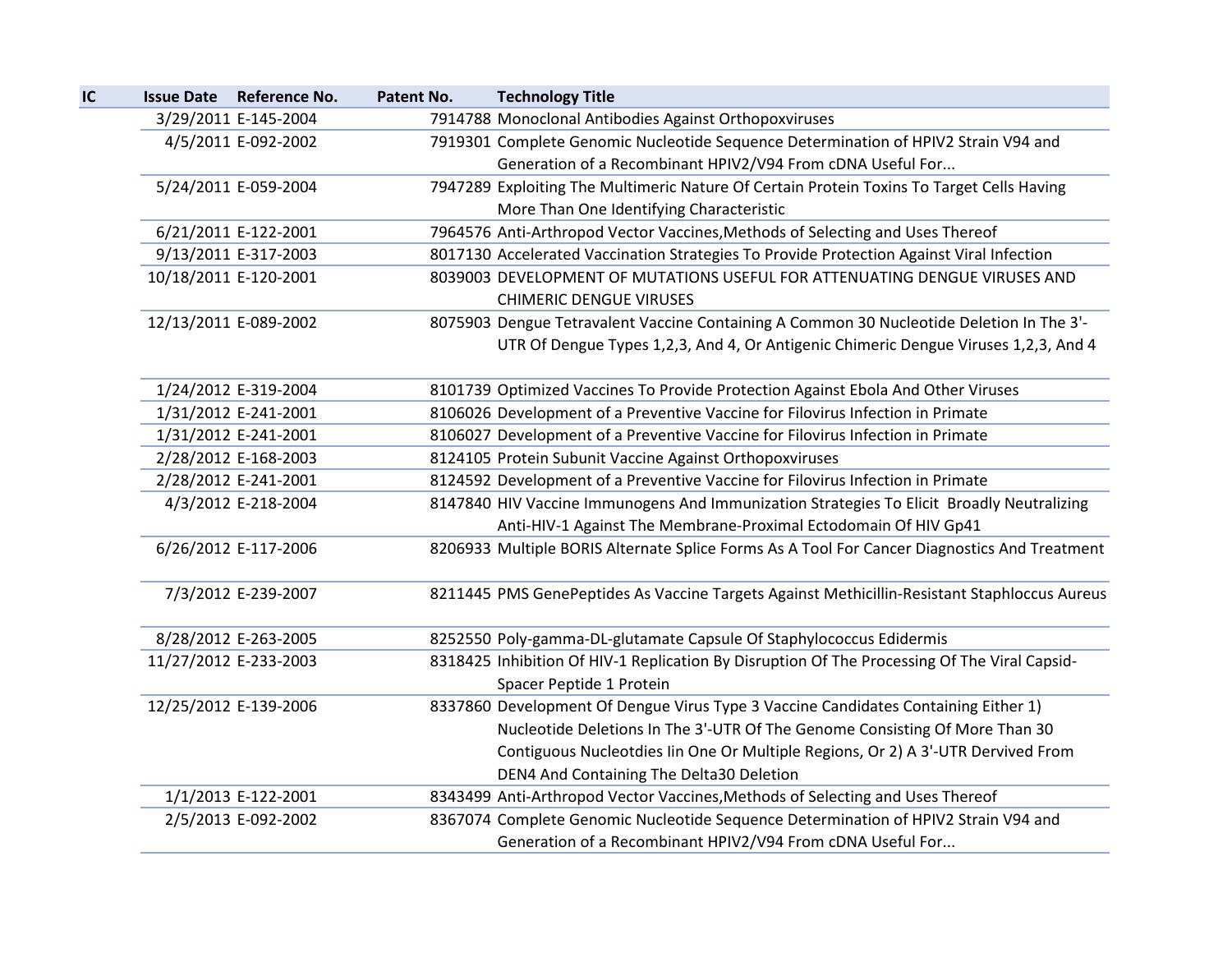| IC | Issue Date | Reference No. | Patent No. | Technology Title |
|---|---|---|---|---|
| | 3/29/2011 | E-145-2004 | 7914788 | Monoclonal Antibodies Against Orthopoxviruses |
| | 4/5/2011 | E-092-2002 | 7919301 | Complete Genomic Nucleotide Sequence Determination of HPIV2 Strain V94 and Generation of a Recombinant HPIV2/V94 From cDNA Useful For... |
| | 5/24/2011 | E-059-2004 | 7947289 | Exploiting The Multimeric Nature Of Certain Protein Toxins To Target Cells Having More Than One Identifying Characteristic |
| | 6/21/2011 | E-122-2001 | 7964576 | Anti-Arthropod Vector Vaccines,Methods of Selecting and Uses Thereof |
| | 9/13/2011 | E-317-2003 | 8017130 | Accelerated Vaccination Strategies To Provide Protection Against Viral Infection |
| | 10/18/2011 | E-120-2001 | 8039003 | DEVELOPMENT OF MUTATIONS USEFUL FOR ATTENUATING DENGUE VIRUSES AND CHIMERIC DENGUE VIRUSES |
| | 12/13/2011 | E-089-2002 | 8075903 | Dengue Tetravalent Vaccine Containing A Common 30 Nucleotide Deletion In The 3'-UTR Of Dengue Types 1,2,3, And 4, Or Antigenic Chimeric Dengue Viruses 1,2,3, And 4 |
| | 1/24/2012 | E-319-2004 | 8101739 | Optimized Vaccines To Provide Protection Against Ebola And Other Viruses |
| | 1/31/2012 | E-241-2001 | 8106026 | Development of a Preventive Vaccine for Filovirus Infection in Primate |
| | 1/31/2012 | E-241-2001 | 8106027 | Development of a Preventive Vaccine for Filovirus Infection in Primate |
| | 2/28/2012 | E-168-2003 | 8124105 | Protein Subunit Vaccine Against Orthopoxviruses |
| | 2/28/2012 | E-241-2001 | 8124592 | Development of a Preventive Vaccine for Filovirus Infection in Primate |
| | 4/3/2012 | E-218-2004 | 8147840 | HIV Vaccine Immunogens And Immunization Strategies To Elicit Broadly Neutralizing Anti-HIV-1 Against The Membrane-Proximal Ectodomain Of HIV Gp41 |
| | 6/26/2012 | E-117-2006 | 8206933 | Multiple BORIS Alternate Splice Forms As A Tool For Cancer Diagnostics And Treatment |
| | 7/3/2012 | E-239-2007 | 8211445 | PMS GenePeptides As Vaccine Targets Against Methicillin-Resistant Staphloccus Aureus |
| | 8/28/2012 | E-263-2005 | 8252550 | Poly-gamma-DL-glutamate Capsule Of Staphylococcus Edidermis |
| | 11/27/2012 | E-233-2003 | 8318425 | Inhibition Of HIV-1 Replication By Disruption Of The Processing Of The Viral Capsid-Spacer Peptide 1 Protein |
| | 12/25/2012 | E-139-2006 | 8337860 | Development Of Dengue Virus Type 3 Vaccine Candidates Containing Either 1) Nucleotide Deletions In The 3'-UTR Of The Genome Consisting Of More Than 30 Contiguous Nucleotdies Iin One Or Multiple Regions, Or 2) A 3'-UTR Dervived From DEN4 And Containing The Delta30 Deletion |
| | 1/1/2013 | E-122-2001 | 8343499 | Anti-Arthropod Vector Vaccines,Methods of Selecting and Uses Thereof |
| | 2/5/2013 | E-092-2002 | 8367074 | Complete Genomic Nucleotide Sequence Determination of HPIV2 Strain V94 and Generation of a Recombinant HPIV2/V94 From cDNA Useful For... |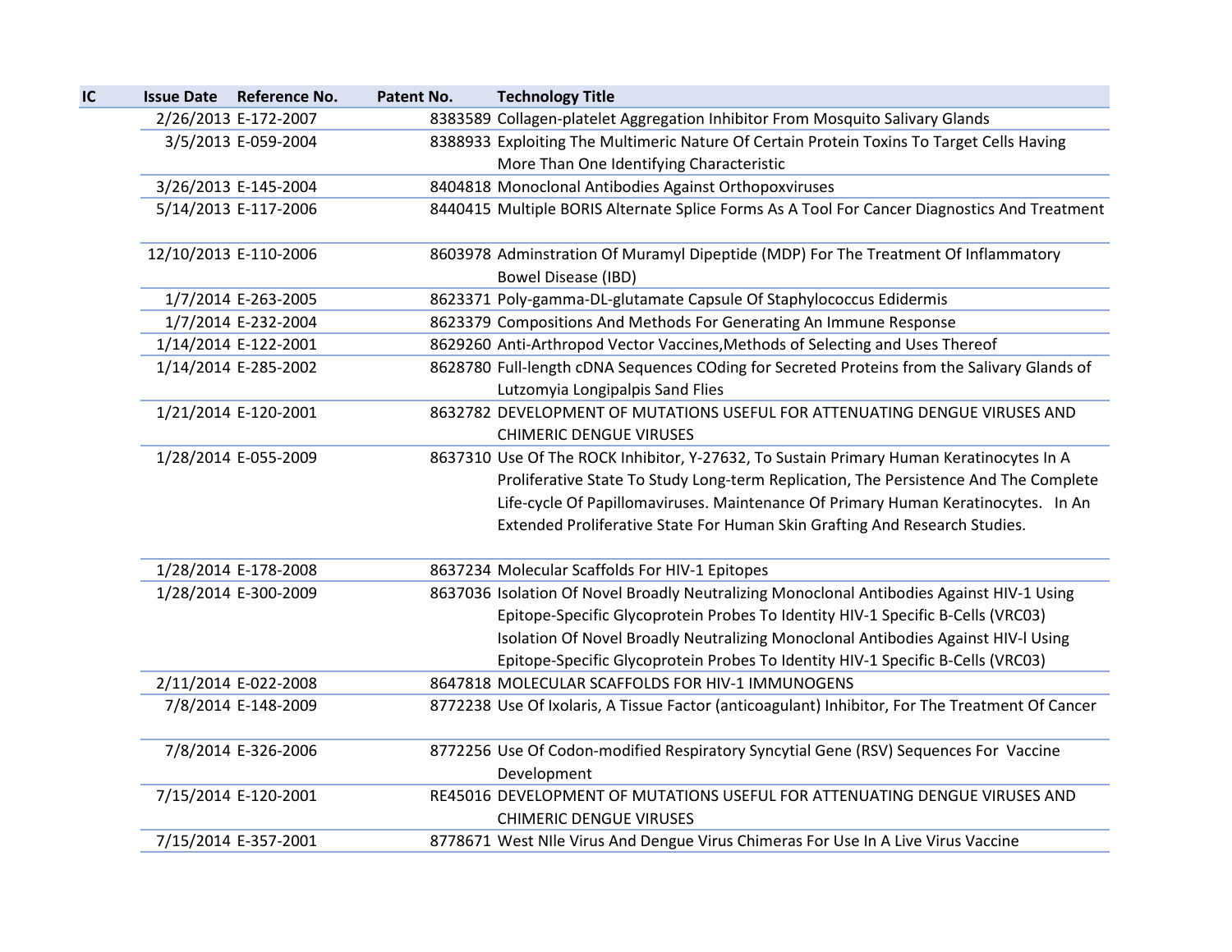| IC | Issue Date | Reference No. | Patent No. | Technology Title |
|---|---|---|---|---|
| | 2/26/2013 | E-172-2007 | 8383589 | Collagen-platelet Aggregation Inhibitor From Mosquito Salivary Glands |
| | 3/5/2013 | E-059-2004 | 8388933 | Exploiting The Multimeric Nature Of Certain Protein Toxins To Target Cells Having More Than One Identifying Characteristic |
| | 3/26/2013 | E-145-2004 | 8404818 | Monoclonal Antibodies Against Orthopoxviruses |
| | 5/14/2013 | E-117-2006 | 8440415 | Multiple BORIS Alternate Splice Forms As A Tool For Cancer Diagnostics And Treatment |
| | 12/10/2013 | E-110-2006 | 8603978 | Adminstration Of Muramyl Dipeptide (MDP) For The Treatment Of Inflammatory Bowel Disease (IBD) |
| | 1/7/2014 | E-263-2005 | 8623371 | Poly-gamma-DL-glutamate Capsule Of Staphylococcus Edidermis |
| | 1/7/2014 | E-232-2004 | 8623379 | Compositions And Methods For Generating An Immune Response |
| | 1/14/2014 | E-122-2001 | 8629260 | Anti-Arthropod Vector Vaccines,Methods of Selecting and Uses Thereof |
| | 1/14/2014 | E-285-2002 | 8628780 | Full-length cDNA Sequences COding for Secreted Proteins from the Salivary Glands of Lutzomyia Longipalpis Sand Flies |
| | 1/21/2014 | E-120-2001 | 8632782 | DEVELOPMENT OF MUTATIONS USEFUL FOR ATTENUATING DENGUE VIRUSES AND CHIMERIC DENGUE VIRUSES |
| | 1/28/2014 | E-055-2009 | 8637310 | Use Of The ROCK Inhibitor, Y-27632, To Sustain Primary Human Keratinocytes In A Proliferative State To Study Long-term Replication, The Persistence And The Complete Life-cycle Of Papillomaviruses. Maintenance Of Primary Human Keratinocytes. In An Extended Proliferative State For Human Skin Grafting And Research Studies. |
| | 1/28/2014 | E-178-2008 | 8637234 | Molecular Scaffolds For HIV-1 Epitopes |
| | 1/28/2014 | E-300-2009 | 8637036 | Isolation Of Novel Broadly Neutralizing Monoclonal Antibodies Against HIV-1 Using Epitope-Specific Glycoprotein Probes To Identity HIV-1 Specific B-Cells (VRC03) Isolation Of Novel Broadly Neutralizing Monoclonal Antibodies Against HIV-l Using Epitope-Specific Glycoprotein Probes To Identity HIV-1 Specific B-Cells (VRC03) |
| | 2/11/2014 | E-022-2008 | 8647818 | MOLECULAR SCAFFOLDS FOR HIV-1 IMMUNOGENS |
| | 7/8/2014 | E-148-2009 | 8772238 | Use Of Ixolaris, A Tissue Factor (anticoagulant) Inhibitor, For The Treatment Of Cancer |
| | 7/8/2014 | E-326-2006 | 8772256 | Use Of Codon-modified Respiratory Syncytial Gene (RSV) Sequences For Vaccine Development |
| | 7/15/2014 | E-120-2001 | RE45016 | DEVELOPMENT OF MUTATIONS USEFUL FOR ATTENUATING DENGUE VIRUSES AND CHIMERIC DENGUE VIRUSES |
| | 7/15/2014 | E-357-2001 | 8778671 | West NIle Virus And Dengue Virus Chimeras For Use In A Live Virus Vaccine |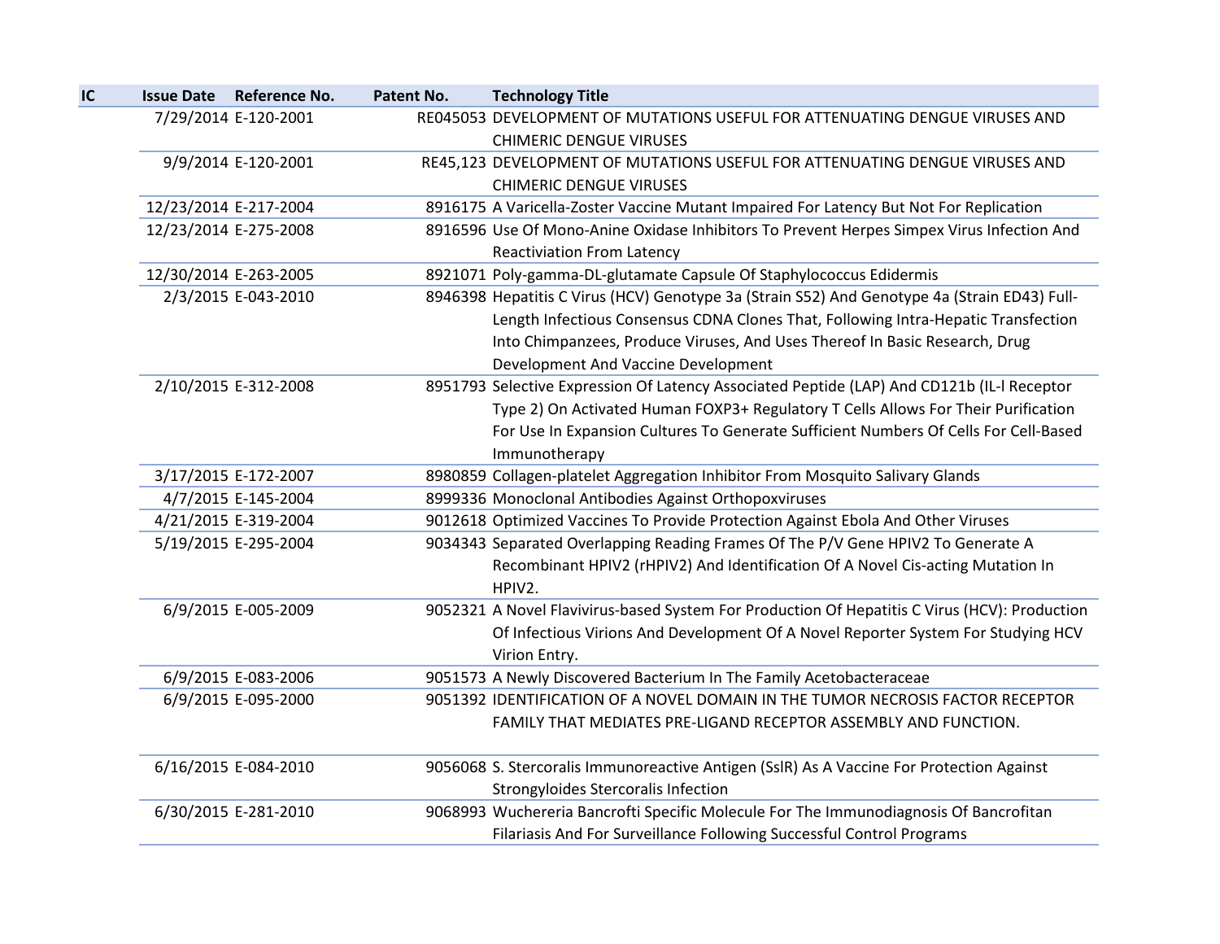| IC | Issue Date | Reference No. | Patent No. | Technology Title |
| --- | --- | --- | --- | --- |
| | 7/29/2014 | E-120-2001 | RE045053 | DEVELOPMENT OF MUTATIONS USEFUL FOR ATTENUATING DENGUE VIRUSES AND CHIMERIC DENGUE VIRUSES |
| | 9/9/2014 | E-120-2001 | RE45,123 | DEVELOPMENT OF MUTATIONS USEFUL FOR ATTENUATING DENGUE VIRUSES AND CHIMERIC DENGUE VIRUSES |
| | 12/23/2014 | E-217-2004 | 8916175 | A Varicella-Zoster Vaccine Mutant Impaired For Latency But Not For Replication |
| | 12/23/2014 | E-275-2008 | 8916596 | Use Of Mono-Anine Oxidase Inhibitors To Prevent Herpes Simpex Virus Infection And Reactiviation From Latency |
| | 12/30/2014 | E-263-2005 | 8921071 | Poly-gamma-DL-glutamate Capsule Of Staphylococcus Edidermis |
| | 2/3/2015 | E-043-2010 | 8946398 | Hepatitis C Virus (HCV) Genotype 3a (Strain S52) And Genotype 4a (Strain ED43) Full-Length Infectious Consensus CDNA Clones That, Following Intra-Hepatic Transfection Into Chimpanzees, Produce Viruses, And Uses Thereof In Basic Research, Drug Development And Vaccine Development |
| | 2/10/2015 | E-312-2008 | 8951793 | Selective Expression Of Latency Associated Peptide (LAP) And CD121b (IL-l Receptor Type 2) On Activated Human FOXP3+ Regulatory T Cells Allows For Their Purification For Use In Expansion Cultures To Generate Sufficient Numbers Of Cells For Cell-Based Immunotherapy |
| | 3/17/2015 | E-172-2007 | 8980859 | Collagen-platelet Aggregation Inhibitor From Mosquito Salivary Glands |
| | 4/7/2015 | E-145-2004 | 8999336 | Monoclonal Antibodies Against Orthopoxviruses |
| | 4/21/2015 | E-319-2004 | 9012618 | Optimized Vaccines To Provide Protection Against Ebola And Other Viruses |
| | 5/19/2015 | E-295-2004 | 9034343 | Separated Overlapping Reading Frames Of The P/V Gene HPIV2 To Generate A Recombinant HPIV2 (rHPIV2) And Identification Of A Novel Cis-acting Mutation In HPIV2. |
| | 6/9/2015 | E-005-2009 | 9052321 | A Novel Flavivirus-based System For Production Of Hepatitis C Virus (HCV): Production Of Infectious Virions And Development Of A Novel Reporter System For Studying HCV Virion Entry. |
| | 6/9/2015 | E-083-2006 | 9051573 | A Newly Discovered Bacterium In The Family Acetobacteraceae |
| | 6/9/2015 | E-095-2000 | 9051392 | IDENTIFICATION OF A NOVEL DOMAIN IN THE TUMOR NECROSIS FACTOR RECEPTOR FAMILY THAT MEDIATES PRE-LIGAND RECEPTOR ASSEMBLY AND FUNCTION. |
| | 6/16/2015 | E-084-2010 | 9056068 | S. Stercoralis Immunoreactive Antigen (SslR) As A Vaccine For Protection Against Strongyloides Stercoralis Infection |
| | 6/30/2015 | E-281-2010 | 9068993 | Wuchereria Bancrofti Specific Molecule For The Immunodiagnosis Of Bancrofitan Filariasis And For Surveillance Following Successful Control Programs |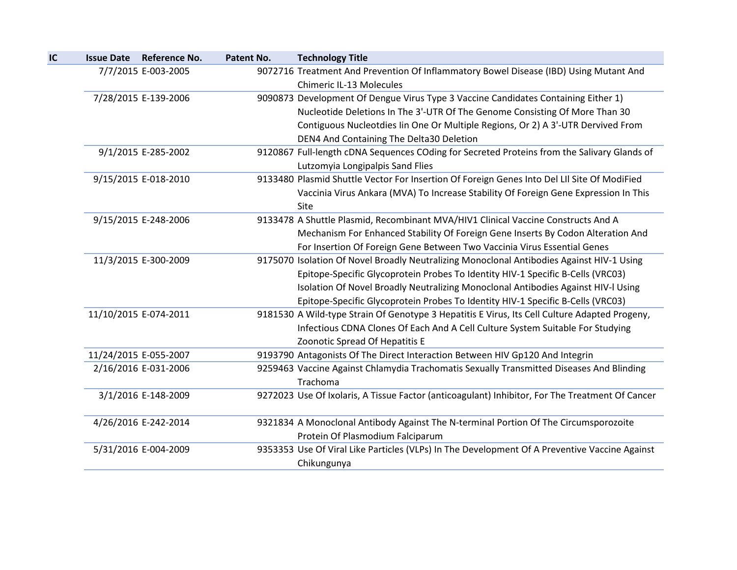| IC | Issue Date | Reference No. | Patent No. | Technology Title |
|---|---|---|---|---|
| | 7/7/2015 | E-003-2005 | 9072716 | Treatment And Prevention Of Inflammatory Bowel Disease (IBD) Using Mutant And Chimeric IL-13 Molecules |
| | 7/28/2015 | E-139-2006 | 9090873 | Development Of Dengue Virus Type 3 Vaccine Candidates Containing Either 1) Nucleotide Deletions In The 3'-UTR Of The Genome Consisting Of More Than 30 Contiguous Nucleotdies Iin One Or Multiple Regions, Or 2) A 3'-UTR Dervived From DEN4 And Containing The Delta30 Deletion |
| | 9/1/2015 | E-285-2002 | 9120867 | Full-length cDNA Sequences COding for Secreted Proteins from the Salivary Glands of Lutzomyia Longipalpis Sand Flies |
| | 9/15/2015 | E-018-2010 | 9133480 | Plasmid Shuttle Vector For Insertion Of Foreign Genes Into Del LII Site Of ModiFied Vaccinia Virus Ankara (MVA) To Increase Stability Of Foreign Gene Expression In This Site |
| | 9/15/2015 | E-248-2006 | 9133478 | A Shuttle Plasmid, Recombinant MVA/HIV1 Clinical Vaccine Constructs And A Mechanism For Enhanced Stability Of Foreign Gene Inserts By Codon Alteration And For Insertion Of Foreign Gene Between Two Vaccinia Virus Essential Genes |
| | 11/3/2015 | E-300-2009 | 9175070 | Isolation Of Novel Broadly Neutralizing Monoclonal Antibodies Against HIV-1 Using Epitope-Specific Glycoprotein Probes To Identity HIV-1 Specific B-Cells (VRC03) Isolation Of Novel Broadly Neutralizing Monoclonal Antibodies Against HIV-l Using Epitope-Specific Glycoprotein Probes To Identity HIV-1 Specific B-Cells (VRC03) |
| | 11/10/2015 | E-074-2011 | 9181530 | A Wild-type Strain Of Genotype 3 Hepatitis E Virus, Its Cell Culture Adapted Progeny, Infectious CDNA Clones Of Each And A Cell Culture System Suitable For Studying Zoonotic Spread Of Hepatitis E |
| | 11/24/2015 | E-055-2007 | 9193790 | Antagonists Of The Direct Interaction Between HIV Gp120 And Integrin |
| | 2/16/2016 | E-031-2006 | 9259463 | Vaccine Against Chlamydia Trachomatis Sexually Transmitted Diseases And Blinding Trachoma |
| | 3/1/2016 | E-148-2009 | 9272023 | Use Of Ixolaris, A Tissue Factor (anticoagulant) Inhibitor, For The Treatment Of Cancer |
| | 4/26/2016 | E-242-2014 | 9321834 | A Monoclonal Antibody Against The N-terminal Portion Of The Circumsporozoite Protein Of Plasmodium Falciparum |
| | 5/31/2016 | E-004-2009 | 9353353 | Use Of Viral Like Particles (VLPs) In The Development Of A Preventive Vaccine Against Chikungunya |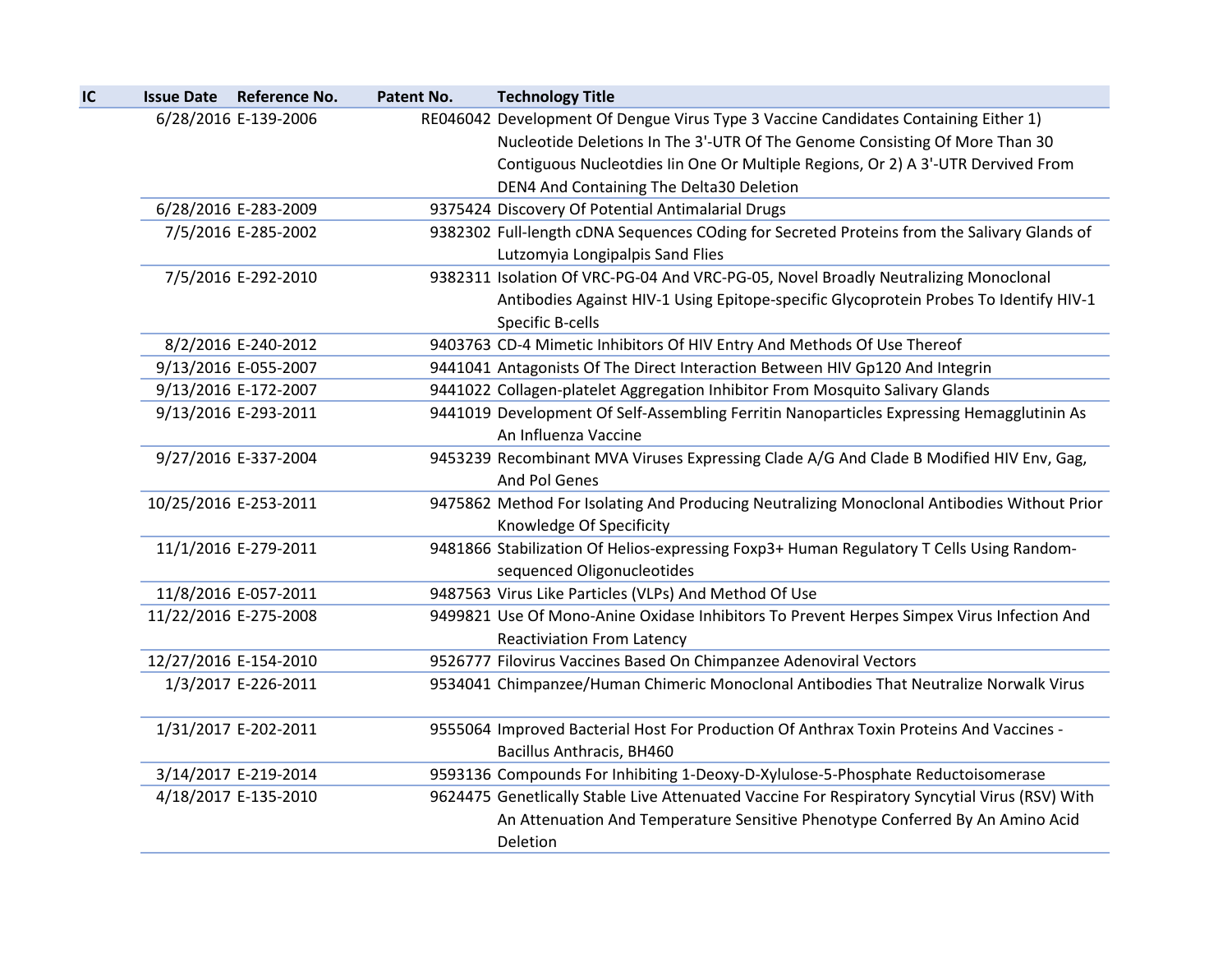| IC | Issue Date | Reference No. | Patent No. | Technology Title |
|---|---|---|---|---|
| | 6/28/2016 | E-139-2006 | RE046042 | Development Of Dengue Virus Type 3 Vaccine Candidates Containing Either 1) Nucleotide Deletions In The 3'-UTR Of The Genome Consisting Of More Than 30 Contiguous Nucleotdies Iin One Or Multiple Regions, Or 2) A 3'-UTR Dervived From DEN4 And Containing The Delta30 Deletion |
| | 6/28/2016 | E-283-2009 | 9375424 | Discovery Of Potential Antimalarial Drugs |
| | 7/5/2016 | E-285-2002 | 9382302 | Full-length cDNA Sequences COding for Secreted Proteins from the Salivary Glands of Lutzomyia Longipalpis Sand Flies |
| | 7/5/2016 | E-292-2010 | 9382311 | Isolation Of VRC-PG-04 And VRC-PG-05, Novel Broadly Neutralizing Monoclonal Antibodies Against HIV-1 Using Epitope-specific Glycoprotein Probes To Identify HIV-1 Specific B-cells |
| | 8/2/2016 | E-240-2012 | 9403763 | CD-4 Mimetic Inhibitors Of HIV Entry And Methods Of Use Thereof |
| | 9/13/2016 | E-055-2007 | 9441041 | Antagonists Of The Direct Interaction Between HIV Gp120 And Integrin |
| | 9/13/2016 | E-172-2007 | 9441022 | Collagen-platelet Aggregation Inhibitor From Mosquito Salivary Glands |
| | 9/13/2016 | E-293-2011 | 9441019 | Development Of Self-Assembling Ferritin Nanoparticles Expressing Hemagglutinin As An Influenza Vaccine |
| | 9/27/2016 | E-337-2004 | 9453239 | Recombinant MVA Viruses Expressing Clade A/G And Clade B Modified HIV Env, Gag, And Pol Genes |
| | 10/25/2016 | E-253-2011 | 9475862 | Method For Isolating And Producing Neutralizing Monoclonal Antibodies Without Prior Knowledge Of Specificity |
| | 11/1/2016 | E-279-2011 | 9481866 | Stabilization Of Helios-expressing Foxp3+ Human Regulatory T Cells Using Random-sequenced Oligonucleotides |
| | 11/8/2016 | E-057-2011 | 9487563 | Virus Like Particles (VLPs) And Method Of Use |
| | 11/22/2016 | E-275-2008 | 9499821 | Use Of Mono-Anine Oxidase Inhibitors To Prevent Herpes Simpex Virus Infection And Reactiviation From Latency |
| | 12/27/2016 | E-154-2010 | 9526777 | Filovirus Vaccines Based On Chimpanzee Adenoviral Vectors |
| | 1/3/2017 | E-226-2011 | 9534041 | Chimpanzee/Human Chimeric Monoclonal Antibodies That Neutralize Norwalk Virus |
| | 1/31/2017 | E-202-2011 | 9555064 | Improved Bacterial Host For Production Of Anthrax Toxin Proteins And Vaccines - Bacillus Anthracis, BH460 |
| | 3/14/2017 | E-219-2014 | 9593136 | Compounds For Inhibiting 1-Deoxy-D-Xylulose-5-Phosphate Reductoisomerase |
| | 4/18/2017 | E-135-2010 | 9624475 | Genetlically Stable Live Attenuated Vaccine For Respiratory Syncytial Virus (RSV) With An Attenuation And Temperature Sensitive Phenotype Conferred By An Amino Acid Deletion |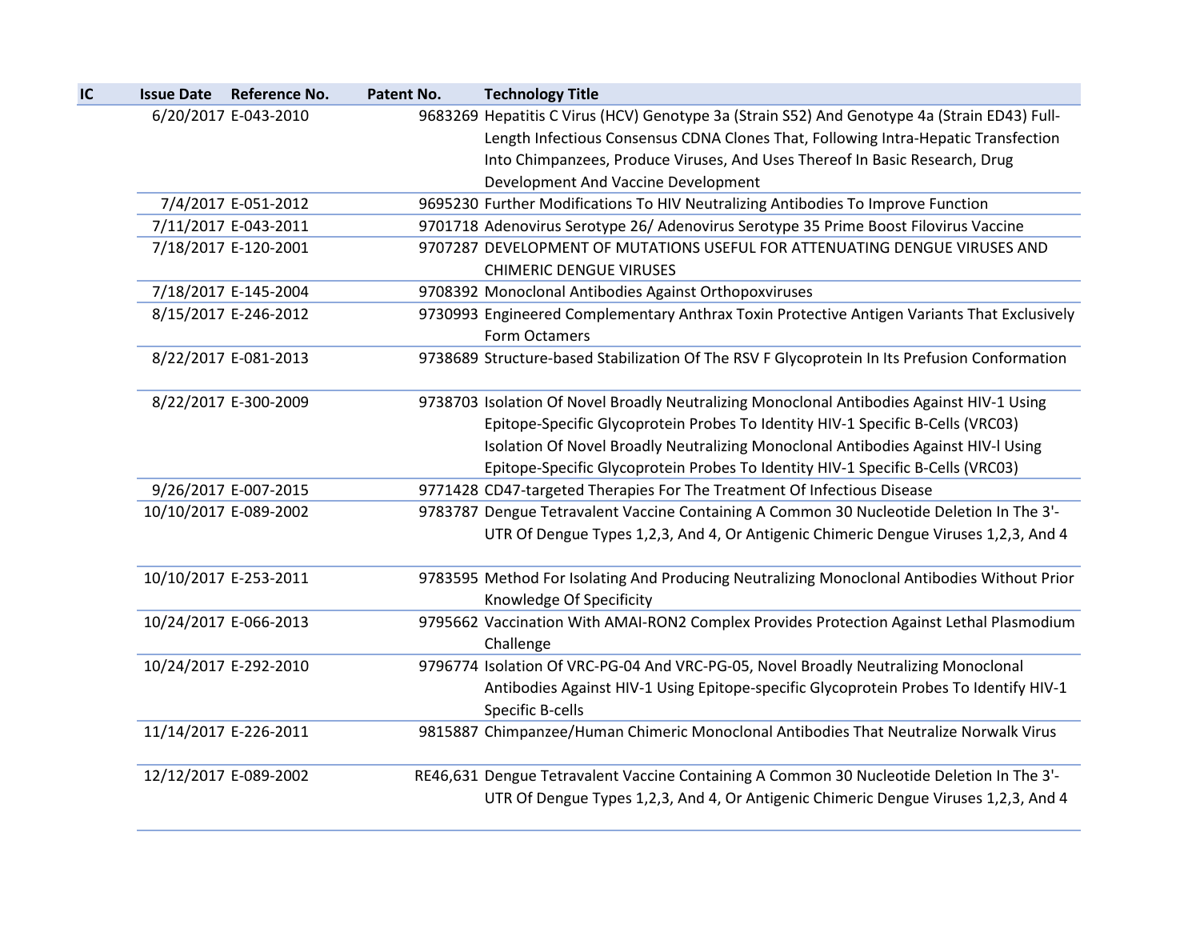| IC | Issue Date | Reference No. | Patent No. | Technology Title |
|---|---|---|---|---|
| | 6/20/2017 | E-043-2010 | 9683269 | Hepatitis C Virus (HCV) Genotype 3a (Strain S52) And Genotype 4a (Strain ED43) Full-Length Infectious Consensus CDNA Clones That, Following Intra-Hepatic Transfection Into Chimpanzees, Produce Viruses, And Uses Thereof In Basic Research, Drug Development And Vaccine Development |
| | 7/4/2017 | E-051-2012 | 9695230 | Further Modifications To HIV Neutralizing Antibodies To Improve Function |
| | 7/11/2017 | E-043-2011 | 9701718 | Adenovirus Serotype 26/ Adenovirus Serotype 35 Prime Boost Filovirus Vaccine |
| | 7/18/2017 | E-120-2001 | 9707287 | DEVELOPMENT OF MUTATIONS USEFUL FOR ATTENUATING DENGUE VIRUSES AND CHIMERIC DENGUE VIRUSES |
| | 7/18/2017 | E-145-2004 | 9708392 | Monoclonal Antibodies Against Orthopoxviruses |
| | 8/15/2017 | E-246-2012 | 9730993 | Engineered Complementary Anthrax Toxin Protective Antigen Variants That Exclusively Form Octamers |
| | 8/22/2017 | E-081-2013 | 9738689 | Structure-based Stabilization Of The RSV F Glycoprotein In Its Prefusion Conformation |
| | 8/22/2017 | E-300-2009 | 9738703 | Isolation Of Novel Broadly Neutralizing Monoclonal Antibodies Against HIV-1 Using Epitope-Specific Glycoprotein Probes To Identity HIV-1 Specific B-Cells (VRC03) Isolation Of Novel Broadly Neutralizing Monoclonal Antibodies Against HIV-l Using Epitope-Specific Glycoprotein Probes To Identity HIV-1 Specific B-Cells (VRC03) |
| | 9/26/2017 | E-007-2015 | 9771428 | CD47-targeted Therapies For The Treatment Of Infectious Disease |
| | 10/10/2017 | E-089-2002 | 9783787 | Dengue Tetravalent Vaccine Containing A Common 30 Nucleotide Deletion In The 3'-UTR Of Dengue Types 1,2,3, And 4, Or Antigenic Chimeric Dengue Viruses 1,2,3, And 4 |
| | 10/10/2017 | E-253-2011 | 9783595 | Method For Isolating And Producing Neutralizing Monoclonal Antibodies Without Prior Knowledge Of Specificity |
| | 10/24/2017 | E-066-2013 | 9795662 | Vaccination With AMAI-RON2 Complex Provides Protection Against Lethal Plasmodium Challenge |
| | 10/24/2017 | E-292-2010 | 9796774 | Isolation Of VRC-PG-04 And VRC-PG-05, Novel Broadly Neutralizing Monoclonal Antibodies Against HIV-1 Using Epitope-specific Glycoprotein Probes To Identify HIV-1 Specific B-cells |
| | 11/14/2017 | E-226-2011 | 9815887 | Chimpanzee/Human Chimeric Monoclonal Antibodies That Neutralize Norwalk Virus |
| | 12/12/2017 | E-089-2002 | RE46,631 | Dengue Tetravalent Vaccine Containing A Common 30 Nucleotide Deletion In The 3'-UTR Of Dengue Types 1,2,3, And 4, Or Antigenic Chimeric Dengue Viruses 1,2,3, And 4 |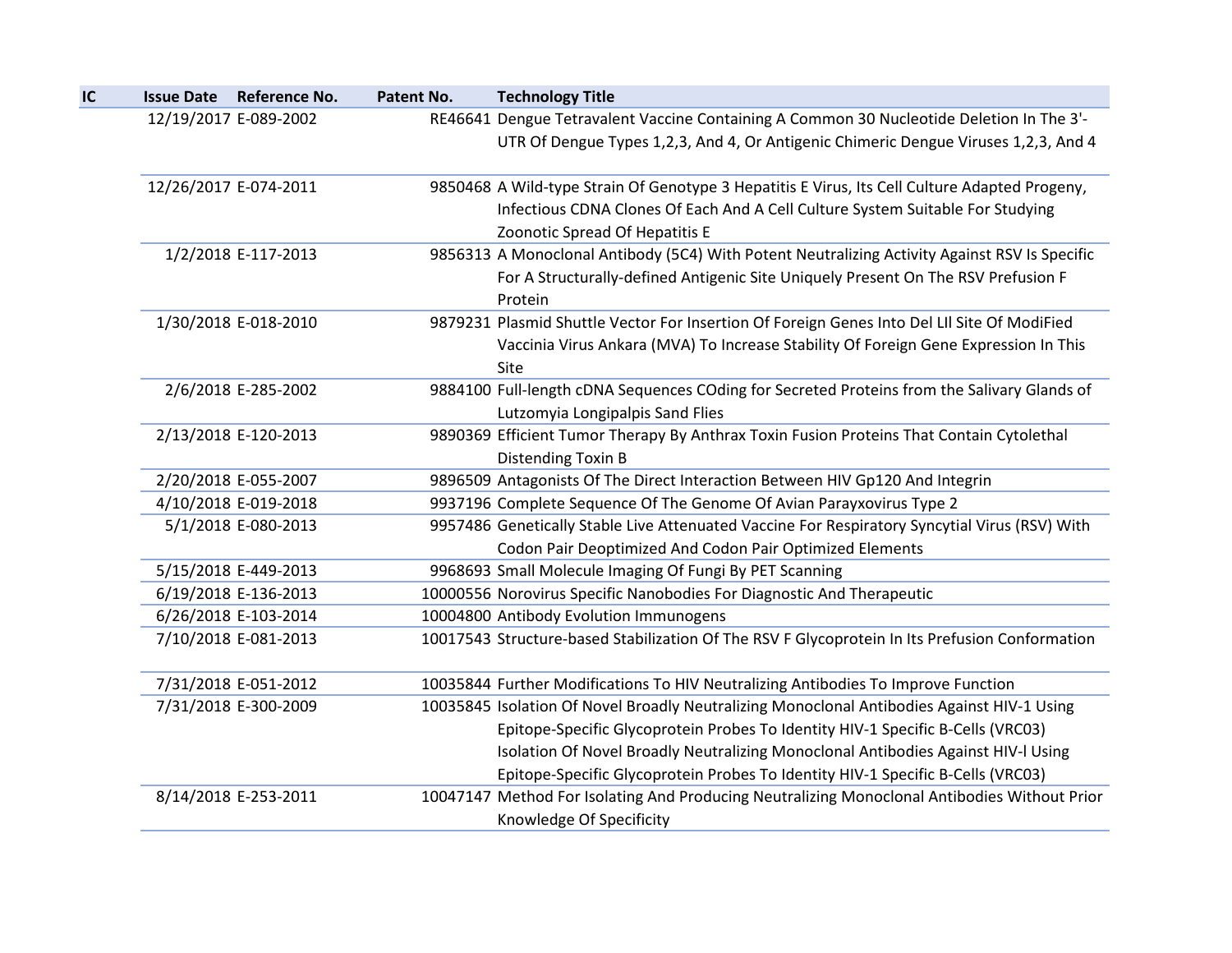| IC | Issue Date | Reference No. | Patent No. | Technology Title |
|---|---|---|---|---|
| | 12/19/2017 | E-089-2002 | RE46641 | Dengue Tetravalent Vaccine Containing A Common 30 Nucleotide Deletion In The 3'-UTR Of Dengue Types 1,2,3, And 4, Or Antigenic Chimeric Dengue Viruses 1,2,3, And 4 |
| | 12/26/2017 | E-074-2011 | 9850468 | A Wild-type Strain Of Genotype 3 Hepatitis E Virus, Its Cell Culture Adapted Progeny, Infectious CDNA Clones Of Each And A Cell Culture System Suitable For Studying Zoonotic Spread Of Hepatitis E |
| | 1/2/2018 | E-117-2013 | 9856313 | A Monoclonal Antibody (5C4) With Potent Neutralizing Activity Against RSV Is Specific For A Structurally-defined Antigenic Site Uniquely Present On The RSV Prefusion F Protein |
| | 1/30/2018 | E-018-2010 | 9879231 | Plasmid Shuttle Vector For Insertion Of Foreign Genes Into Del LII Site Of ModiFied Vaccinia Virus Ankara (MVA) To Increase Stability Of Foreign Gene Expression In This Site |
| | 2/6/2018 | E-285-2002 | 9884100 | Full-length cDNA Sequences COding for Secreted Proteins from the Salivary Glands of Lutzomyia Longipalpis Sand Flies |
| | 2/13/2018 | E-120-2013 | 9890369 | Efficient Tumor Therapy By Anthrax Toxin Fusion Proteins That Contain Cytolethal Distending Toxin B |
| | 2/20/2018 | E-055-2007 | 9896509 | Antagonists Of The Direct Interaction Between HIV Gp120 And Integrin |
| | 4/10/2018 | E-019-2018 | 9937196 | Complete Sequence Of The Genome Of Avian Parayxovirus Type 2 |
| | 5/1/2018 | E-080-2013 | 9957486 | Genetically Stable Live Attenuated Vaccine For Respiratory Syncytial Virus (RSV) With Codon Pair Deoptimized And Codon Pair Optimized Elements |
| | 5/15/2018 | E-449-2013 | 9968693 | Small Molecule Imaging Of Fungi By PET Scanning |
| | 6/19/2018 | E-136-2013 | 10000556 | Norovirus Specific Nanobodies For Diagnostic And Therapeutic |
| | 6/26/2018 | E-103-2014 | 10004800 | Antibody Evolution Immunogens |
| | 7/10/2018 | E-081-2013 | 10017543 | Structure-based Stabilization Of The RSV F Glycoprotein In Its Prefusion Conformation |
| | 7/31/2018 | E-051-2012 | 10035844 | Further Modifications To HIV Neutralizing Antibodies To Improve Function |
| | 7/31/2018 | E-300-2009 | 10035845 | Isolation Of Novel Broadly Neutralizing Monoclonal Antibodies Against HIV-1 Using Epitope-Specific Glycoprotein Probes To Identity HIV-1 Specific B-Cells (VRC03) Isolation Of Novel Broadly Neutralizing Monoclonal Antibodies Against HIV-l Using Epitope-Specific Glycoprotein Probes To Identity HIV-1 Specific B-Cells (VRC03) |
| | 8/14/2018 | E-253-2011 | 10047147 | Method For Isolating And Producing Neutralizing Monoclonal Antibodies Without Prior Knowledge Of Specificity |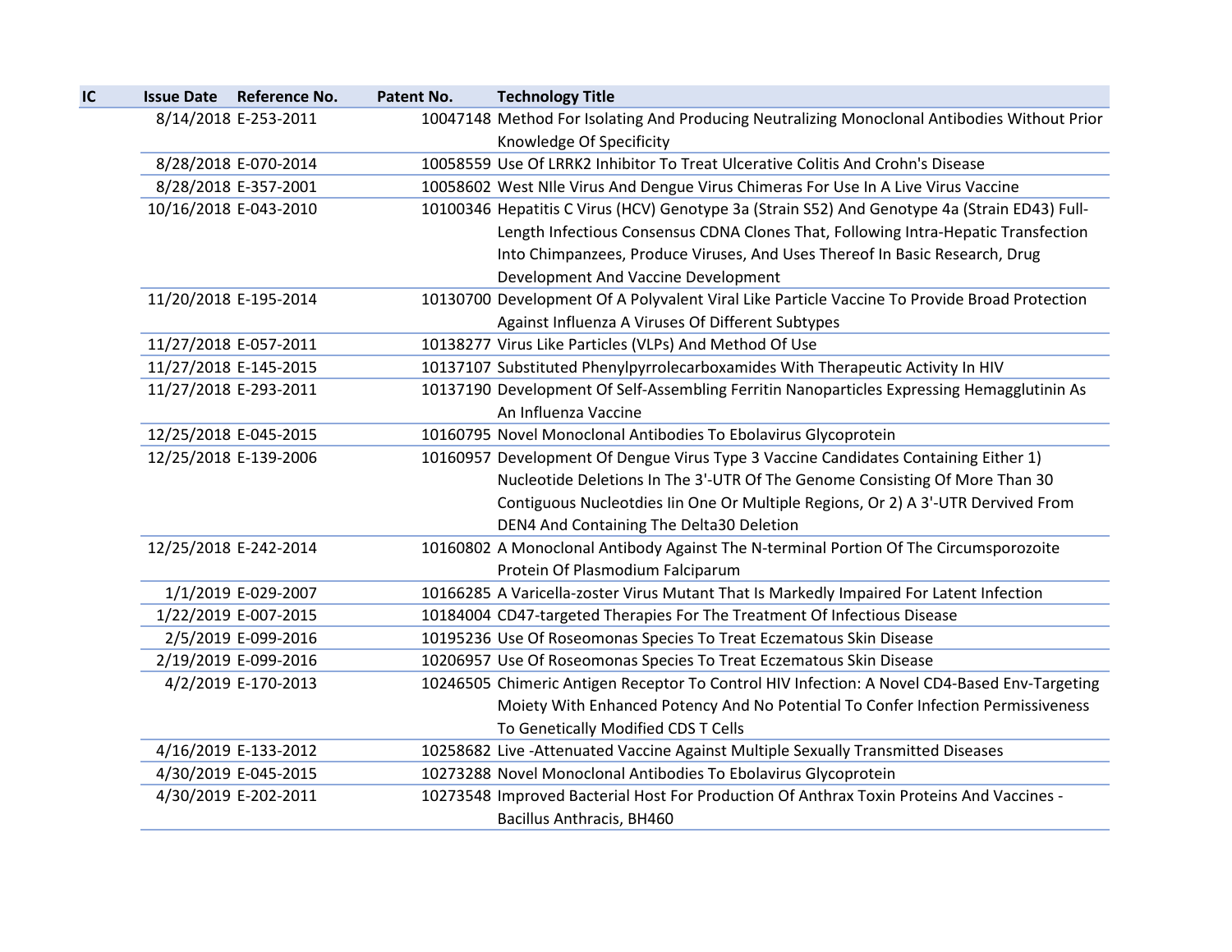| IC | Issue Date | Reference No. | Patent No. | Technology Title |
|---|---|---|---|---|
| | 8/14/2018 | E-253-2011 | 10047148 | Method For Isolating And Producing Neutralizing Monoclonal Antibodies Without Prior Knowledge Of Specificity |
| | 8/28/2018 | E-070-2014 | 10058559 | Use Of LRRK2 Inhibitor To Treat Ulcerative Colitis And Crohn's Disease |
| | 8/28/2018 | E-357-2001 | 10058602 | West NIle Virus And Dengue Virus Chimeras For Use In A Live Virus Vaccine |
| | 10/16/2018 | E-043-2010 | 10100346 | Hepatitis C Virus (HCV) Genotype 3a (Strain S52) And Genotype 4a (Strain ED43) Full-Length Infectious Consensus CDNA Clones That, Following Intra-Hepatic Transfection Into Chimpanzees, Produce Viruses, And Uses Thereof In Basic Research, Drug Development And Vaccine Development |
| | 11/20/2018 | E-195-2014 | 10130700 | Development Of A Polyvalent Viral Like Particle Vaccine To Provide Broad Protection Against Influenza A Viruses Of Different Subtypes |
| | 11/27/2018 | E-057-2011 | 10138277 | Virus Like Particles (VLPs) And Method Of Use |
| | 11/27/2018 | E-145-2015 | 10137107 | Substituted Phenylpyrrolecarboxamides With Therapeutic Activity In HIV |
| | 11/27/2018 | E-293-2011 | 10137190 | Development Of Self-Assembling Ferritin Nanoparticles Expressing Hemagglutinin As An Influenza Vaccine |
| | 12/25/2018 | E-045-2015 | 10160795 | Novel Monoclonal Antibodies To Ebolavirus Glycoprotein |
| | 12/25/2018 | E-139-2006 | 10160957 | Development Of Dengue Virus Type 3 Vaccine Candidates Containing Either 1) Nucleotide Deletions In The 3'-UTR Of The Genome Consisting Of More Than 30 Contiguous Nucleotdies Iin One Or Multiple Regions, Or 2) A 3'-UTR Dervived From DEN4 And Containing The Delta30 Deletion |
| | 12/25/2018 | E-242-2014 | 10160802 | A Monoclonal Antibody Against The N-terminal Portion Of The Circumsporozoite Protein Of Plasmodium Falciparum |
| | 1/1/2019 | E-029-2007 | 10166285 | A Varicella-zoster Virus Mutant That Is Markedly Impaired For Latent Infection |
| | 1/22/2019 | E-007-2015 | 10184004 | CD47-targeted Therapies For The Treatment Of Infectious Disease |
| | 2/5/2019 | E-099-2016 | 10195236 | Use Of Roseomonas Species To Treat Eczematous Skin Disease |
| | 2/19/2019 | E-099-2016 | 10206957 | Use Of Roseomonas Species To Treat Eczematous Skin Disease |
| | 4/2/2019 | E-170-2013 | 10246505 | Chimeric Antigen Receptor To Control HIV Infection: A Novel CD4-Based Env-Targeting Moiety With Enhanced Potency And No Potential To Confer Infection Permissiveness To Genetically Modified CDS T Cells |
| | 4/16/2019 | E-133-2012 | 10258682 | Live -Attenuated Vaccine Against Multiple Sexually Transmitted Diseases |
| | 4/30/2019 | E-045-2015 | 10273288 | Novel Monoclonal Antibodies To Ebolavirus Glycoprotein |
| | 4/30/2019 | E-202-2011 | 10273548 | Improved Bacterial Host For Production Of Anthrax Toxin Proteins And Vaccines - Bacillus Anthracis, BH460 |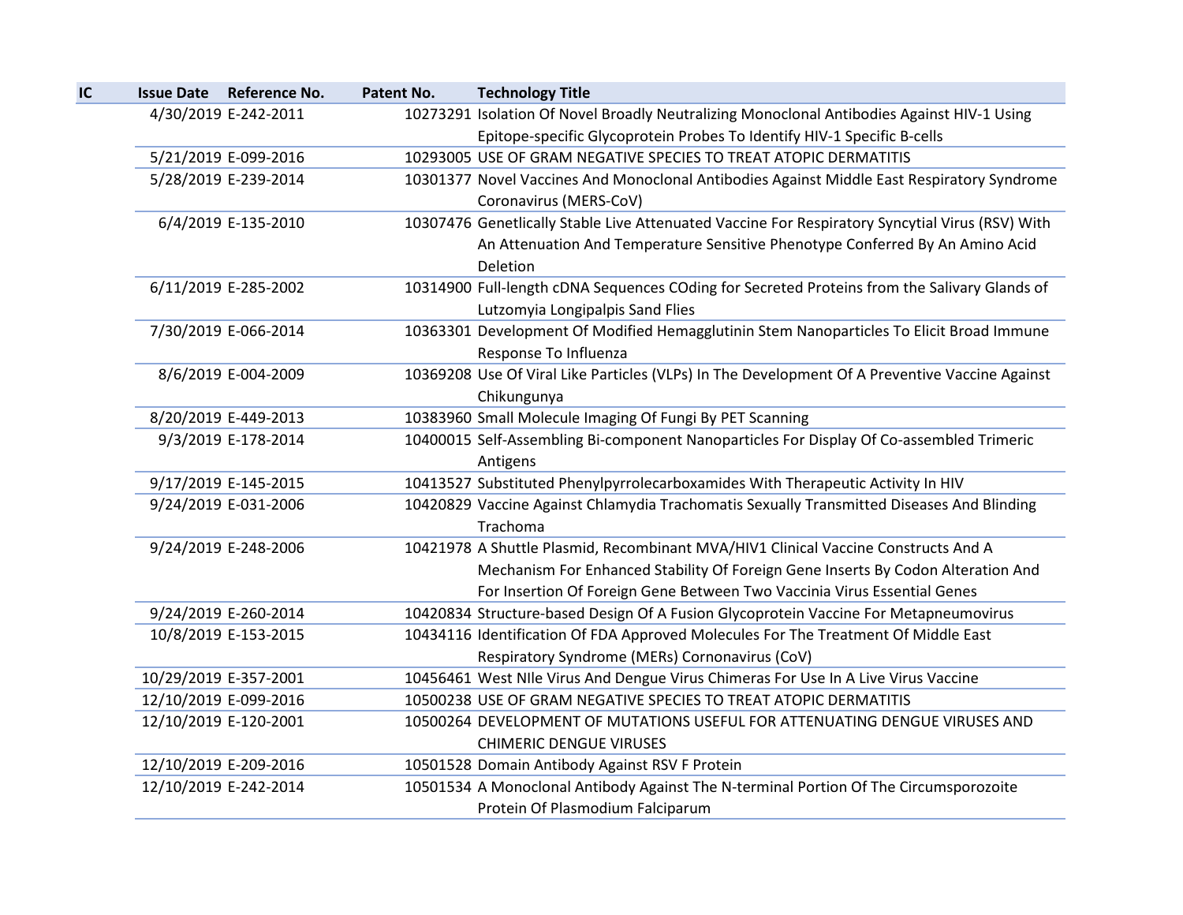| IC | Issue Date | Reference No. | Patent No. | Technology Title |
|---|---|---|---|---|
| | 4/30/2019 | E-242-2011 | 10273291 | Isolation Of Novel Broadly Neutralizing Monoclonal Antibodies Against HIV-1 Using Epitope-specific Glycoprotein Probes To Identify HIV-1 Specific B-cells |
| | 5/21/2019 | E-099-2016 | 10293005 | USE OF GRAM NEGATIVE SPECIES TO TREAT ATOPIC DERMATITIS |
| | 5/28/2019 | E-239-2014 | 10301377 | Novel Vaccines And Monoclonal Antibodies Against Middle East Respiratory Syndrome Coronavirus (MERS-CoV) |
| | 6/4/2019 | E-135-2010 | 10307476 | Genetlically Stable Live Attenuated Vaccine For Respiratory Syncytial Virus (RSV) With An Attenuation And Temperature Sensitive Phenotype Conferred By An Amino Acid Deletion |
| | 6/11/2019 | E-285-2002 | 10314900 | Full-length cDNA Sequences COding for Secreted Proteins from the Salivary Glands of Lutzomyia Longipalpis Sand Flies |
| | 7/30/2019 | E-066-2014 | 10363301 | Development Of Modified Hemagglutinin Stem Nanoparticles To Elicit Broad Immune Response To Influenza |
| | 8/6/2019 | E-004-2009 | 10369208 | Use Of Viral Like Particles (VLPs) In The Development Of A Preventive Vaccine Against Chikungunya |
| | 8/20/2019 | E-449-2013 | 10383960 | Small Molecule Imaging Of Fungi By PET Scanning |
| | 9/3/2019 | E-178-2014 | 10400015 | Self-Assembling Bi-component Nanoparticles For Display Of Co-assembled Trimeric Antigens |
| | 9/17/2019 | E-145-2015 | 10413527 | Substituted Phenylpyrrolecarboxamides With Therapeutic Activity In HIV |
| | 9/24/2019 | E-031-2006 | 10420829 | Vaccine Against Chlamydia Trachomatis Sexually Transmitted Diseases And Blinding Trachoma |
| | 9/24/2019 | E-248-2006 | 10421978 | A Shuttle Plasmid, Recombinant MVA/HIV1 Clinical Vaccine Constructs And A Mechanism For Enhanced Stability Of Foreign Gene Inserts By Codon Alteration And For Insertion Of Foreign Gene Between Two Vaccinia Virus Essential Genes |
| | 9/24/2019 | E-260-2014 | 10420834 | Structure-based Design Of A Fusion Glycoprotein Vaccine For Metapneumovirus |
| | 10/8/2019 | E-153-2015 | 10434116 | Identification Of FDA Approved Molecules For The Treatment Of Middle East Respiratory Syndrome (MERs) Cornonavirus (CoV) |
| | 10/29/2019 | E-357-2001 | 10456461 | West NIle Virus And Dengue Virus Chimeras For Use In A Live Virus Vaccine |
| | 12/10/2019 | E-099-2016 | 10500238 | USE OF GRAM NEGATIVE SPECIES TO TREAT ATOPIC DERMATITIS |
| | 12/10/2019 | E-120-2001 | 10500264 | DEVELOPMENT OF MUTATIONS USEFUL FOR ATTENUATING DENGUE VIRUSES AND CHIMERIC DENGUE VIRUSES |
| | 12/10/2019 | E-209-2016 | 10501528 | Domain Antibody Against RSV F Protein |
| | 12/10/2019 | E-242-2014 | 10501534 | A Monoclonal Antibody Against The N-terminal Portion Of The Circumsporozoite Protein Of Plasmodium Falciparum |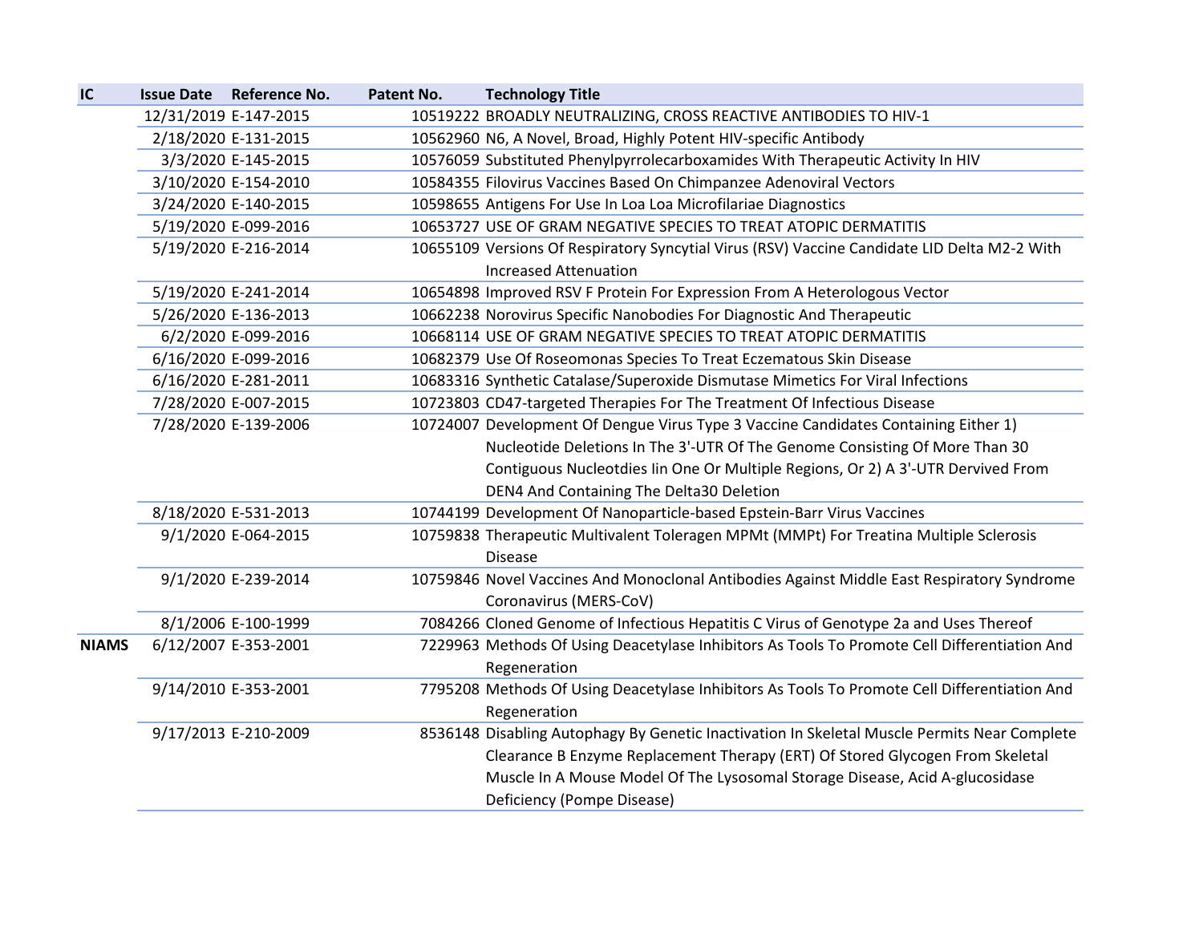| IC | Issue Date | Reference No. | Patent No. | Technology Title |
|---|---|---|---|---|
| | 12/31/2019 | E-147-2015 | 10519222 | BROADLY NEUTRALIZING, CROSS REACTIVE ANTIBODIES TO HIV-1 |
| | 2/18/2020 | E-131-2015 | 10562960 | N6, A Novel, Broad, Highly Potent HIV-specific Antibody |
| | 3/3/2020 | E-145-2015 | 10576059 | Substituted Phenylpyrrolecarboxamides With Therapeutic Activity In HIV |
| | 3/10/2020 | E-154-2010 | 10584355 | Filovirus Vaccines Based On Chimpanzee Adenoviral Vectors |
| | 3/24/2020 | E-140-2015 | 10598655 | Antigens For Use In Loa Loa Microfilariae Diagnostics |
| | 5/19/2020 | E-099-2016 | 10653727 | USE OF GRAM NEGATIVE SPECIES TO TREAT ATOPIC DERMATITIS |
| | 5/19/2020 | E-216-2014 | 10655109 | Versions Of Respiratory Syncytial Virus (RSV) Vaccine Candidate LID Delta M2-2 With Increased Attenuation |
| | 5/19/2020 | E-241-2014 | 10654898 | Improved RSV F Protein For Expression From A Heterologous Vector |
| | 5/26/2020 | E-136-2013 | 10662238 | Norovirus Specific Nanobodies For Diagnostic And Therapeutic |
| | 6/2/2020 | E-099-2016 | 10668114 | USE OF GRAM NEGATIVE SPECIES TO TREAT ATOPIC DERMATITIS |
| | 6/16/2020 | E-099-2016 | 10682379 | Use Of Roseomonas Species To Treat Eczematous Skin Disease |
| | 6/16/2020 | E-281-2011 | 10683316 | Synthetic Catalase/Superoxide Dismutase Mimetics For Viral Infections |
| | 7/28/2020 | E-007-2015 | 10723803 | CD47-targeted Therapies For The Treatment Of Infectious Disease |
| | 7/28/2020 | E-139-2006 | 10724007 | Development Of Dengue Virus Type 3 Vaccine Candidates Containing Either 1) Nucleotide Deletions In The 3'-UTR Of The Genome Consisting Of More Than 30 Contiguous Nucleotdies Iin One Or Multiple Regions, Or 2) A 3'-UTR Dervived From DEN4 And Containing The Delta30 Deletion |
| | 8/18/2020 | E-531-2013 | 10744199 | Development Of Nanoparticle-based Epstein-Barr Virus Vaccines |
| | 9/1/2020 | E-064-2015 | 10759838 | Therapeutic Multivalent Toleragen MPMt (MMPt) For Treatina Multiple Sclerosis Disease |
| | 9/1/2020 | E-239-2014 | 10759846 | Novel Vaccines And Monoclonal Antibodies Against Middle East Respiratory Syndrome Coronavirus (MERS-CoV) |
| | 8/1/2006 | E-100-1999 | 7084266 | Cloned Genome of Infectious Hepatitis C Virus of Genotype 2a and Uses Thereof |
| **NIAMS** | 6/12/2007 | E-353-2001 | 7229963 | Methods Of Using Deacetylase Inhibitors As Tools To Promote Cell Differentiation And Regeneration |
| | 9/14/2010 | E-353-2001 | 7795208 | Methods Of Using Deacetylase Inhibitors As Tools To Promote Cell Differentiation And Regeneration |
| | 9/17/2013 | E-210-2009 | 8536148 | Disabling Autophagy By Genetic Inactivation In Skeletal Muscle Permits Near Complete Clearance B Enzyme Replacement Therapy (ERT) Of Stored Glycogen From Skeletal Muscle In A Mouse Model Of The Lysosomal Storage Disease, Acid A-glucosidase Deficiency (Pompe Disease) |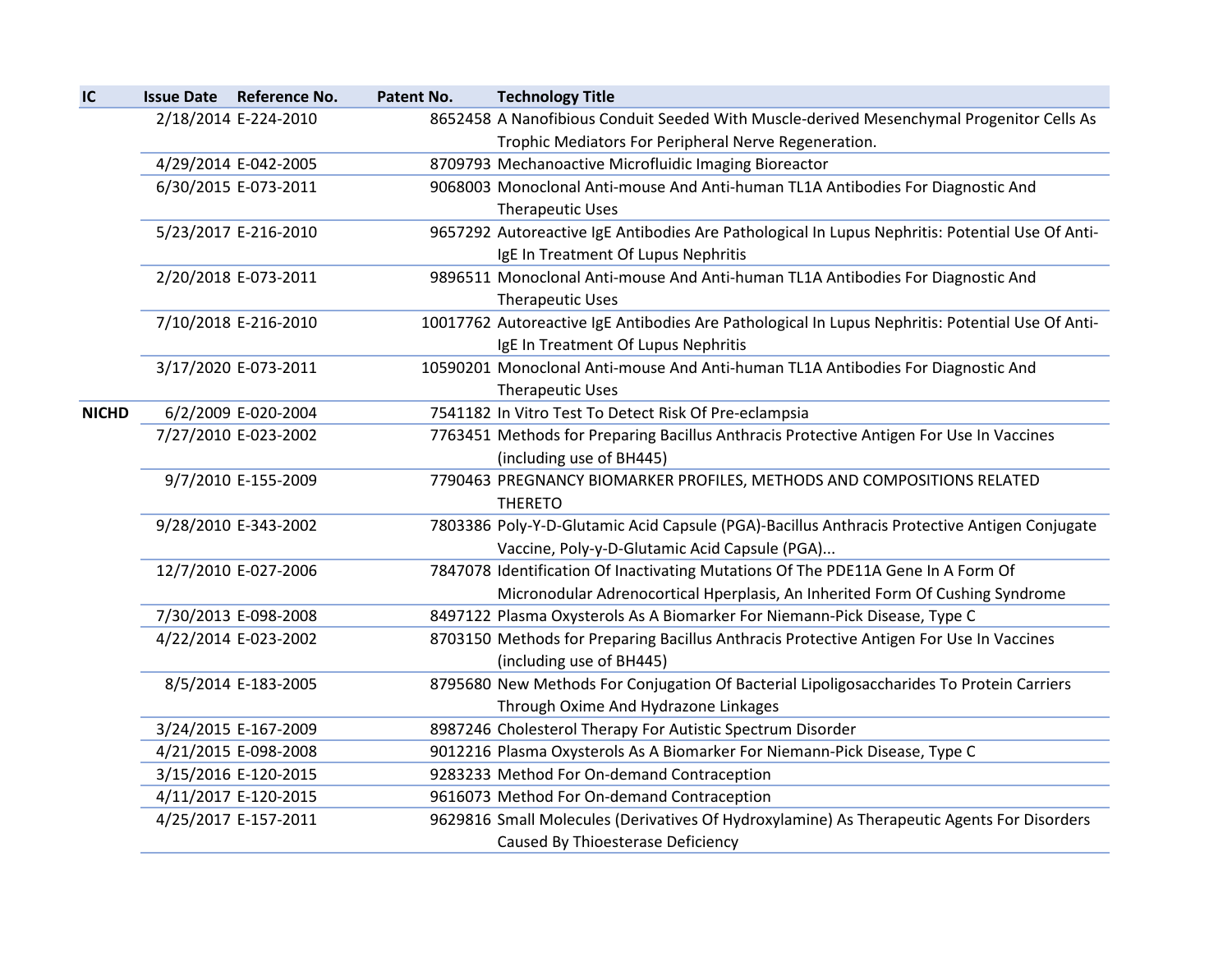| IC | Issue Date | Reference No. | Patent No. | Technology Title |
|---|---|---|---|---|
| | 2/18/2014 | E-224-2010 | 8652458 | A Nanofibious Conduit Seeded With Muscle-derived Mesenchymal Progenitor Cells As Trophic Mediators For Peripheral Nerve Regeneration. |
| | 4/29/2014 | E-042-2005 | 8709793 | Mechanoactive Microfluidic Imaging Bioreactor |
| | 6/30/2015 | E-073-2011 | 9068003 | Monoclonal Anti-mouse And Anti-human TL1A Antibodies For Diagnostic And Therapeutic Uses |
| | 5/23/2017 | E-216-2010 | 9657292 | Autoreactive IgE Antibodies Are Pathological In Lupus Nephritis: Potential Use Of Anti-IgE In Treatment Of Lupus Nephritis |
| | 2/20/2018 | E-073-2011 | 9896511 | Monoclonal Anti-mouse And Anti-human TL1A Antibodies For Diagnostic And Therapeutic Uses |
| | 7/10/2018 | E-216-2010 | 10017762 | Autoreactive IgE Antibodies Are Pathological In Lupus Nephritis: Potential Use Of Anti-IgE In Treatment Of Lupus Nephritis |
| | 3/17/2020 | E-073-2011 | 10590201 | Monoclonal Anti-mouse And Anti-human TL1A Antibodies For Diagnostic And Therapeutic Uses |
| **NICHD** | 6/2/2009 | E-020-2004 | 7541182 | In Vitro Test To Detect Risk Of Pre-eclampsia |
| | 7/27/2010 | E-023-2002 | 7763451 | Methods for Preparing Bacillus Anthracis Protective Antigen For Use In Vaccines (including use of BH445) |
| | 9/7/2010 | E-155-2009 | 7790463 | PREGNANCY BIOMARKER PROFILES, METHODS AND COMPOSITIONS RELATED THERETO |
| | 9/28/2010 | E-343-2002 | 7803386 | Poly-Y-D-Glutamic Acid Capsule (PGA)-Bacillus Anthracis Protective Antigen Conjugate Vaccine, Poly-y-D-Glutamic Acid Capsule (PGA)... |
| | 12/7/2010 | E-027-2006 | 7847078 | Identification Of Inactivating Mutations Of The PDE11A Gene In A Form Of Micronodular Adrenocortical Hperplasis, An Inherited Form Of Cushing Syndrome |
| | 7/30/2013 | E-098-2008 | 8497122 | Plasma Oxysterols As A Biomarker For Niemann-Pick Disease, Type C |
| | 4/22/2014 | E-023-2002 | 8703150 | Methods for Preparing Bacillus Anthracis Protective Antigen For Use In Vaccines (including use of BH445) |
| | 8/5/2014 | E-183-2005 | 8795680 | New Methods For Conjugation Of Bacterial Lipoligosaccharides To Protein Carriers Through Oxime And Hydrazone Linkages |
| | 3/24/2015 | E-167-2009 | 8987246 | Cholesterol Therapy For Autistic Spectrum Disorder |
| | 4/21/2015 | E-098-2008 | 9012216 | Plasma Oxysterols As A Biomarker For Niemann-Pick Disease, Type C |
| | 3/15/2016 | E-120-2015 | 9283233 | Method For On-demand Contraception |
| | 4/11/2017 | E-120-2015 | 9616073 | Method For On-demand Contraception |
| | 4/25/2017 | E-157-2011 | 9629816 | Small Molecules (Derivatives Of Hydroxylamine) As Therapeutic Agents For Disorders Caused By Thioesterase Deficiency |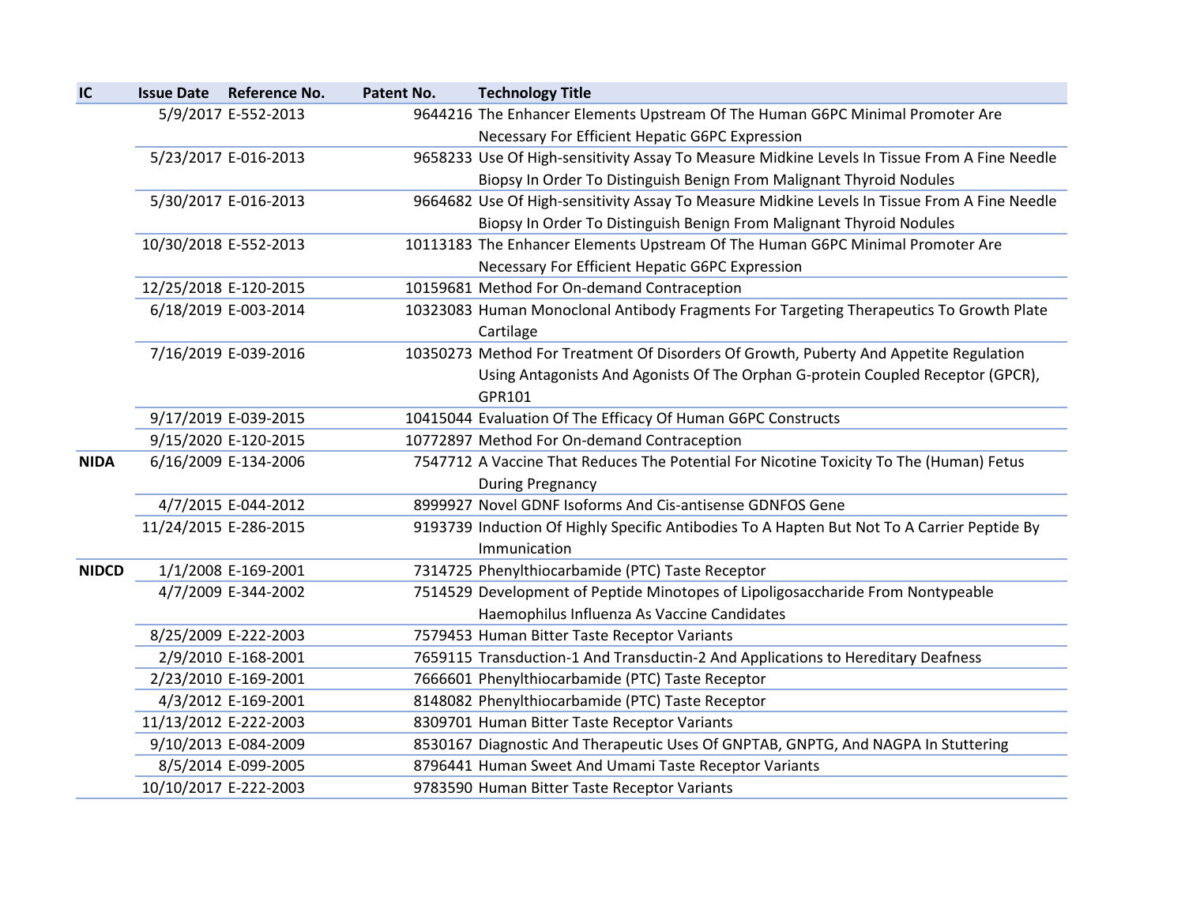| IC | Issue Date | Reference No. | Patent No. | Technology Title |
|---|---|---|---|---|
| | 5/9/2017 | E-552-2013 | 9644216 | The Enhancer Elements Upstream Of The Human G6PC Minimal Promoter Are Necessary For Efficient Hepatic G6PC Expression |
| | 5/23/2017 | E-016-2013 | 9658233 | Use Of High-sensitivity Assay To Measure Midkine Levels In Tissue From A Fine Needle Biopsy In Order To Distinguish Benign From Malignant Thyroid Nodules |
| | 5/30/2017 | E-016-2013 | 9664682 | Use Of High-sensitivity Assay To Measure Midkine Levels In Tissue From A Fine Needle Biopsy In Order To Distinguish Benign From Malignant Thyroid Nodules |
| | 10/30/2018 | E-552-2013 | 10113183 | The Enhancer Elements Upstream Of The Human G6PC Minimal Promoter Are Necessary For Efficient Hepatic G6PC Expression |
| | 12/25/2018 | E-120-2015 | 10159681 | Method For On-demand Contraception |
| | 6/18/2019 | E-003-2014 | 10323083 | Human Monoclonal Antibody Fragments For Targeting Therapeutics To Growth Plate Cartilage |
| | 7/16/2019 | E-039-2016 | 10350273 | Method For Treatment Of Disorders Of Growth, Puberty And Appetite Regulation Using Antagonists And Agonists Of The Orphan G-protein Coupled Receptor (GPCR), GPR101 |
| | 9/17/2019 | E-039-2015 | 10415044 | Evaluation Of The Efficacy Of Human G6PC Constructs |
| | 9/15/2020 | E-120-2015 | 10772897 | Method For On-demand Contraception |
| **NIDA** | 6/16/2009 | E-134-2006 | 7547712 | A Vaccine That Reduces The Potential For Nicotine Toxicity To The (Human) Fetus During Pregnancy |
| | 4/7/2015 | E-044-2012 | 8999927 | Novel GDNF Isoforms And Cis-antisense GDNFOS Gene |
| | 11/24/2015 | E-286-2015 | 9193739 | Induction Of Highly Specific Antibodies To A Hapten But Not To A Carrier Peptide By Immunication |
| **NIDCD** | 1/1/2008 | E-169-2001 | 7314725 | Phenylthiocarbamide (PTC) Taste Receptor |
| | 4/7/2009 | E-344-2002 | 7514529 | Development of Peptide Minotopes of Lipoligosaccharide From Nontypeable Haemophilus Influenza As Vaccine Candidates |
| | 8/25/2009 | E-222-2003 | 7579453 | Human Bitter Taste Receptor Variants |
| | 2/9/2010 | E-168-2001 | 7659115 | Transduction-1 And Transductin-2 And Applications to Hereditary Deafness |
| | 2/23/2010 | E-169-2001 | 7666601 | Phenylthiocarbamide (PTC) Taste Receptor |
| | 4/3/2012 | E-169-2001 | 8148082 | Phenylthiocarbamide (PTC) Taste Receptor |
| | 11/13/2012 | E-222-2003 | 8309701 | Human Bitter Taste Receptor Variants |
| | 9/10/2013 | E-084-2009 | 8530167 | Diagnostic And Therapeutic Uses Of GNPTAB, GNPTG, And NAGPA In Stuttering |
| | 8/5/2014 | E-099-2005 | 8796441 | Human Sweet And Umami Taste Receptor Variants |
| | 10/10/2017 | E-222-2003 | 9783590 | Human Bitter Taste Receptor Variants |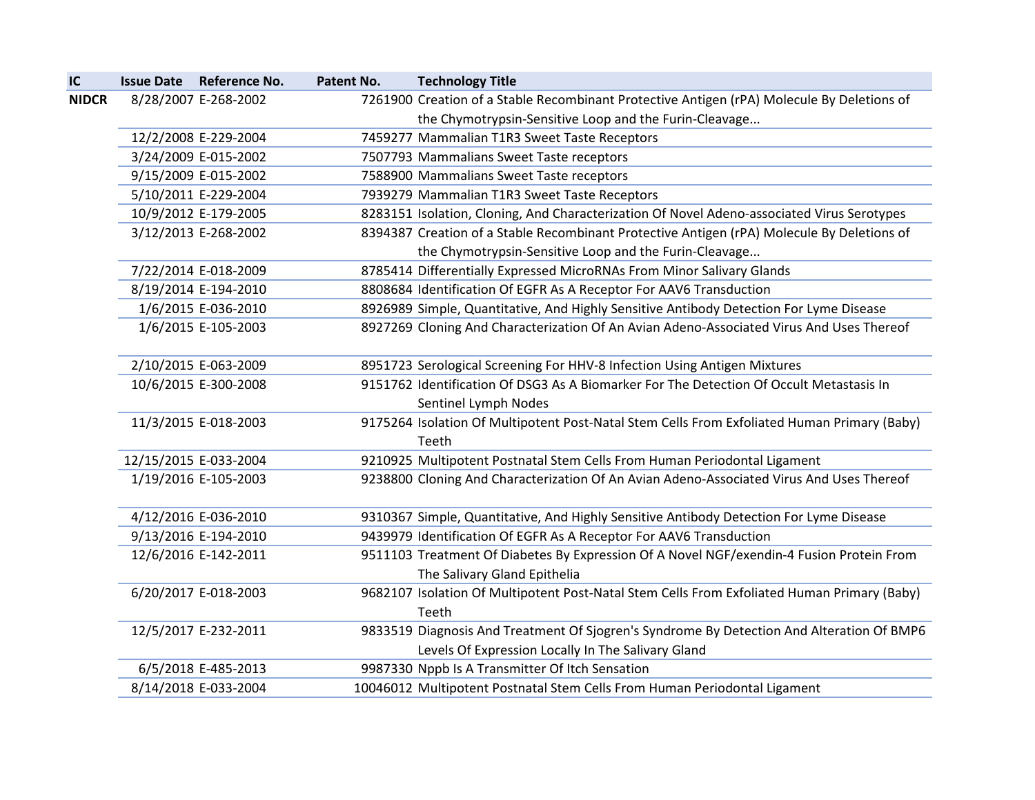| IC | Issue Date | Reference No. | Patent No. | Technology Title |
|---|---|---|---|---|
| NIDCR | 8/28/2007 | E-268-2002 | 7261900 | Creation of a Stable Recombinant Protective Antigen (rPA) Molecule By Deletions of the Chymotrypsin-Sensitive Loop and the Furin-Cleavage... |
| | 12/2/2008 | E-229-2004 | 7459277 | Mammalian T1R3 Sweet Taste Receptors |
| | 3/24/2009 | E-015-2002 | 7507793 | Mammalians Sweet Taste receptors |
| | 9/15/2009 | E-015-2002 | 7588900 | Mammalians Sweet Taste receptors |
| | 5/10/2011 | E-229-2004 | 7939279 | Mammalian T1R3 Sweet Taste Receptors |
| | 10/9/2012 | E-179-2005 | 8283151 | Isolation, Cloning, And Characterization Of Novel Adeno-associated Virus Serotypes |
| | 3/12/2013 | E-268-2002 | 8394387 | Creation of a Stable Recombinant Protective Antigen (rPA) Molecule By Deletions of the Chymotrypsin-Sensitive Loop and the Furin-Cleavage... |
| | 7/22/2014 | E-018-2009 | 8785414 | Differentially Expressed MicroRNAs From Minor Salivary Glands |
| | 8/19/2014 | E-194-2010 | 8808684 | Identification Of EGFR As A Receptor For AAV6 Transduction |
| | 1/6/2015 | E-036-2010 | 8926989 | Simple, Quantitative, And Highly Sensitive Antibody Detection For Lyme Disease |
| | 1/6/2015 | E-105-2003 | 8927269 | Cloning And Characterization Of An Avian Adeno-Associated Virus And Uses Thereof |
| | 2/10/2015 | E-063-2009 | 8951723 | Serological Screening For HHV-8 Infection Using Antigen Mixtures |
| | 10/6/2015 | E-300-2008 | 9151762 | Identification Of DSG3 As A Biomarker For The Detection Of Occult Metastasis In Sentinel Lymph Nodes |
| | 11/3/2015 | E-018-2003 | 9175264 | Isolation Of Multipotent Post-Natal Stem Cells From Exfoliated Human Primary (Baby) Teeth |
| | 12/15/2015 | E-033-2004 | 9210925 | Multipotent Postnatal Stem Cells From Human Periodontal Ligament |
| | 1/19/2016 | E-105-2003 | 9238800 | Cloning And Characterization Of An Avian Adeno-Associated Virus And Uses Thereof |
| | 4/12/2016 | E-036-2010 | 9310367 | Simple, Quantitative, And Highly Sensitive Antibody Detection For Lyme Disease |
| | 9/13/2016 | E-194-2010 | 9439979 | Identification Of EGFR As A Receptor For AAV6 Transduction |
| | 12/6/2016 | E-142-2011 | 9511103 | Treatment Of Diabetes By Expression Of A Novel NGF/exendin-4 Fusion Protein From The Salivary Gland Epithelia |
| | 6/20/2017 | E-018-2003 | 9682107 | Isolation Of Multipotent Post-Natal Stem Cells From Exfoliated Human Primary (Baby) Teeth |
| | 12/5/2017 | E-232-2011 | 9833519 | Diagnosis And Treatment Of Sjogren's Syndrome By Detection And Alteration Of BMP6 Levels Of Expression Locally In The Salivary Gland |
| | 6/5/2018 | E-485-2013 | 9987330 | Nppb Is A Transmitter Of Itch Sensation |
| | 8/14/2018 | E-033-2004 | 10046012 | Multipotent Postnatal Stem Cells From Human Periodontal Ligament |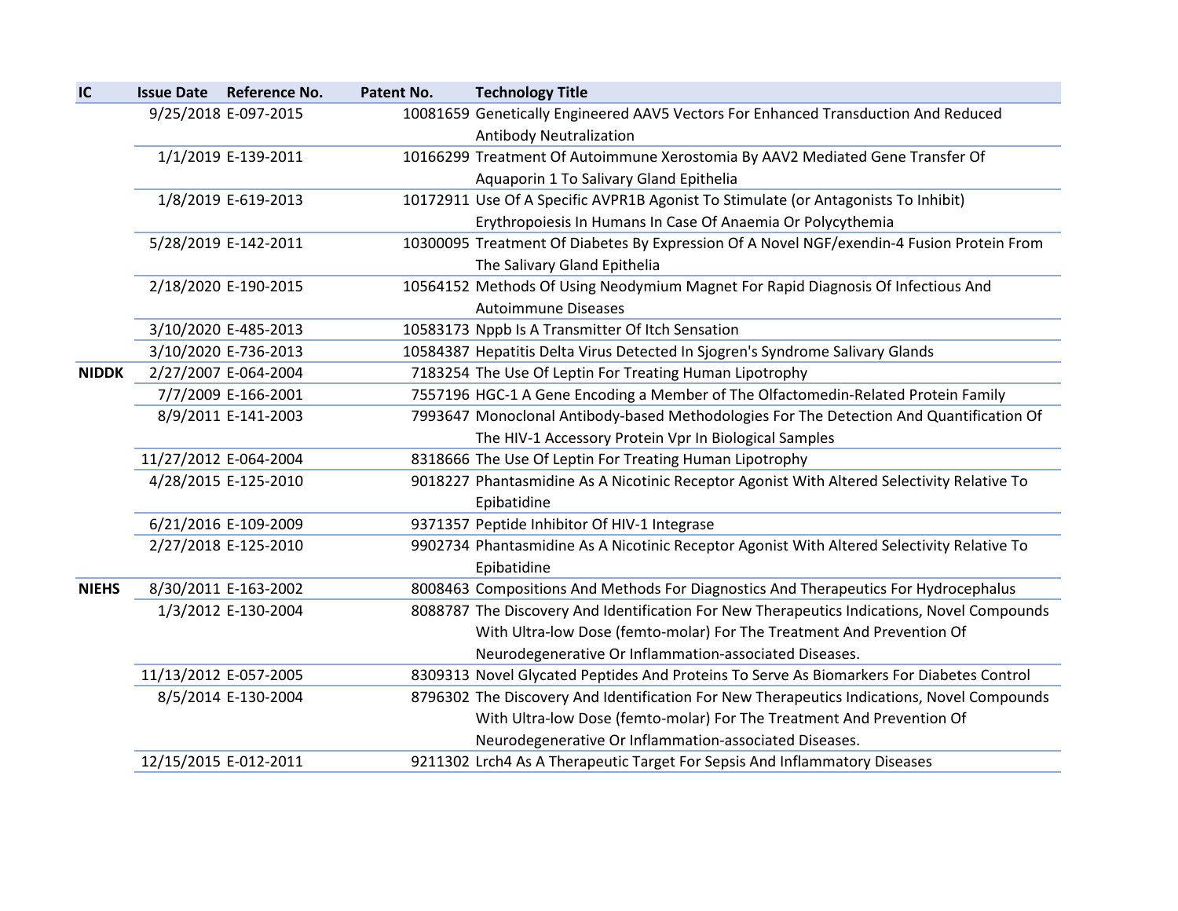| IC | Issue Date | Reference No. | Patent No. | Technology Title |
|---|---|---|---|---|
| | 9/25/2018 | E-097-2015 | 10081659 | Genetically Engineered AAV5 Vectors For Enhanced Transduction And Reduced Antibody Neutralization |
| | 1/1/2019 | E-139-2011 | 10166299 | Treatment Of Autoimmune Xerostomia By AAV2 Mediated Gene Transfer Of Aquaporin 1 To Salivary Gland Epithelia |
| | 1/8/2019 | E-619-2013 | 10172911 | Use Of A Specific AVPR1B Agonist To Stimulate (or Antagonists To Inhibit) Erythropoiesis In Humans In Case Of Anaemia Or Polycythemia |
| | 5/28/2019 | E-142-2011 | 10300095 | Treatment Of Diabetes By Expression Of A Novel NGF/exendin-4 Fusion Protein From The Salivary Gland Epithelia |
| | 2/18/2020 | E-190-2015 | 10564152 | Methods Of Using Neodymium Magnet For Rapid Diagnosis Of Infectious And Autoimmune Diseases |
| | 3/10/2020 | E-485-2013 | 10583173 | Nppb Is A Transmitter Of Itch Sensation |
| | 3/10/2020 | E-736-2013 | 10584387 | Hepatitis Delta Virus Detected In Sjogren's Syndrome Salivary Glands |
| **NIDDK** | 2/27/2007 | E-064-2004 | 7183254 | The Use Of Leptin For Treating Human Lipotrophy |
| | 7/7/2009 | E-166-2001 | 7557196 | HGC-1 A Gene Encoding a Member of The Olfactomedin-Related Protein Family |
| | 8/9/2011 | E-141-2003 | 7993647 | Monoclonal Antibody-based Methodologies For The Detection And Quantification Of The HIV-1 Accessory Protein Vpr In Biological Samples |
| | 11/27/2012 | E-064-2004 | 8318666 | The Use Of Leptin For Treating Human Lipotrophy |
| | 4/28/2015 | E-125-2010 | 9018227 | Phantasmidine As A Nicotinic Receptor Agonist With Altered Selectivity Relative To Epibatidine |
| | 6/21/2016 | E-109-2009 | 9371357 | Peptide Inhibitor Of HIV-1 Integrase |
| | 2/27/2018 | E-125-2010 | 9902734 | Phantasmidine As A Nicotinic Receptor Agonist With Altered Selectivity Relative To Epibatidine |
| **NIEHS** | 8/30/2011 | E-163-2002 | 8008463 | Compositions And Methods For Diagnostics And Therapeutics For Hydrocephalus |
| | 1/3/2012 | E-130-2004 | 8088787 | The Discovery And Identification For New Therapeutics Indications, Novel Compounds With Ultra-low Dose (femto-molar) For The Treatment And Prevention Of Neurodegenerative Or Inflammation-associated Diseases. |
| | 11/13/2012 | E-057-2005 | 8309313 | Novel Glycated Peptides And Proteins To Serve As Biomarkers For Diabetes Control |
| | 8/5/2014 | E-130-2004 | 8796302 | The Discovery And Identification For New Therapeutics Indications, Novel Compounds With Ultra-low Dose (femto-molar) For The Treatment And Prevention Of Neurodegenerative Or Inflammation-associated Diseases. |
| | 12/15/2015 | E-012-2011 | 9211302 | Lrch4 As A Therapeutic Target For Sepsis And Inflammatory Diseases |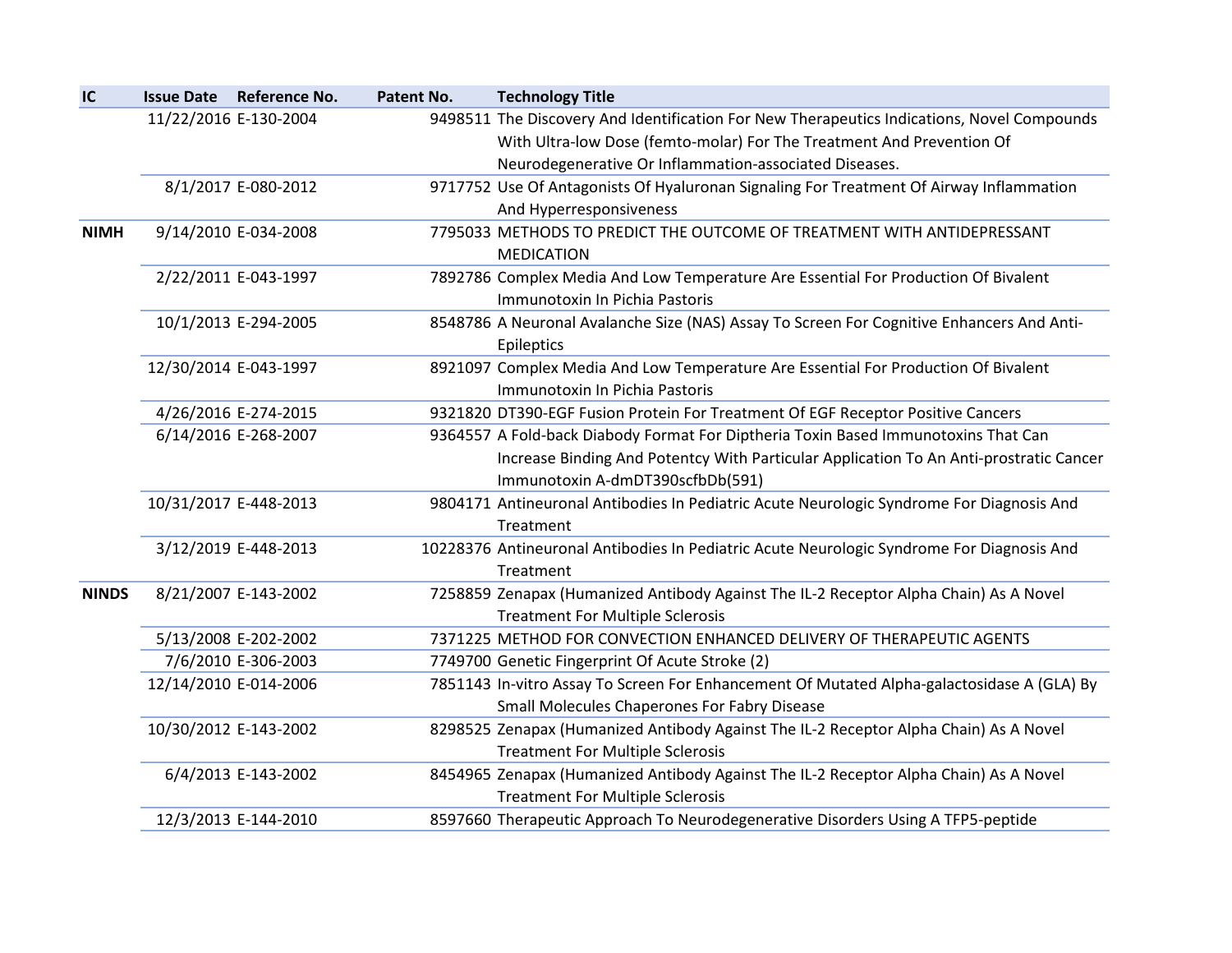| IC | Issue Date | Reference No. | Patent No. | Technology Title |
|---|---|---|---|---|
| | 11/22/2016 | E-130-2004 | 9498511 | The Discovery And Identification For New Therapeutics Indications, Novel Compounds With Ultra-low Dose (femto-molar) For The Treatment And Prevention Of Neurodegenerative Or Inflammation-associated Diseases. |
| | 8/1/2017 | E-080-2012 | 9717752 | Use Of Antagonists Of Hyaluronan Signaling For Treatment Of Airway Inflammation And Hyperresponsiveness |
| **NIMH** | 9/14/2010 | E-034-2008 | 7795033 | METHODS TO PREDICT THE OUTCOME OF TREATMENT WITH ANTIDEPRESSANT MEDICATION |
| | 2/22/2011 | E-043-1997 | 7892786 | Complex Media And Low Temperature Are Essential For Production Of Bivalent Immunotoxin In Pichia Pastoris |
| | 10/1/2013 | E-294-2005 | 8548786 | A Neuronal Avalanche Size (NAS) Assay To Screen For Cognitive Enhancers And Anti-Epileptics |
| | 12/30/2014 | E-043-1997 | 8921097 | Complex Media And Low Temperature Are Essential For Production Of Bivalent Immunotoxin In Pichia Pastoris |
| | 4/26/2016 | E-274-2015 | 9321820 | DT390-EGF Fusion Protein For Treatment Of EGF Receptor Positive Cancers |
| | 6/14/2016 | E-268-2007 | 9364557 | A Fold-back Diabody Format For Diptheria Toxin Based Immunotoxins That Can Increase Binding And Potentcy With Particular Application To An Anti-prostratic Cancer Immunotoxin A-dmDT390scfbDb(591) |
| | 10/31/2017 | E-448-2013 | 9804171 | Antineuronal Antibodies In Pediatric Acute Neurologic Syndrome For Diagnosis And Treatment |
| | 3/12/2019 | E-448-2013 | 10228376 | Antineuronal Antibodies In Pediatric Acute Neurologic Syndrome For Diagnosis And Treatment |
| **NINDS** | 8/21/2007 | E-143-2002 | 7258859 | Zenapax (Humanized Antibody Against The IL-2 Receptor Alpha Chain) As A Novel Treatment For Multiple Sclerosis |
| | 5/13/2008 | E-202-2002 | 7371225 | METHOD FOR CONVECTION ENHANCED DELIVERY OF THERAPEUTIC AGENTS |
| | 7/6/2010 | E-306-2003 | 7749700 | Genetic Fingerprint Of Acute Stroke (2) |
| | 12/14/2010 | E-014-2006 | 7851143 | In-vitro Assay To Screen For Enhancement Of Mutated Alpha-galactosidase A (GLA) By Small Molecules Chaperones For Fabry Disease |
| | 10/30/2012 | E-143-2002 | 8298525 | Zenapax (Humanized Antibody Against The IL-2 Receptor Alpha Chain) As A Novel Treatment For Multiple Sclerosis |
| | 6/4/2013 | E-143-2002 | 8454965 | Zenapax (Humanized Antibody Against The IL-2 Receptor Alpha Chain) As A Novel Treatment For Multiple Sclerosis |
| | 12/3/2013 | E-144-2010 | 8597660 | Therapeutic Approach To Neurodegenerative Disorders Using A TFP5-peptide |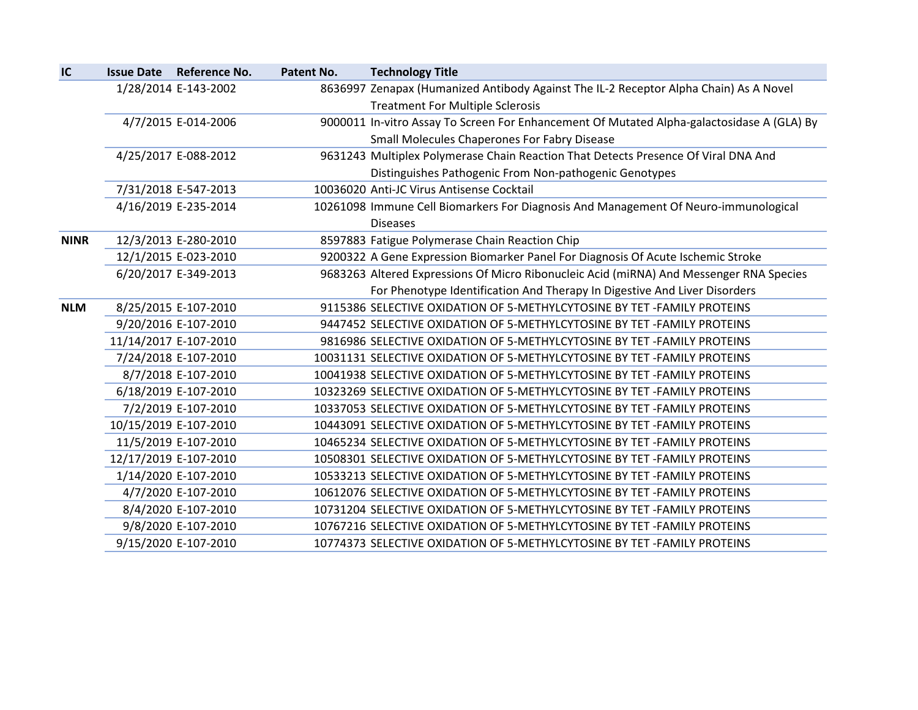| IC | Issue Date | Reference No. | Patent No. | Technology Title |
|---|---|---|---|---|
| | 1/28/2014 | E-143-2002 | 8636997 | Zenapax (Humanized Antibody Against The IL-2 Receptor Alpha Chain) As A Novel Treatment For Multiple Sclerosis |
| | 4/7/2015 | E-014-2006 | 9000011 | In-vitro Assay To Screen For Enhancement Of Mutated Alpha-galactosidase A (GLA) By Small Molecules Chaperones For Fabry Disease |
| | 4/25/2017 | E-088-2012 | 9631243 | Multiplex Polymerase Chain Reaction That Detects Presence Of Viral DNA And Distinguishes Pathogenic From Non-pathogenic Genotypes |
| | 7/31/2018 | E-547-2013 | 10036020 | Anti-JC Virus Antisense Cocktail |
| | 4/16/2019 | E-235-2014 | 10261098 | Immune Cell Biomarkers For Diagnosis And Management Of Neuro-immunological Diseases |
| **NINR** | 12/3/2013 | E-280-2010 | 8597883 | Fatigue Polymerase Chain Reaction Chip |
| | 12/1/2015 | E-023-2010 | 9200322 | A Gene Expression Biomarker Panel For Diagnosis Of Acute Ischemic Stroke |
| | 6/20/2017 | E-349-2013 | 9683263 | Altered Expressions Of Micro Ribonucleic Acid (miRNA) And Messenger RNA Species For Phenotype Identification And Therapy In Digestive And Liver Disorders |
| **NLM** | 8/25/2015 | E-107-2010 | 9115386 | SELECTIVE OXIDATION OF 5-METHYLCYTOSINE BY TET -FAMILY PROTEINS |
| | 9/20/2016 | E-107-2010 | 9447452 | SELECTIVE OXIDATION OF 5-METHYLCYTOSINE BY TET -FAMILY PROTEINS |
| | 11/14/2017 | E-107-2010 | 9816986 | SELECTIVE OXIDATION OF 5-METHYLCYTOSINE BY TET -FAMILY PROTEINS |
| | 7/24/2018 | E-107-2010 | 10031131 | SELECTIVE OXIDATION OF 5-METHYLCYTOSINE BY TET -FAMILY PROTEINS |
| | 8/7/2018 | E-107-2010 | 10041938 | SELECTIVE OXIDATION OF 5-METHYLCYTOSINE BY TET -FAMILY PROTEINS |
| | 6/18/2019 | E-107-2010 | 10323269 | SELECTIVE OXIDATION OF 5-METHYLCYTOSINE BY TET -FAMILY PROTEINS |
| | 7/2/2019 | E-107-2010 | 10337053 | SELECTIVE OXIDATION OF 5-METHYLCYTOSINE BY TET -FAMILY PROTEINS |
| | 10/15/2019 | E-107-2010 | 10443091 | SELECTIVE OXIDATION OF 5-METHYLCYTOSINE BY TET -FAMILY PROTEINS |
| | 11/5/2019 | E-107-2010 | 10465234 | SELECTIVE OXIDATION OF 5-METHYLCYTOSINE BY TET -FAMILY PROTEINS |
| | 12/17/2019 | E-107-2010 | 10508301 | SELECTIVE OXIDATION OF 5-METHYLCYTOSINE BY TET -FAMILY PROTEINS |
| | 1/14/2020 | E-107-2010 | 10533213 | SELECTIVE OXIDATION OF 5-METHYLCYTOSINE BY TET -FAMILY PROTEINS |
| | 4/7/2020 | E-107-2010 | 10612076 | SELECTIVE OXIDATION OF 5-METHYLCYTOSINE BY TET -FAMILY PROTEINS |
| | 8/4/2020 | E-107-2010 | 10731204 | SELECTIVE OXIDATION OF 5-METHYLCYTOSINE BY TET -FAMILY PROTEINS |
| | 9/8/2020 | E-107-2010 | 10767216 | SELECTIVE OXIDATION OF 5-METHYLCYTOSINE BY TET -FAMILY PROTEINS |
| | 9/15/2020 | E-107-2010 | 10774373 | SELECTIVE OXIDATION OF 5-METHYLCYTOSINE BY TET -FAMILY PROTEINS |